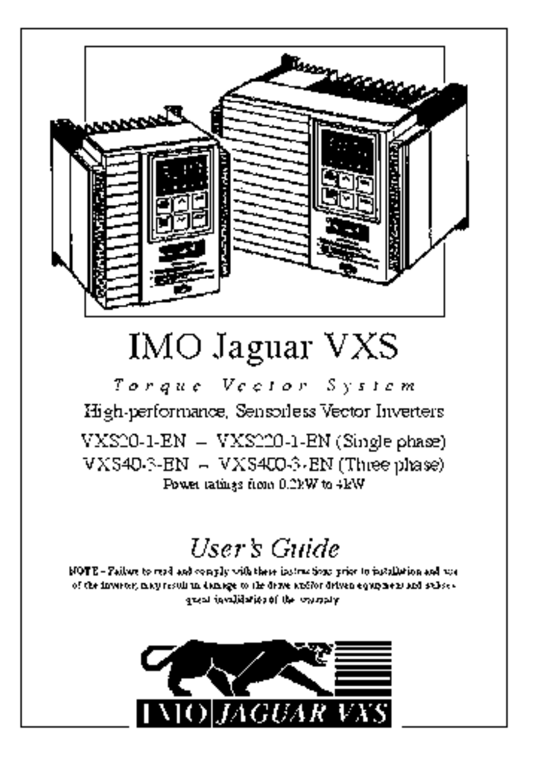# IMO Jaguar VXS

*Torque Vector System*

High-performance, Sensorless Vector Inverters

VXS20-1-EN – VXS220-1-EN (Single phase)

VXS40-3-EN – VXS400-3-EN (Three phase)

Power ratings from 0.2kW to 4kW

## *User's Guide*

**NOTE** – Failure to read and comply with these instructions prior to installation and use of the inverter, may result in damage to the drive and/or driven equipment and subsequent invalidation of the warranty.

IMO JAGUAR VXS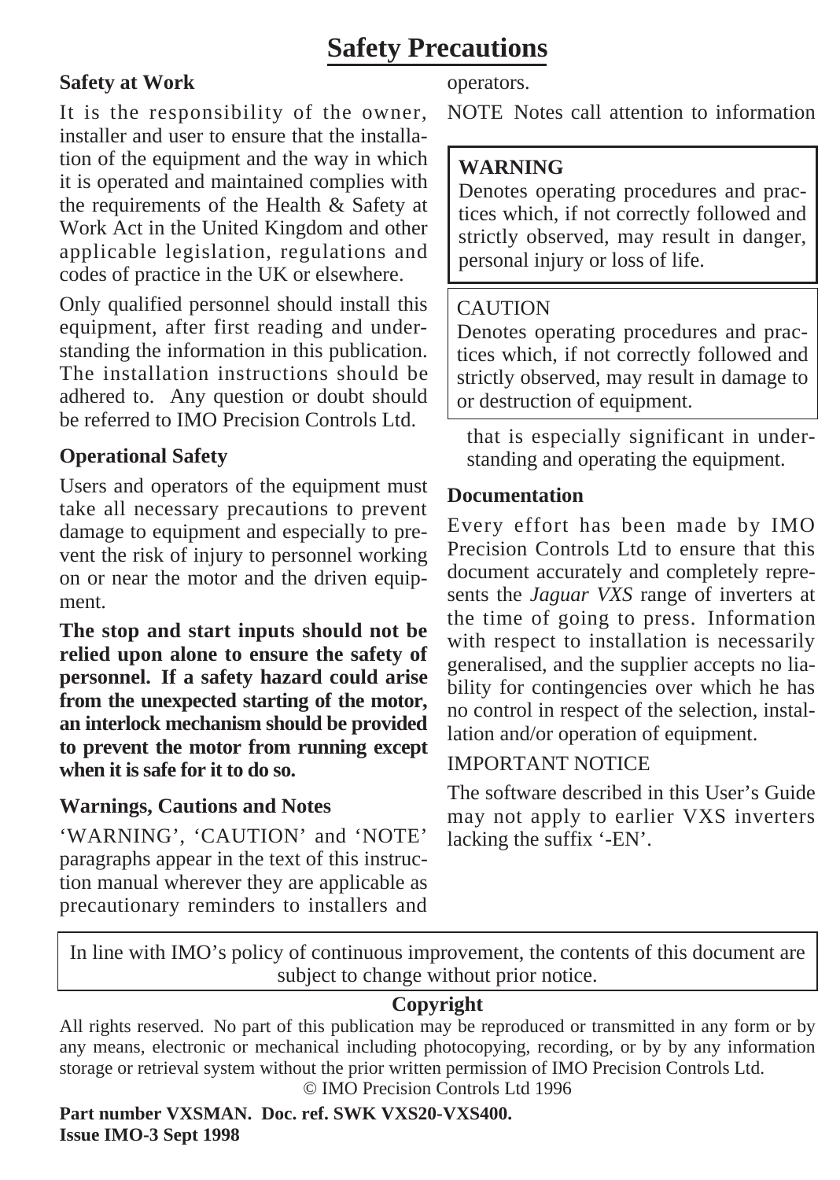# Safety Precautions

## Safety at Work

It is the responsibility of the owner, installer and user to ensure that the installation of the equipment and the way in which it is operated and maintained complies with the requirements of the Health & Safety at Work Act in the United Kingdom and other applicable legislation, regulations and codes of practice in the UK or elsewhere.

Only qualified personnel should install this equipment, after first reading and understanding the information in this publication. The installation instructions should be adhered to. Any question or doubt should be referred to IMO Precision Controls Ltd.

## Operational Safety

Users and operators of the equipment must take all necessary precautions to prevent damage to equipment and especially to prevent the risk of injury to personnel working on or near the motor and the driven equipment.

**The stop and start inputs should not be relied upon alone to ensure the safety of personnel. If a safety hazard could arise from the unexpected starting of the motor, an interlock mechanism should be provided to prevent the motor from running except when it is safe for it to do so.**

## Warnings, Cautions and Notes

'WARNING', 'CAUTION' and 'NOTE' paragraphs appear in the text of this instruction manual wherever they are applicable as precautionary reminders to installers and operators.

NOTE Notes call attention to information that is especially significant in understanding and operating the equipment.

> **WARNING**
> Denotes operating procedures and practices which, if not correctly followed and strictly observed, may result in danger, personal injury or loss of life.

> CAUTION
> Denotes operating procedures and practices which, if not correctly followed and strictly observed, may result in damage to or destruction of equipment.

## Documentation

Every effort has been made by IMO Precision Controls Ltd to ensure that this document accurately and completely represents the *Jaguar VXS* range of inverters at the time of going to press. Information with respect to installation is necessarily generalised, and the supplier accepts no liability for contingencies over which he has no control in respect of the selection, installation and/or operation of equipment.

IMPORTANT NOTICE

The software described in this User's Guide may not apply to earlier VXS inverters lacking the suffix '-EN'.

In line with IMO's policy of continuous improvement, the contents of this document are subject to change without prior notice.

**Copyright**

All rights reserved. No part of this publication may be reproduced or transmitted in any form or by any means, electronic or mechanical including photocopying, recording, or by by any information storage or retrieval system without the prior written permission of IMO Precision Controls Ltd.

© IMO Precision Controls Ltd 1996

**Part number VXSMAN. Doc. ref. SWK VXS20-VXS400.**
**Issue IMO-3 Sept 1998**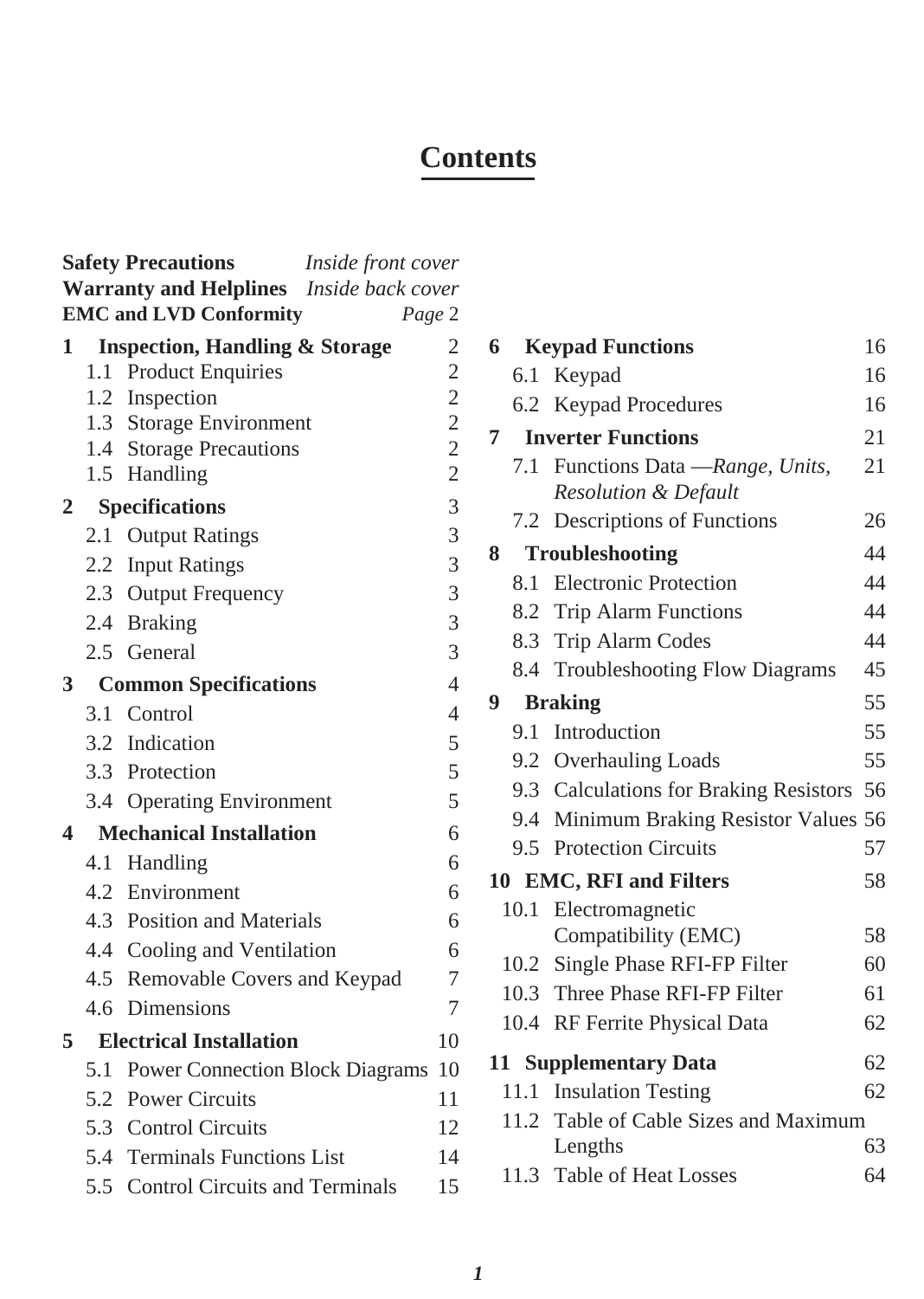# Contents

| | | |
|---|---|---|
| **Safety Precautions** | | *Inside front cover* |
| **Warranty and Helplines** | | *Inside back cover* |
| **EMC and LVD Conformity** | | *Page* 2 |
| **1** | **Inspection, Handling & Storage** | 2 |
| 1.1 | Product Enquiries | 2 |
| 1.2 | Inspection | 2 |
| 1.3 | Storage Environment | 2 |
| 1.4 | Storage Precautions | 2 |
| 1.5 | Handling | 2 |
| **2** | **Specifications** | 3 |
| 2.1 | Output Ratings | 3 |
| 2.2 | Input Ratings | 3 |
| 2.3 | Output Frequency | 3 |
| 2.4 | Braking | 3 |
| 2.5 | General | 3 |
| **3** | **Common Specifications** | 4 |
| 3.1 | Control | 4 |
| 3.2 | Indication | 5 |
| 3.3 | Protection | 5 |
| 3.4 | Operating Environment | 5 |
| **4** | **Mechanical Installation** | 6 |
| 4.1 | Handling | 6 |
| 4.2 | Environment | 6 |
| 4.3 | Position and Materials | 6 |
| 4.4 | Cooling and Ventilation | 6 |
| 4.5 | Removable Covers and Keypad | 7 |
| 4.6 | Dimensions | 7 |
| **5** | **Electrical Installation** | 10 |
| 5.1 | Power Connection Block Diagrams | 10 |
| 5.2 | Power Circuits | 11 |
| 5.3 | Control Circuits | 12 |
| 5.4 | Terminals Functions List | 14 |
| 5.5 | Control Circuits and Terminals | 15 |
| **6** | **Keypad Functions** | 16 |
| 6.1 | Keypad | 16 |
| 6.2 | Keypad Procedures | 16 |
| **7** | **Inverter Functions** | 21 |
| 7.1 | Functions Data —*Range, Units, Resolution & Default* | 21 |
| 7.2 | Descriptions of Functions | 26 |
| **8** | **Troubleshooting** | 44 |
| 8.1 | Electronic Protection | 44 |
| 8.2 | Trip Alarm Functions | 44 |
| 8.3 | Trip Alarm Codes | 44 |
| 8.4 | Troubleshooting Flow Diagrams | 45 |
| **9** | **Braking** | 55 |
| 9.1 | Introduction | 55 |
| 9.2 | Overhauling Loads | 55 |
| 9.3 | Calculations for Braking Resistors | 56 |
| 9.4 | Minimum Braking Resistor Values | 56 |
| 9.5 | Protection Circuits | 57 |
| **10** | **EMC, RFI and Filters** | 58 |
| 10.1 | Electromagnetic Compatibility (EMC) | 58 |
| 10.2 | Single Phase RFI-FP Filter | 60 |
| 10.3 | Three Phase RFI-FP Filter | 61 |
| 10.4 | RF Ferrite Physical Data | 62 |
| **11** | **Supplementary Data** | 62 |
| 11.1 | Insulation Testing | 62 |
| 11.2 | Table of Cable Sizes and Maximum Lengths | 63 |
| 11.3 | Table of Heat Losses | 64 |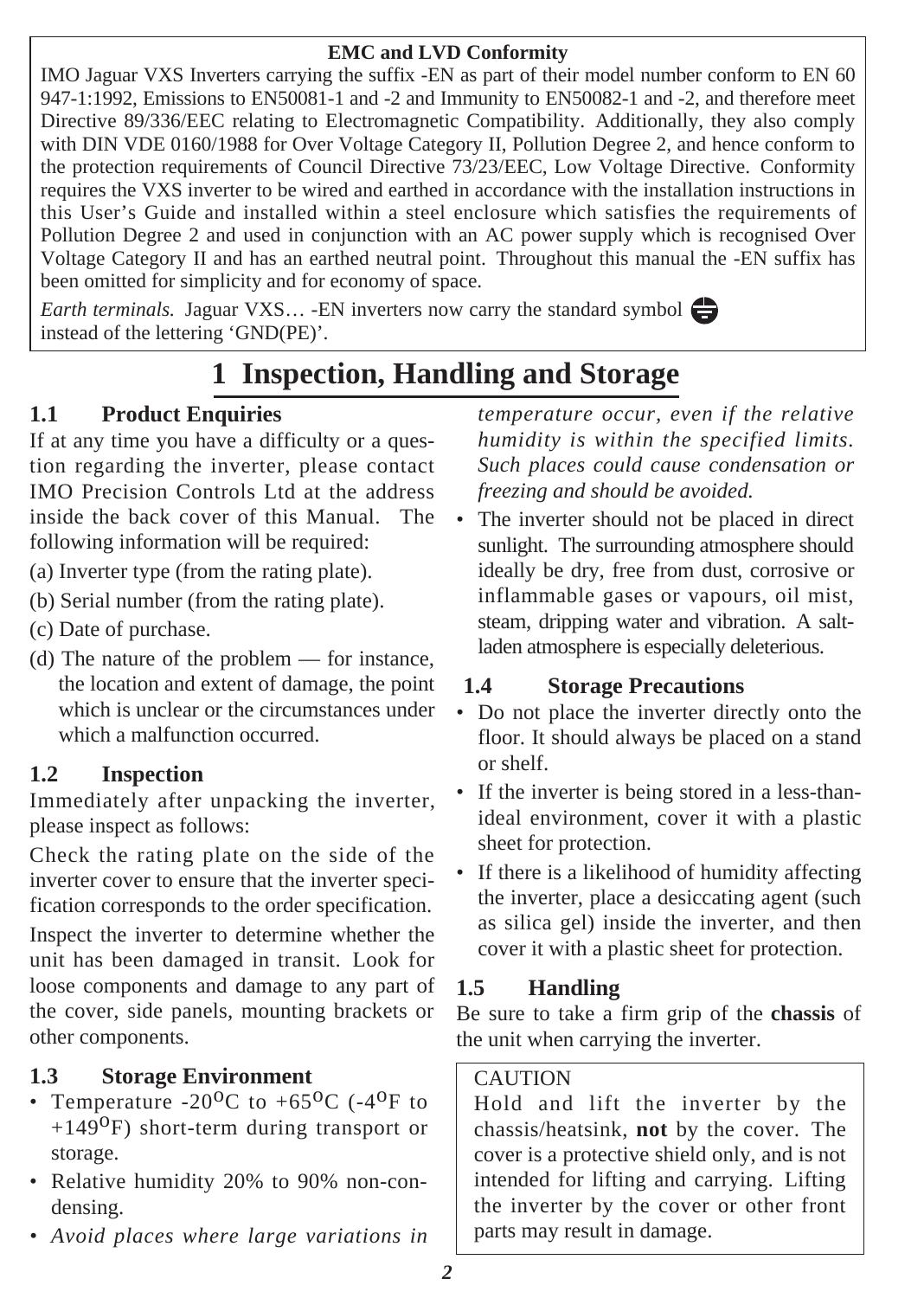**EMC and LVD Conformity**

IMO Jaguar VXS Inverters carrying the suffix -EN as part of their model number conform to EN 60 947-1:1992, Emissions to EN50081-1 and -2 and Immunity to EN50082-1 and -2, and therefore meet Directive 89/336/EEC relating to Electromagnetic Compatibility. Additionally, they also comply with DIN VDE 0160/1988 for Over Voltage Category II, Pollution Degree 2, and hence conform to the protection requirements of Council Directive 73/23/EEC, Low Voltage Directive. Conformity requires the VXS inverter to be wired and earthed in accordance with the installation instructions in this User's Guide and installed within a steel enclosure which satisfies the requirements of Pollution Degree 2 and used in conjunction with an AC power supply which is recognised Over Voltage Category II and has an earthed neutral point. Throughout this manual the -EN suffix has been omitted for simplicity and for economy of space.

*Earth terminals.* Jaguar VXS… -EN inverters now carry the standard symbol ⏚ instead of the lettering 'GND(PE)'.

# 1 Inspection, Handling and Storage

## 1.1 Product Enquiries

If at any time you have a difficulty or a question regarding the inverter, please contact IMO Precision Controls Ltd at the address inside the back cover of this Manual. The following information will be required:

(a) Inverter type (from the rating plate).

(b) Serial number (from the rating plate).

(c) Date of purchase.

(d) The nature of the problem — for instance, the location and extent of damage, the point which is unclear or the circumstances under which a malfunction occurred.

## 1.2 Inspection

Immediately after unpacking the inverter, please inspect as follows:

Check the rating plate on the side of the inverter cover to ensure that the inverter specification corresponds to the order specification.

Inspect the inverter to determine whether the unit has been damaged in transit. Look for loose components and damage to any part of the cover, side panels, mounting brackets or other components.

## 1.3 Storage Environment

- Temperature -20$^{o}$C to +65$^{o}$C (-4$^{o}$F to +149$^{o}$F) short-term during transport or storage.
- Relative humidity 20% to 90% non-condensing.
- *Avoid places where large variations in temperature occur, even if the relative humidity is within the specified limits. Such places could cause condensation or freezing and should be avoided.*
- The inverter should not be placed in direct sunlight. The surrounding atmosphere should ideally be dry, free from dust, corrosive or inflammable gases or vapours, oil mist, steam, dripping water and vibration. A salt-laden atmosphere is especially deleterious.

## 1.4 Storage Precautions

- Do not place the inverter directly onto the floor. It should always be placed on a stand or shelf.
- If the inverter is being stored in a less-than-ideal environment, cover it with a plastic sheet for protection.
- If there is a likelihood of humidity affecting the inverter, place a desiccating agent (such as silica gel) inside the inverter, and then cover it with a plastic sheet for protection.

## 1.5 Handling

Be sure to take a firm grip of the **chassis** of the unit when carrying the inverter.

CAUTION

Hold and lift the inverter by the chassis/heatsink, **not** by the cover. The cover is a protective shield only, and is not intended for lifting and carrying. Lifting the inverter by the cover or other front parts may result in damage.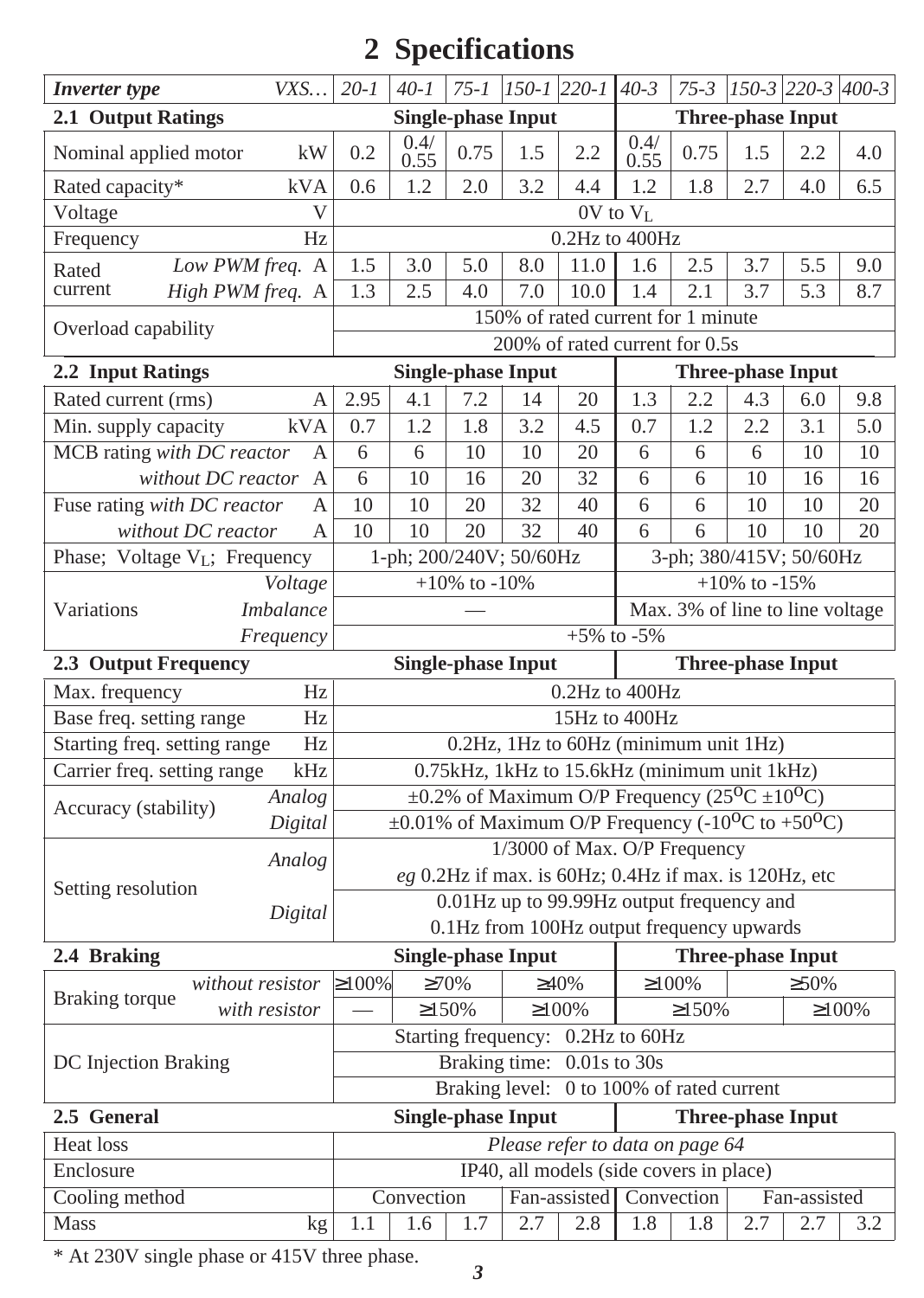# 2 Specifications

| *Inverter type* *VXS…* | *20-1* | *40-1* | *75-1* | *150-1* | *220-1* | *40-3* | *75-3* | *150-3* | *220-3* | *400-3* |
|---|---|---|---|---|---|---|---|---|---|---|
| **2.1 Output Ratings** | **Single-phase Input** | | | | | **Three-phase Input** | | | | |
| Nominal applied motor kW | 0.2 | 0.4/ 0.55 | 0.75 | 1.5 | 2.2 | 0.4/ 0.55 | 0.75 | 1.5 | 2.2 | 4.0 |
| Rated capacity* kVA | 0.6 | 1.2 | 2.0 | 3.2 | 4.4 | 1.2 | 1.8 | 2.7 | 4.0 | 6.5 |
| Voltage V | 0V to $V_L$ | | | | | | | | | |
| Frequency Hz | 0.2Hz to 400Hz | | | | | | | | | |
| Rated current *Low PWM freq.* A | 1.5 | 3.0 | 5.0 | 8.0 | 11.0 | 1.6 | 2.5 | 3.7 | 5.5 | 9.0 |
| Rated current *High PWM freq.* A | 1.3 | 2.5 | 4.0 | 7.0 | 10.0 | 1.4 | 2.1 | 3.7 | 5.3 | 8.7 |
| Overload capability | 150% of rated current for 1 minute | | | | | | | | | |
| | 200% of rated current for 0.5s | | | | | | | | | |
| **2.2 Input Ratings** | **Single-phase Input** | | | | | **Three-phase Input** | | | | |
| Rated current (rms) A | 2.95 | 4.1 | 7.2 | 14 | 20 | 1.3 | 2.2 | 4.3 | 6.0 | 9.8 |
| Min. supply capacity kVA | 0.7 | 1.2 | 1.8 | 3.2 | 4.5 | 0.7 | 1.2 | 2.2 | 3.1 | 5.0 |
| MCB rating *with DC reactor* A | 6 | 6 | 10 | 10 | 20 | 6 | 6 | 6 | 10 | 10 |
| *without DC reactor* A | 6 | 10 | 16 | 20 | 32 | 6 | 6 | 10 | 16 | 16 |
| Fuse rating *with DC reactor* A | 10 | 10 | 20 | 32 | 40 | 6 | 6 | 10 | 10 | 20 |
| *without DC reactor* A | 10 | 10 | 20 | 32 | 40 | 6 | 6 | 10 | 10 | 20 |
| Phase; Voltage $V_L$; Frequency | 1-ph; 200/240V; 50/60Hz | | | | | 3-ph; 380/415V; 50/60Hz | | | | |
| Variations *Voltage* | +10% to -10% | | | | | +10% to -15% | | | | |
| *Imbalance* | — | | | | | Max. 3% of line to line voltage | | | | |
| *Frequency* | +5% to -5% | | | | | | | | | |
| **2.3 Output Frequency** | **Single-phase Input** | | | | | **Three-phase Input** | | | | |
| Max. frequency Hz | 0.2Hz to 400Hz | | | | | | | | | |
| Base freq. setting range Hz | 15Hz to 400Hz | | | | | | | | | |
| Starting freq. setting range Hz | 0.2Hz, 1Hz to 60Hz (minimum unit 1Hz) | | | | | | | | | |
| Carrier freq. setting range kHz | 0.75kHz, 1kHz to 15.6kHz (minimum unit 1kHz) | | | | | | | | | |
| Accuracy (stability) *Analog* | ±0.2% of Maximum O/P Frequency (25°C ±10°C) | | | | | | | | | |
| *Digital* | ±0.01% of Maximum O/P Frequency (-10°C to +50°C) | | | | | | | | | |
| Setting resolution *Analog* | 1/3000 of Max. O/P Frequency *eg* 0.2Hz if max. is 60Hz; 0.4Hz if max. is 120Hz, etc | | | | | | | | | |
| *Digital* | 0.01Hz up to 99.99Hz output frequency and 0.1Hz from 100Hz output frequency upwards | | | | | | | | | |
| **2.4 Braking** | **Single-phase Input** | | | | | **Three-phase Input** | | | | |
| Braking torque *without resistor* | ≥100% | ≥70% | | ≥40% | | ≥100% | | ≥50% | | |
| *with resistor* | — | ≥150% | | ≥100% | | ≥150% | | | ≥100% | |
| DC Injection Braking | Starting frequency: 0.2Hz to 60Hz | | | | | | | | | |
| | Braking time: 0.01s to 30s | | | | | | | | | |
| | Braking level: 0 to 100% of rated current | | | | | | | | | |
| **2.5 General** | **Single-phase Input** | | | | | **Three-phase Input** | | | | |
| Heat loss | *Please refer to data on page 64* | | | | | | | | | |
| Enclosure | IP40, all models (side covers in place) | | | | | | | | | |
| Cooling method | Convection | | | Fan-assisted | | Convection | | Fan-assisted | | |
| Mass kg | 1.1 | 1.6 | 1.7 | 2.7 | 2.8 | 1.8 | 1.8 | 2.7 | 2.7 | 3.2 |

\* At 230V single phase or 415V three phase.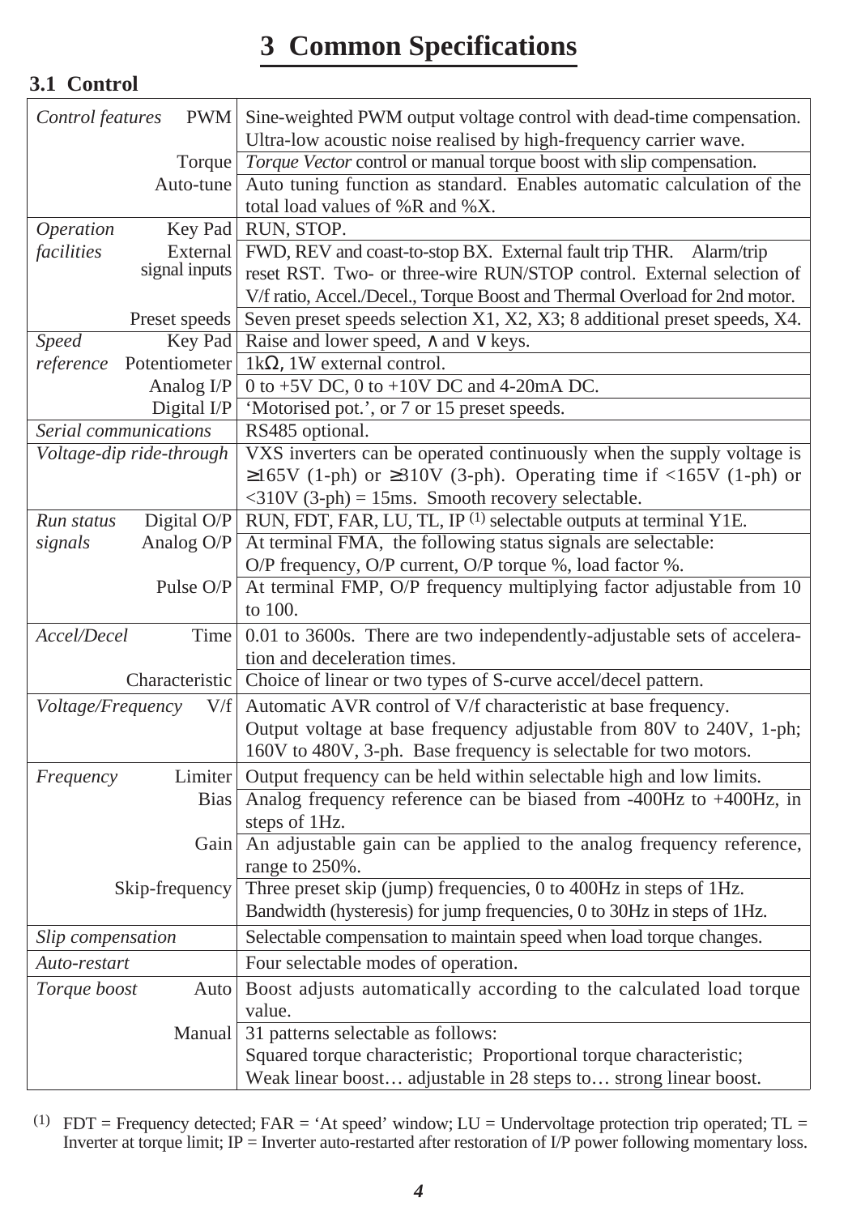# 3 Common Specifications

## 3.1 Control

| | | |
|---|---|---|
| *Control features* | PWM | Sine-weighted PWM output voltage control with dead-time compensation. Ultra-low acoustic noise realised by high-frequency carrier wave. |
| | Torque | *Torque Vector* control or manual torque boost with slip compensation. |
| | Auto-tune | Auto tuning function as standard. Enables automatic calculation of the total load values of %R and %X. |
| *Operation facilities* | Key Pad | RUN, STOP. |
| | External signal inputs | FWD, REV and coast-to-stop BX. External fault trip THR. Alarm/trip reset RST. Two- or three-wire RUN/STOP control. External selection of V/f ratio, Accel./Decel., Torque Boost and Thermal Overload for 2nd motor. |
| | Preset speeds | Seven preset speeds selection X1, X2, X3; 8 additional preset speeds, X4. |
| *Speed reference* | Key Pad | Raise and lower speed, ∧ and ∨ keys. |
| | Potentiometer | 1kΩ, 1W external control. |
| | Analog I/P | 0 to +5V DC, 0 to +10V DC and 4-20mA DC. |
| | Digital I/P | 'Motorised pot.', or 7 or 15 preset speeds. |
| *Serial communications* | | RS485 optional. |
| *Voltage-dip ride-through* | | VXS inverters can be operated continuously when the supply voltage is ≥165V (1-ph) or ≥310V (3-ph). Operating time if <165V (1-ph) or <310V (3-ph) = 15ms. Smooth recovery selectable. |
| *Run status signals* | Digital O/P | RUN, FDT, FAR, LU, TL, IP [(1)] selectable outputs at terminal Y1E. |
| | Analog O/P | At terminal FMA, the following status signals are selectable: O/P frequency, O/P current, O/P torque %, load factor %. |
| | Pulse O/P | At terminal FMP, O/P frequency multiplying factor adjustable from 10 to 100. |
| *Accel/Decel* | Time | 0.01 to 3600s. There are two independently-adjustable sets of acceleration and deceleration times. |
| | Characteristic | Choice of linear or two types of S-curve accel/decel pattern. |
| *Voltage/Frequency* | V/f | Automatic AVR control of V/f characteristic at base frequency. Output voltage at base frequency adjustable from 80V to 240V, 1-ph; 160V to 480V, 3-ph. Base frequency is selectable for two motors. |
| *Frequency* | Limiter | Output frequency can be held within selectable high and low limits. |
| | Bias | Analog frequency reference can be biased from -400Hz to +400Hz, in steps of 1Hz. |
| | Gain | An adjustable gain can be applied to the analog frequency reference, range to 250%. |
| | Skip-frequency | Three preset skip (jump) frequencies, 0 to 400Hz in steps of 1Hz. Bandwidth (hysteresis) for jump frequencies, 0 to 30Hz in steps of 1Hz. |
| *Slip compensation* | | Selectable compensation to maintain speed when load torque changes. |
| *Auto-restart* | | Four selectable modes of operation. |
| *Torque boost* | Auto | Boost adjusts automatically according to the calculated load torque value. |
| | Manual | 31 patterns selectable as follows: Squared torque characteristic; Proportional torque characteristic; Weak linear boost… adjustable in 28 steps to… strong linear boost. |

(1) FDT = Frequency detected; FAR = 'At speed' window; LU = Undervoltage protection trip operated; TL = Inverter at torque limit; IP = Inverter auto-restarted after restoration of I/P power following momentary loss.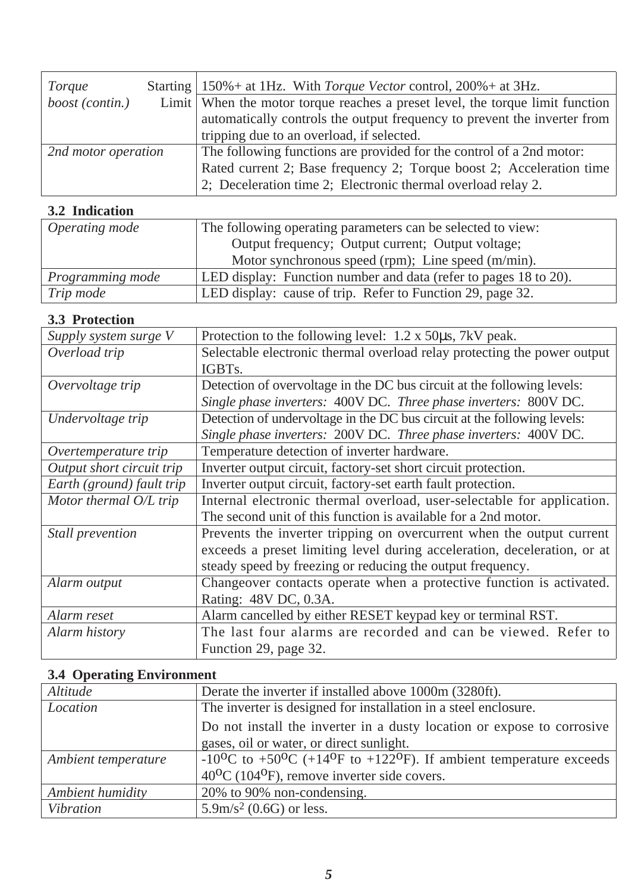| | |
|---|---|
| *Torque boost (contin.)* Starting | 150%+ at 1Hz. With *Torque Vector* control, 200%+ at 3Hz. |
| Limit | When the motor torque reaches a preset level, the torque limit function automatically controls the output frequency to prevent the inverter from tripping due to an overload, if selected. |
| *2nd motor operation* | The following functions are provided for the control of a 2nd motor: Rated current 2; Base frequency 2; Torque boost 2; Acceleration time 2; Deceleration time 2; Electronic thermal overload relay 2. |

**3.2 Indication**

| | |
|---|---|
| *Operating mode* | The following operating parameters can be selected to view: Output frequency; Output current; Output voltage; Motor synchronous speed (rpm); Line speed (m/min). |
| *Programming mode* | LED display: Function number and data (refer to pages 18 to 20). |
| *Trip mode* | LED display: cause of trip. Refer to Function 29, page 32. |

**3.3 Protection**

| | |
|---|---|
| *Supply system surge V* | Protection to the following level: 1.2 x 50μs, 7kV peak. |
| *Overload trip* | Selectable electronic thermal overload relay protecting the power output IGBTs. |
| *Overvoltage trip* | Detection of overvoltage in the DC bus circuit at the following levels: *Single phase inverters:* 400V DC. *Three phase inverters:* 800V DC. |
| *Undervoltage trip* | Detection of undervoltage in the DC bus circuit at the following levels: *Single phase inverters:* 200V DC. *Three phase inverters:* 400V DC. |
| *Overtemperature trip* | Temperature detection of inverter hardware. |
| *Output short circuit trip* | Inverter output circuit, factory-set short circuit protection. |
| *Earth (ground) fault trip* | Inverter output circuit, factory-set earth fault protection. |
| *Motor thermal O/L trip* | Internal electronic thermal overload, user-selectable for application. The second unit of this function is available for a 2nd motor. |
| *Stall prevention* | Prevents the inverter tripping on overcurrent when the output current exceeds a preset limiting level during acceleration, deceleration, or at steady speed by freezing or reducing the output frequency. |
| *Alarm output* | Changeover contacts operate when a protective function is activated. Rating: 48V DC, 0.3A. |
| *Alarm reset* | Alarm cancelled by either RESET keypad key or terminal RST. |
| *Alarm history* | The last four alarms are recorded and can be viewed. Refer to Function 29, page 32. |

**3.4 Operating Environment**

| | |
|---|---|
| *Altitude* | Derate the inverter if installed above 1000m (3280ft). |
| *Location* | The inverter is designed for installation in a steel enclosure. Do not install the inverter in a dusty location or expose to corrosive gases, oil or water, or direct sunlight. |
| *Ambient temperature* | -10$^{o}$C to +50$^{o}$C (+14$^{o}$F to +122$^{o}$F). If ambient temperature exceeds 40$^{o}$C (104$^{o}$F), remove inverter side covers. |
| *Ambient humidity* | 20% to 90% non-condensing. |
| *Vibration* | 5.9m/s$^{2}$ (0.6G) or less. |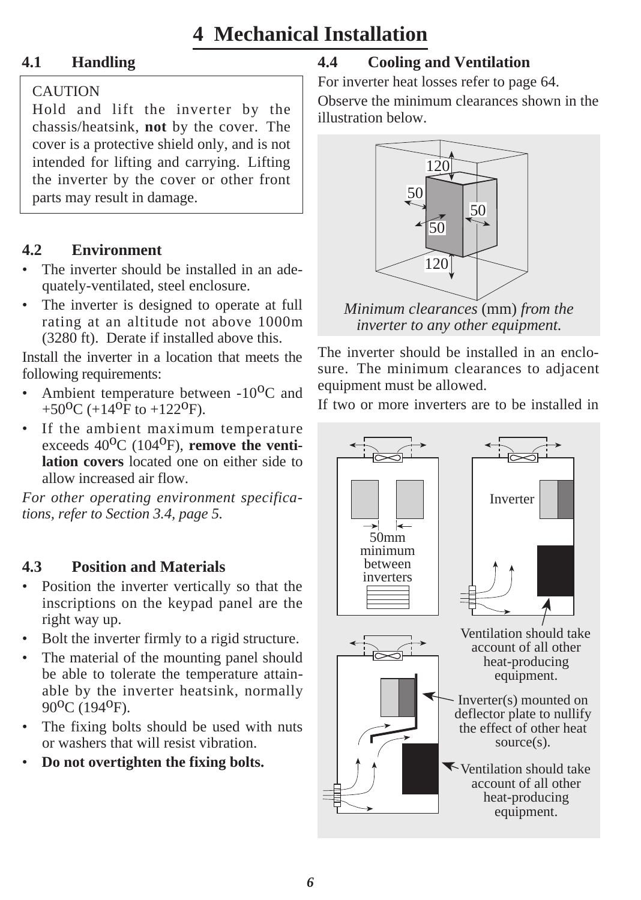# 4 Mechanical Installation

## 4.1 Handling

> CAUTION
> Hold and lift the inverter by the chassis/heatsink, **not** by the cover. The cover is a protective shield only, and is not intended for lifting and carrying. Lifting the inverter by the cover or other front parts may result in damage.

## 4.2 Environment

- The inverter should be installed in an adequately-ventilated, steel enclosure.
- The inverter is designed to operate at full rating at an altitude not above 1000m (3280 ft). Derate if installed above this.

Install the inverter in a location that meets the following requirements:

- Ambient temperature between -10$^{o}$C and +50$^{o}$C (+14$^{o}$F to +122$^{o}$F).
- If the ambient maximum temperature exceeds 40$^{o}$C (104$^{o}$F), **remove the ventilation covers** located one on either side to allow increased air flow.

*For other operating environment specifications, refer to Section 3.4, page 5.*

## 4.3 Position and Materials

- Position the inverter vertically so that the inscriptions on the keypad panel are the right way up.
- Bolt the inverter firmly to a rigid structure.
- The material of the mounting panel should be able to tolerate the temperature attainable by the inverter heatsink, normally 90$^{o}$C (194$^{o}$F).
- The fixing bolts should be used with nuts or washers that will resist vibration.
- **Do not overtighten the fixing bolts.**

## 4.4 Cooling and Ventilation

For inverter heat losses refer to page 64.

Observe the minimum clearances shown in the illustration below.

120
50
50
50
120

*Minimum clearances* (mm) *from the inverter to any other equipment.*

The inverter should be installed in an enclosure. The minimum clearances to adjacent equipment must be allowed.

If two or more inverters are to be installed in

50mm minimum between inverters

Inverter

Ventilation should take account of all other heat-producing equipment.

Inverter(s) mounted on deflector plate to nullify the effect of other heat source(s).

Ventilation should take account of all other heat-producing equipment.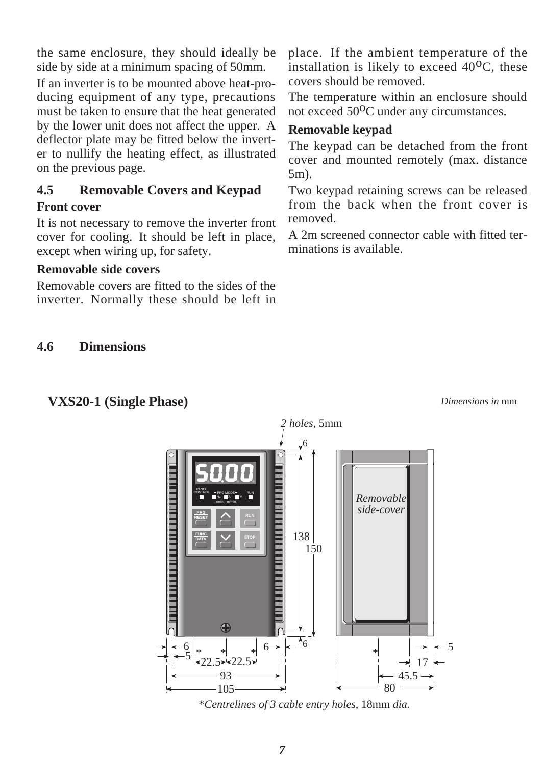the same enclosure, they should ideally be side by side at a minimum spacing of 50mm.

If an inverter is to be mounted above heat-producing equipment of any type, precautions must be taken to ensure that the heat generated by the lower unit does not affect the upper. A deflector plate may be fitted below the inverter to nullify the heating effect, as illustrated on the previous page.

## 4.5 Removable Covers and Keypad

**Front cover**

It is not necessary to remove the inverter front cover for cooling. It should be left in place, except when wiring up, for safety.

**Removable side covers**

Removable covers are fitted to the sides of the inverter. Normally these should be left in place. If the ambient temperature of the installation is likely to exceed 40°C, these covers should be removed.

The temperature within an enclosure should not exceed 50°C under any circumstances.

**Removable keypad**

The keypad can be detached from the front cover and mounted remotely (max. distance 5m).

Two keypad retaining screws can be released from the back when the front cover is removed.

A 2m screened connector cable with fitted terminations is available.

## 4.6 Dimensions

### VXS20-1 (Single Phase)

*Dimensions in* mm

*2 holes,* 5mm

*Removable side-cover*

138, 150, 6, 6, 6, 5, 22.5, 22.5, 6, 93, 105, 5, 17, 45.5, 80

*\*Centrelines of 3 cable entry holes,* 18mm *dia.*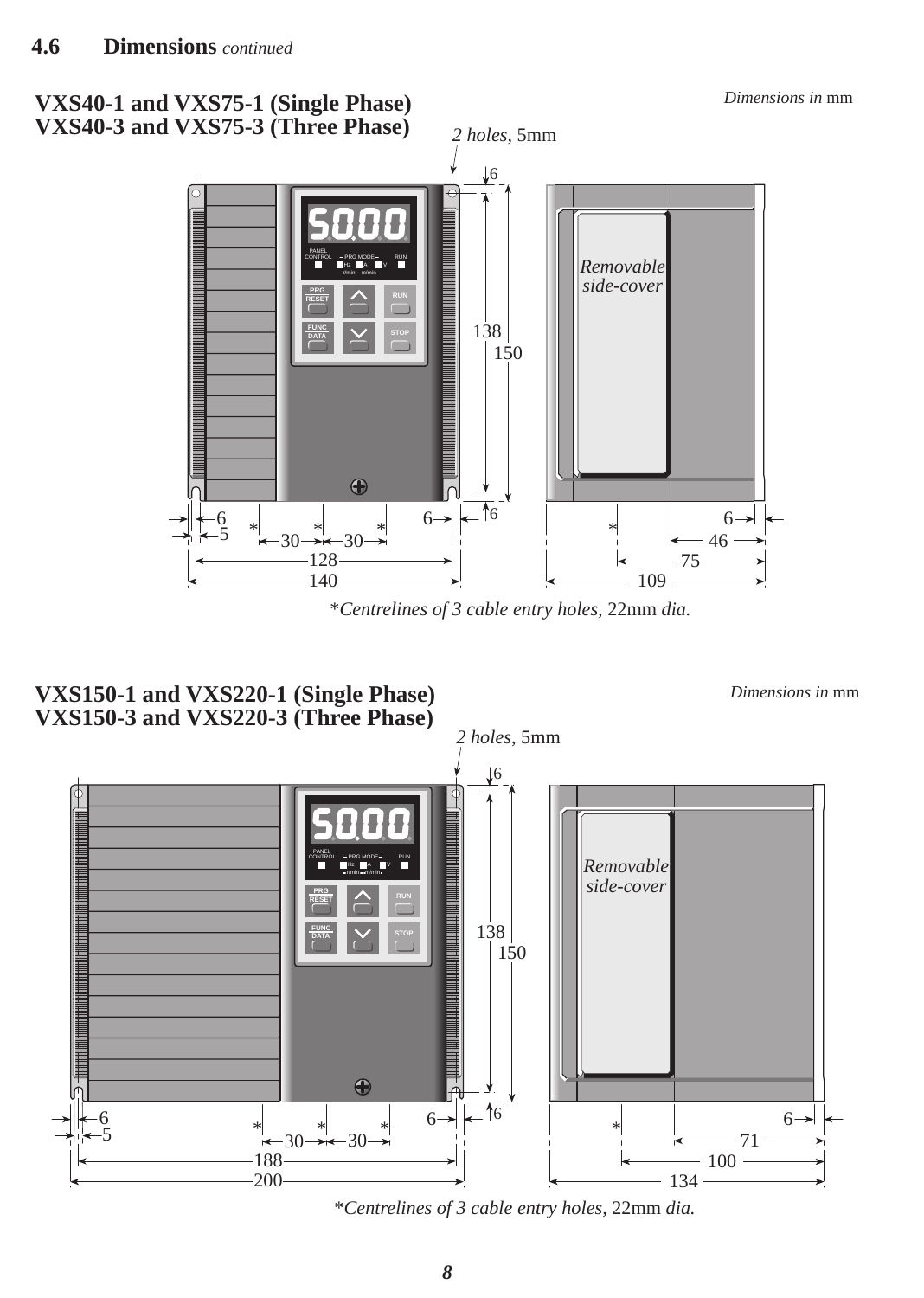## 4.6 Dimensions *continued*

### VXS40-1 and VXS75-1 (Single Phase)
### VXS40-3 and VXS75-3 (Three Phase)

*Dimensions in* mm

*2 holes*, 5mm

Removable side-cover

*Centrelines of 3 cable entry holes, 22mm dia.*

### VXS150-1 and VXS220-1 (Single Phase)
### VXS150-3 and VXS220-3 (Three Phase)

*Dimensions in* mm

*2 holes*, 5mm

Removable side-cover

*Centrelines of 3 cable entry holes, 22mm dia.*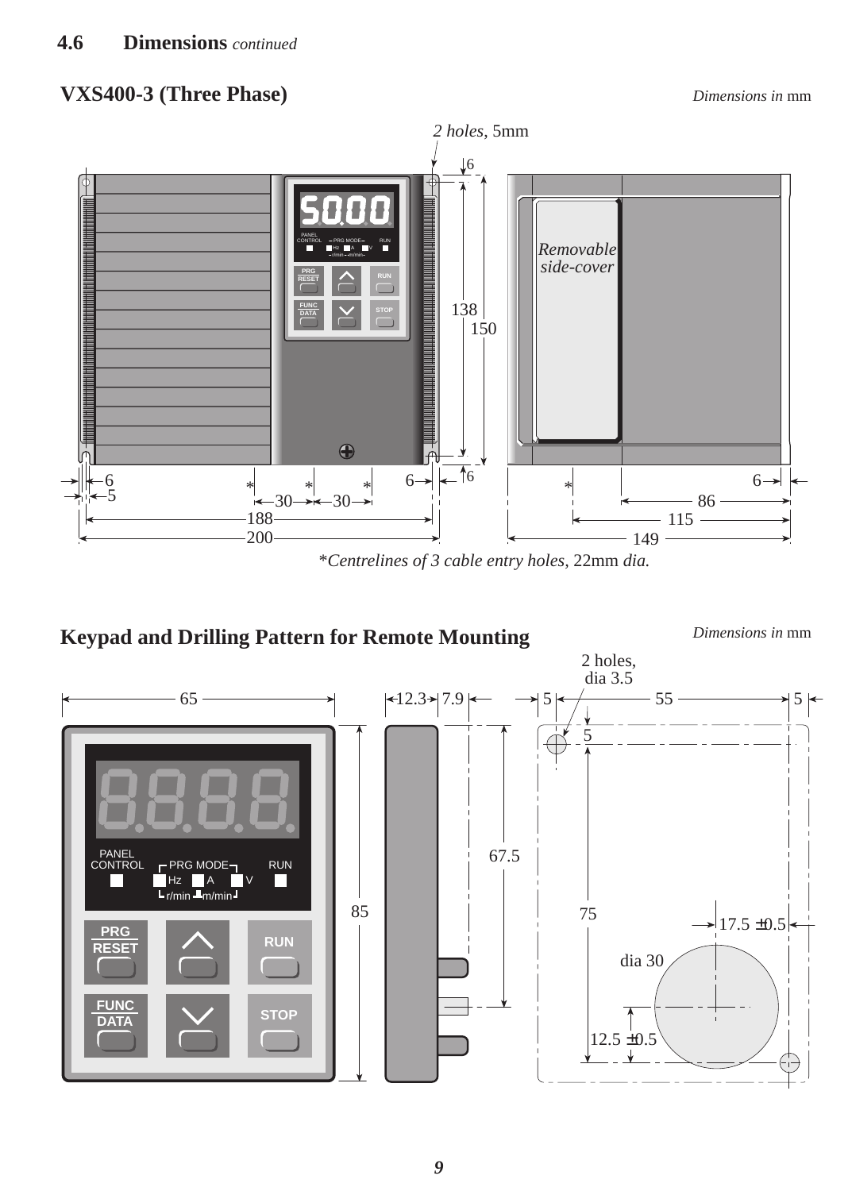## 4.6 Dimensions *continued*

### VXS400-3 (Three Phase)

*Dimensions in* mm

*2 holes*, 5mm

*Removable side-cover*

*\*Centrelines of 3 cable entry holes*, 22mm *dia.*

### Keypad and Drilling Pattern for Remote Mounting

*Dimensions in* mm

2 holes, dia 3.5

dia 30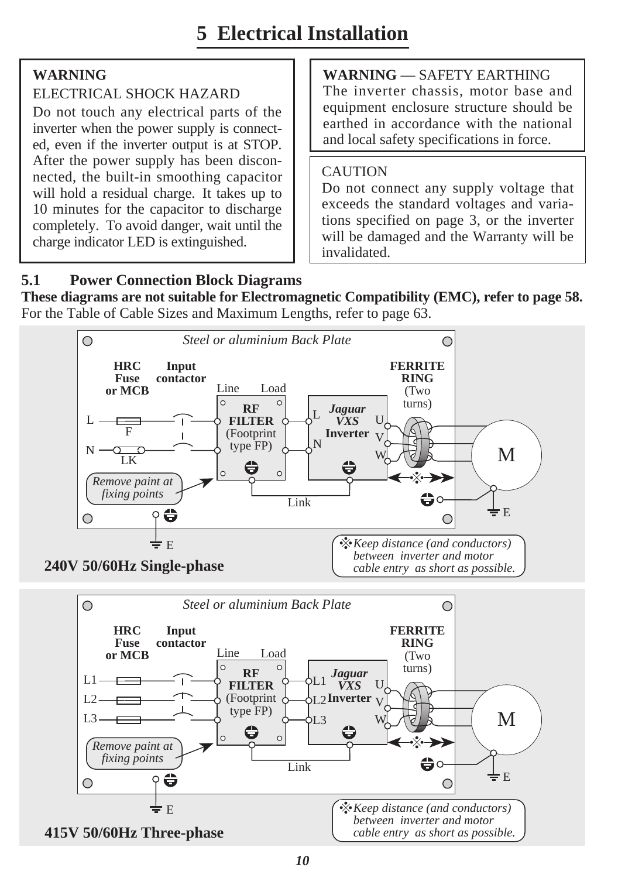# 5 Electrical Installation

**WARNING**

ELECTRICAL SHOCK HAZARD

Do not touch any electrical parts of the inverter when the power supply is connected, even if the inverter output is at STOP. After the power supply has been disconnected, the built-in smoothing capacitor will hold a residual charge. It takes up to 10 minutes for the capacitor to discharge completely. To avoid danger, wait until the charge indicator LED is extinguished.

**WARNING** — SAFETY EARTHING

The inverter chassis, motor base and equipment enclosure structure should be earthed in accordance with the national and local safety specifications in force.

CAUTION

Do not connect any supply voltage that exceeds the standard voltages and variations specified on page 3, or the inverter will be damaged and the Warranty will be invalidated.

## 5.1 Power Connection Block Diagrams

**These diagrams are not suitable for Electromagnetic Compatibility (EMC), refer to page 58.**

For the Table of Cable Sizes and Maximum Lengths, refer to page 63.

*Steel or aluminium Back Plate*

**HRC Fuse or MCB** — **Input contactor** — Line / Load — **RF FILTER** (Footprint type FP) — L, N — *Jaguar VXS* **Inverter** — U, V, W — **FERRITE RING** (Two turns) — M

L — F; N — LK; Link; E

*Remove paint at fixing points*

*Keep distance (and conductors) between inverter and motor cable entry as short as possible.*

**240V 50/60Hz Single-phase**

*Steel or aluminium Back Plate*

**HRC Fuse or MCB** — **Input contactor** — Line / Load — **RF FILTER** (Footprint type FP) — L1, L2, L3 — *Jaguar VXS* **Inverter** — U, V, W — **FERRITE RING** (Two turns) — M

L1, L2, L3; Link; E

*Remove paint at fixing points*

*Keep distance (and conductors) between inverter and motor cable entry as short as possible.*

**415V 50/60Hz Three-phase**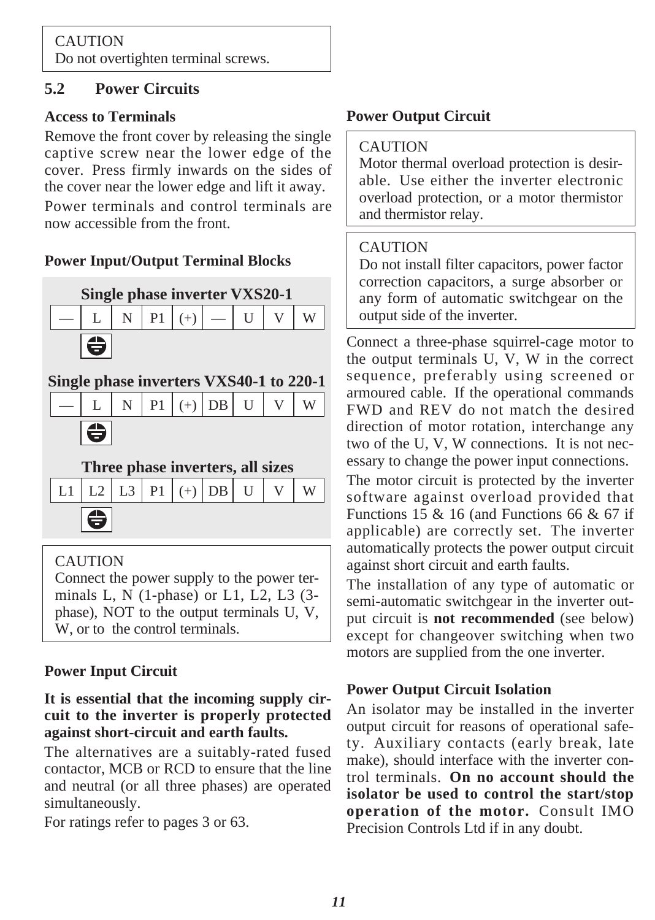CAUTION
Do not overtighten terminal screws.

## 5.2 Power Circuits

### Access to Terminals

Remove the front cover by releasing the single captive screw near the lower edge of the cover. Press firmly inwards on the sides of the cover near the lower edge and lift it away.

Power terminals and control terminals are now accessible from the front.

### Power Input/Output Terminal Blocks

**Single phase inverter VXS20-1**

| — | L | N | P1 | (+) | — | U | V | W |
|---|---|---|---|---|---|---|---|---|
| ⏚ | | | | | | | | |

**Single phase inverters VXS40-1 to 220-1**

| — | L | N | P1 | (+) | DB | U | V | W |
|---|---|---|---|---|---|---|---|---|
| ⏚ | | | | | | | | |

**Three phase inverters, all sizes**

| L1 | L2 | L3 | P1 | (+) | DB | U | V | W |
|---|---|---|---|---|---|---|---|---|
| ⏚ | | | | | | | | |

CAUTION
Connect the power supply to the power terminals L, N (1-phase) or L1, L2, L3 (3-phase), NOT to the output terminals U, V, W, or to the control terminals.

### Power Input Circuit

**It is essential that the incoming supply circuit to the inverter is properly protected against short-circuit and earth faults.**

The alternatives are a suitably-rated fused contactor, MCB or RCD to ensure that the line and neutral (or all three phases) are operated simultaneously.

For ratings refer to pages 3 or 63.

### Power Output Circuit

CAUTION
Motor thermal overload protection is desirable. Use either the inverter electronic overload protection, or a motor thermistor and thermistor relay.

CAUTION
Do not install filter capacitors, power factor correction capacitors, a surge absorber or any form of automatic switchgear on the output side of the inverter.

Connect a three-phase squirrel-cage motor to the output terminals U, V, W in the correct sequence, preferably using screened or armoured cable. If the operational commands FWD and REV do not match the desired direction of motor rotation, interchange any two of the U, V, W connections. It is not necessary to change the power input connections.

The motor circuit is protected by the inverter software against overload provided that Functions 15 & 16 (and Functions 66 & 67 if applicable) are correctly set. The inverter automatically protects the power output circuit against short circuit and earth faults.

The installation of any type of automatic or semi-automatic switchgear in the inverter output circuit is **not recommended** (see below) except for changeover switching when two motors are supplied from the one inverter.

### Power Output Circuit Isolation

An isolator may be installed in the inverter output circuit for reasons of operational safety. Auxiliary contacts (early break, late make), should interface with the inverter control terminals. **On no account should the isolator be used to control the start/stop operation of the motor.** Consult IMO Precision Controls Ltd if in any doubt.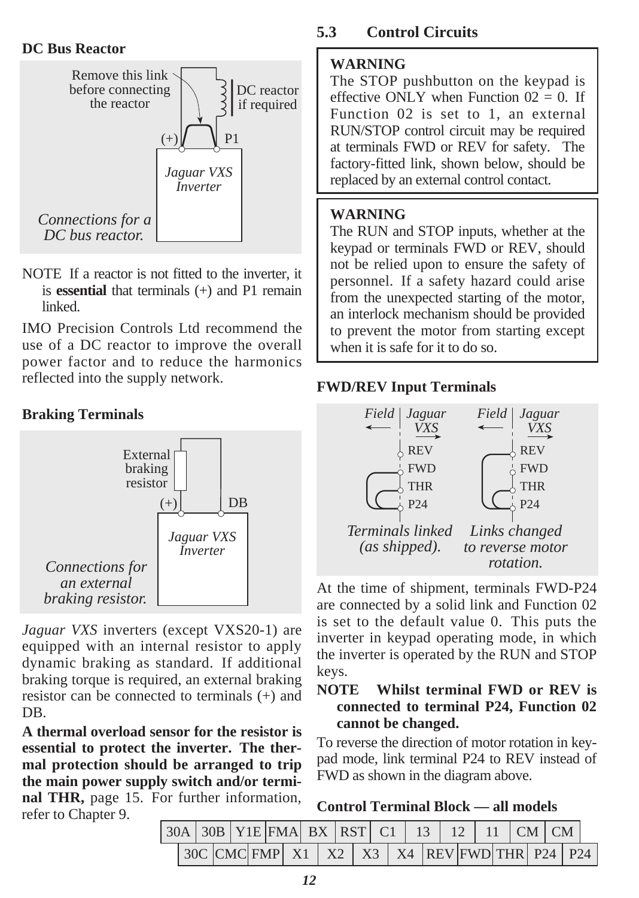### DC Bus Reactor

Remove this link before connecting the reactor

DC reactor if required

(+) P1

*Jaguar VXS Inverter*

*Connections for a DC bus reactor.*

NOTE If a reactor is not fitted to the inverter, it is **essential** that terminals (+) and P1 remain linked.

IMO Precision Controls Ltd recommend the use of a DC reactor to improve the overall power factor and to reduce the harmonics reflected into the supply network.

### Braking Terminals

External braking resistor

(+) DB

*Jaguar VXS Inverter*

*Connections for an external braking resistor.*

*Jaguar VXS* inverters (except VXS20-1) are equipped with an internal resistor to apply dynamic braking as standard. If additional braking torque is required, an external braking resistor can be connected to terminals (+) and DB.

**A thermal overload sensor for the resistor is essential to protect the inverter. The thermal protection should be arranged to trip the main power supply switch and/or terminal THR,** page 15. For further information, refer to Chapter 9.

## 5.3 Control Circuits

> **WARNING**
> The STOP pushbutton on the keypad is effective ONLY when Function 02 = 0. If Function 02 is set to 1, an external RUN/STOP control circuit may be required at terminals FWD or REV for safety. The factory-fitted link, shown below, should be replaced by an external control contact.

> **WARNING**
> The RUN and STOP inputs, whether at the keypad or terminals FWD or REV, should not be relied upon to ensure the safety of personnel. If a safety hazard could arise from the unexpected starting of the motor, an interlock mechanism should be provided to prevent the motor from starting except when it is safe for it to do so.

### FWD/REV Input Terminals

*Field* | *Jaguar VXS*

REV, FWD, THR, P24

*Terminals linked (as shipped).*

*Links changed to reverse motor rotation.*

At the time of shipment, terminals FWD-P24 are connected by a solid link and Function 02 is set to the default value 0. This puts the inverter in keypad operating mode, in which the inverter is operated by the RUN and STOP keys.

**NOTE Whilst terminal FWD or REV is connected to terminal P24, Function 02 cannot be changed.**

To reverse the direction of motor rotation in keypad mode, link terminal P24 to REV instead of FWD as shown in the diagram above.

### Control Terminal Block — all models

| 30A | 30B | Y1E | FMA | BX | RST | C1 | 13 | 12 | 11 | CM | CM |
|---|---|---|---|---|---|---|---|---|---|---|---|
| 30C | CMC | FMP | X1 | X2 | X3 | X4 | REV | FWD | THR | P24 | P24 |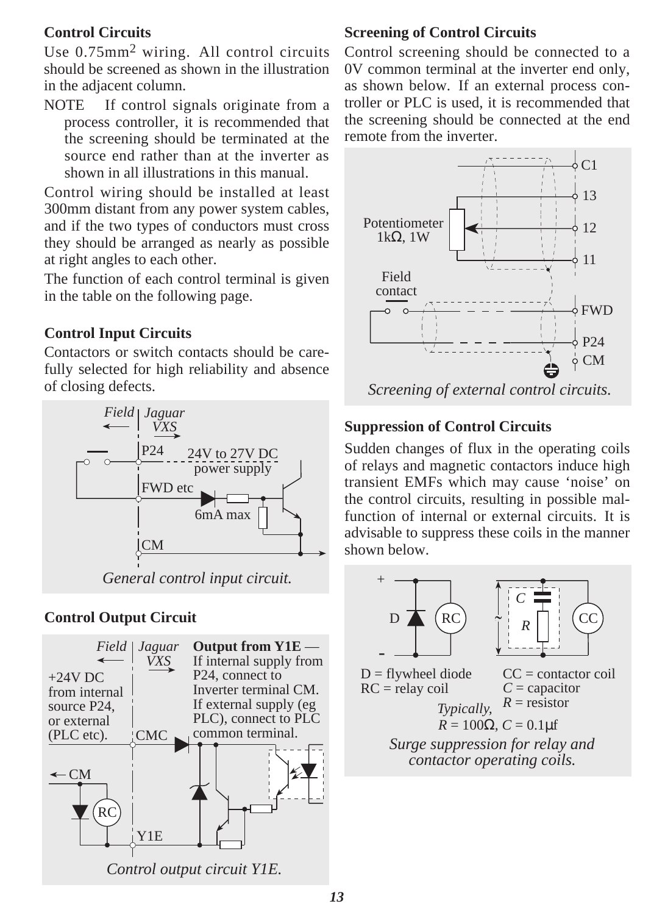### Control Circuits

Use 0.75mm$^2$ wiring. All control circuits should be screened as shown in the illustration in the adjacent column.

NOTE If control signals originate from a process controller, it is recommended that the screening should be terminated at the source end rather than at the inverter as shown in all illustrations in this manual.

Control wiring should be installed at least 300mm distant from any power system cables, and if the two types of conductors must cross they should be arranged as nearly as possible at right angles to each other.

The function of each control terminal is given in the table on the following page.

### Control Input Circuits

Contactors or switch contacts should be carefully selected for high reliability and absence of closing defects.

Field | Jaguar VXS
P24 — 24V to 27V DC power supply
FWD etc — 6mA max
CM

*General control input circuit.*

### Control Output Circuit

Field | Jaguar VXS

+24V DC from internal source P24, or external (PLC etc).

CMC, CM, RC, Y1E

**Output from Y1E** — If internal supply from P24, connect to Inverter terminal CM. If external supply (eg PLC), connect to PLC common terminal.

*Control output circuit Y1E.*

### Screening of Control Circuits

Control screening should be connected to a 0V common terminal at the inverter end only, as shown below. If an external process controller or PLC is used, it is recommended that the screening should be connected at the end remote from the inverter.

Potentiometer 1kΩ, 1W — C1, 13, 12, 11

Field contact — FWD, P24, CM

*Screening of external control circuits.*

### Suppression of Control Circuits

Sudden changes of flux in the operating coils of relays and magnetic contactors induce high transient EMFs which may cause 'noise' on the control circuits, resulting in possible malfunction of internal or external circuits. It is advisable to suppress these coils in the manner shown below.

D = flywheel diode
RC = relay coil

CC = contactor coil
$C$ = capacitor
$R$ = resistor

*Typically,* $R = 100\Omega$, $C = 0.1\mu f$

*Surge suppression for relay and contactor operating coils.*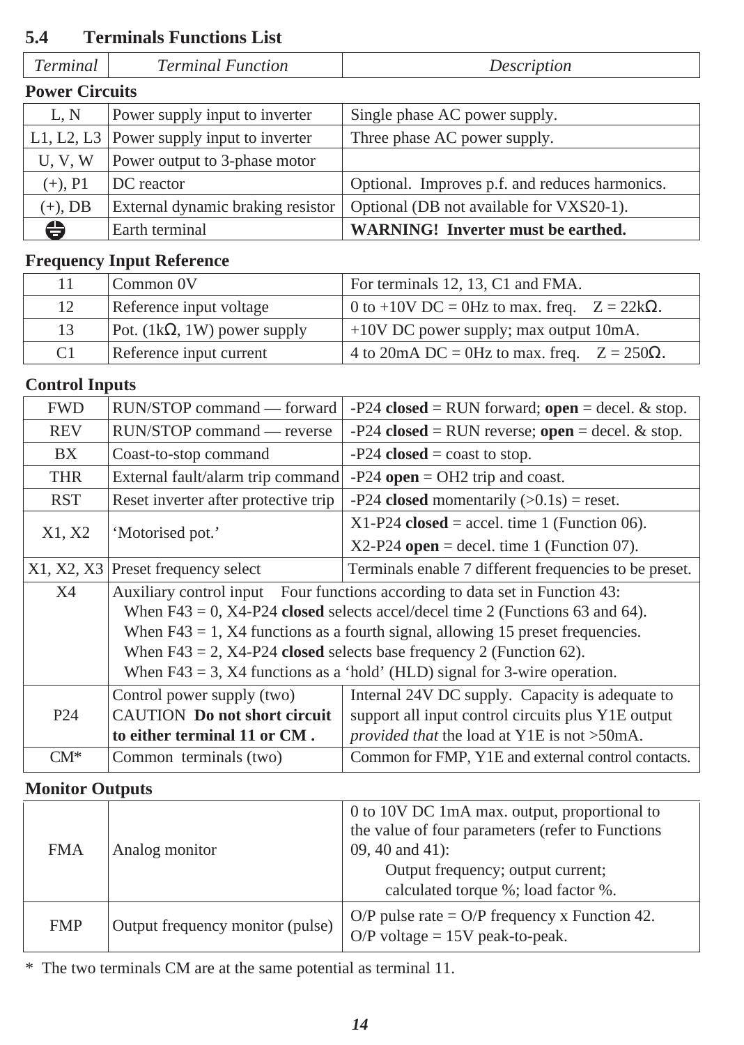## 5.4 Terminals Functions List

| *Terminal* | *Terminal Function* | *Description* |
|---|---|---|
| **Power Circuits** | | |
| L, N | Power supply input to inverter | Single phase AC power supply. |
| L1, L2, L3 | Power supply input to inverter | Three phase AC power supply. |
| U, V, W | Power output to 3-phase motor | |
| (+), P1 | DC reactor | Optional. Improves p.f. and reduces harmonics. |
| (+), DB | External dynamic braking resistor | Optional (DB not available for VXS20-1). |
| ⏚ | Earth terminal | **WARNING! Inverter must be earthed.** |
| **Frequency Input Reference** | | |
| 11 | Common 0V | For terminals 12, 13, C1 and FMA. |
| 12 | Reference input voltage | 0 to +10V DC = 0Hz to max. freq. Z = 22kΩ. |
| 13 | Pot. (1kΩ, 1W) power supply | +10V DC power supply; max output 10mA. |
| C1 | Reference input current | 4 to 20mA DC = 0Hz to max. freq. Z = 250Ω. |
| **Control Inputs** | | |
| FWD | RUN/STOP command — forward | -P24 **closed** = RUN forward; **open** = decel. & stop. |
| REV | RUN/STOP command — reverse | -P24 **closed** = RUN reverse; **open** = decel. & stop. |
| BX | Coast-to-stop command | -P24 **closed** = coast to stop. |
| THR | External fault/alarm trip command | -P24 **open** = OH2 trip and coast. |
| RST | Reset inverter after protective trip | -P24 **closed** momentarily (>0.1s) = reset. |
| X1, X2 | 'Motorised pot.' | X1-P24 **closed** = accel. time 1 (Function 06).<br>X2-P24 **open** = decel. time 1 (Function 07). |
| X1, X2, X3 | Preset frequency select | Terminals enable 7 different frequencies to be preset. |
| X4 | Auxiliary control input Four functions according to data set in Function 43:<br>When F43 = 0, X4-P24 **closed** selects accel/decel time 2 (Functions 63 and 64).<br>When F43 = 1, X4 functions as a fourth signal, allowing 15 preset frequencies.<br>When F43 = 2, X4-P24 **closed** selects base frequency 2 (Function 62).<br>When F43 = 3, X4 functions as a 'hold' (HLD) signal for 3-wire operation. | |
| P24 | Control power supply (two)<br>CAUTION **Do not short circuit to either terminal 11 or CM .** | Internal 24V DC supply. Capacity is adequate to support all input control circuits plus Y1E output *provided that* the load at Y1E is not >50mA. |
| CM* | Common terminals (two) | Common for FMP, Y1E and external control contacts. |
| **Monitor Outputs** | | |
| FMA | Analog monitor | 0 to 10V DC 1mA max. output, proportional to the value of four parameters (refer to Functions 09, 40 and 41):<br>Output frequency; output current; calculated torque %; load factor %. |
| FMP | Output frequency monitor (pulse) | O/P pulse rate = O/P frequency x Function 42.<br>O/P voltage = 15V peak-to-peak. |

* The two terminals CM are at the same potential as terminal 11.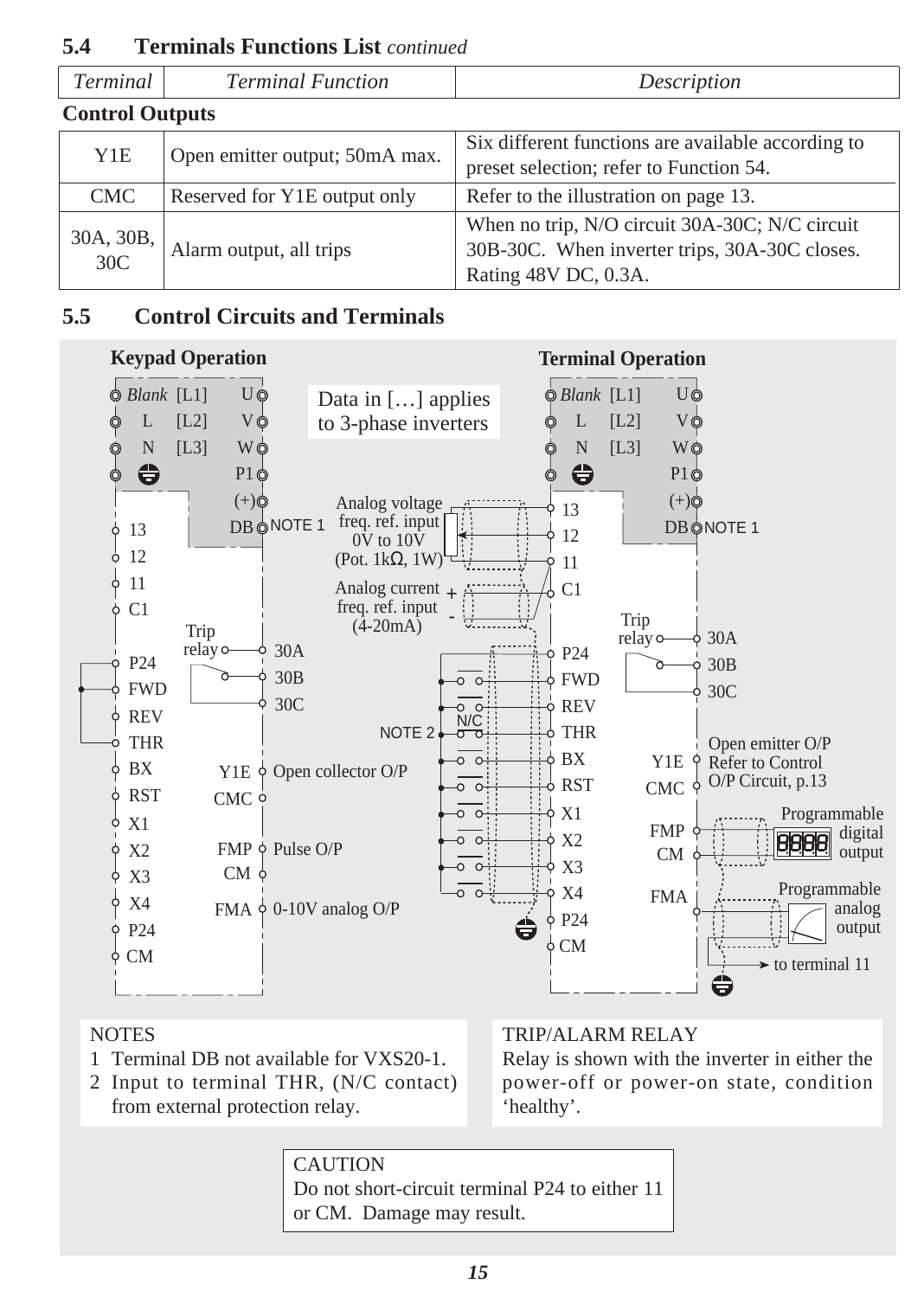## 5.4 Terminals Functions List *continued*

| *Terminal* | *Terminal Function* | *Description* |
|---|---|---|
| **Control Outputs** | | |
| Y1E | Open emitter output; 50mA max. | Six different functions are available according to preset selection; refer to Function 54. |
| CMC | Reserved for Y1E output only | Refer to the illustration on page 13. |
| 30A, 30B, 30C | Alarm output, all trips | When no trip, N/O circuit 30A-30C; N/C circuit 30B-30C. When inverter trips, 30A-30C closes. Rating 48V DC, 0.3A. |

## 5.5 Control Circuits and Terminals

**Keypad Operation**

**Terminal Operation**

Data in […] applies to 3-phase inverters

*Blank* [L1] U
L [L2] V
N [L3] W
P1
(+)
DB NOTE 1

Keypad Operation terminals: 13, 12, 11, C1, P24, FWD, REV, THR, BX, RST, X1, X2, X3, X4, P24, CM

Trip relay: 30A, 30B, 30C

Y1E, CMC: Open collector O/P

FMP, CM: Pulse O/P

FMA: 0-10V analog O/P

Analog voltage freq. ref. input 0V to 10V (Pot. 1kΩ, 1W)

Analog current freq. ref. input (4-20mA) + -

NOTE 2, N/C

Terminal Operation terminals: 13, 12, 11, C1, P24, FWD, REV, THR, BX, RST, X1, X2, X3, X4, P24, CM

Trip relay: 30A, 30B, 30C

Y1E, CMC: Open emitter O/P Refer to Control O/P Circuit, p.13

FMP, CM: Programmable digital output

FMA: Programmable analog output, to terminal 11

NOTES
1 Terminal DB not available for VXS20-1.
2 Input to terminal THR, (N/C contact) from external protection relay.

TRIP/ALARM RELAY
Relay is shown with the inverter in either the power-off or power-on state, condition 'healthy'.

CAUTION
Do not short-circuit terminal P24 to either 11 or CM. Damage may result.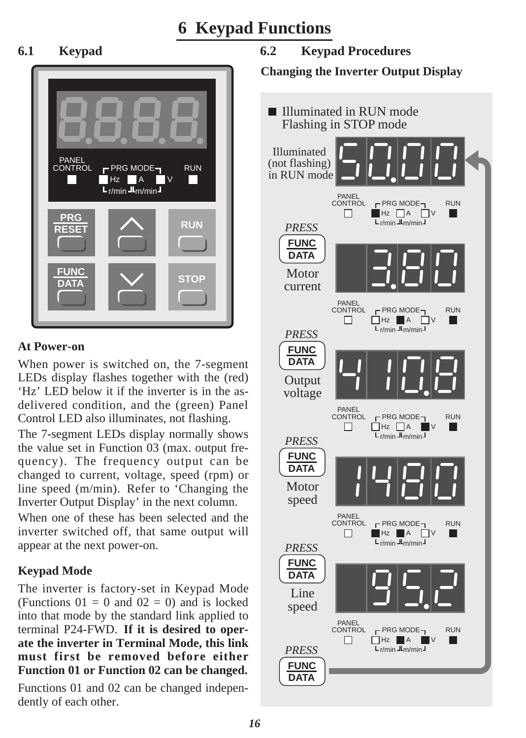# 6 Keypad Functions

## 6.1 Keypad

PANEL CONTROL | PRG MODE | RUN

Hz | A | V

r/min | m/min

PRG RESET | ∧ | RUN

FUNC DATA | ∨ | STOP

### At Power-on

When power is switched on, the 7-segment LEDs display flashes together with the (red) 'Hz' LED below it if the inverter is in the as-delivered condition, and the (green) Panel Control LED also illuminates, not flashing.

The 7-segment LEDs display normally shows the value set in Function 03 (max. output frequency). The frequency output can be changed to current, voltage, speed (rpm) or line speed (m/min). Refer to 'Changing the Inverter Output Display' in the next column.

When one of these has been selected and the inverter switched off, that same output will appear at the next power-on.

### Keypad Mode

The inverter is factory-set in Keypad Mode (Functions 01 = 0 and 02 = 0) and is locked into that mode by the standard link applied to terminal P24-FWD. **If it is desired to operate the inverter in Terminal Mode, this link must first be removed before either Function 01 or Function 02 can be changed.**

Functions 01 and 02 can be changed independently of each other.

## 6.2 Keypad Procedures

### Changing the Inverter Output Display

■ Illuminated in RUN mode
Flashing in STOP mode

Illuminated (not flashing) in RUN mode — 50.00 (Hz)

*PRESS* FUNC DATA

Motor current — 3.80 (A)

*PRESS* FUNC DATA

Output voltage — 410.8 (V)

*PRESS* FUNC DATA

Motor speed — 1480 (r/min)

*PRESS* FUNC DATA

Line speed — 95.2 (m/min)

*PRESS* FUNC DATA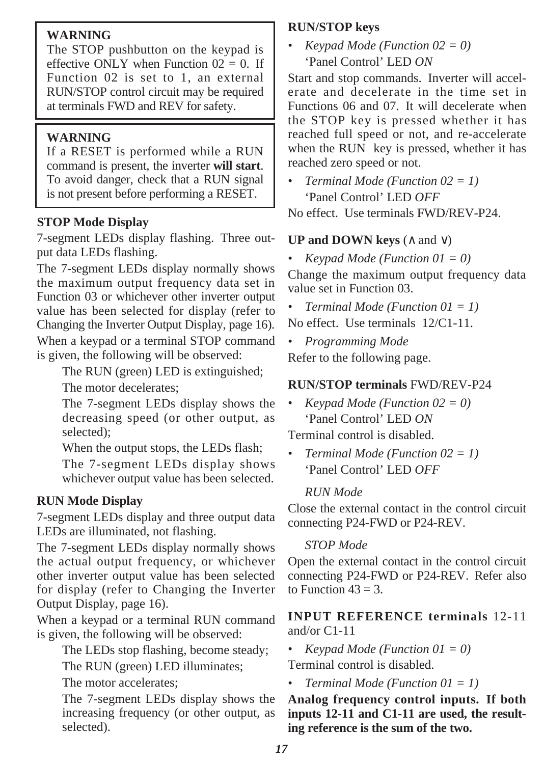**WARNING**

The STOP pushbutton on the keypad is effective ONLY when Function 02 = 0. If Function 02 is set to 1, an external RUN/STOP control circuit may be required at terminals FWD and REV for safety.

**WARNING**

If a RESET is performed while a RUN command is present, the inverter **will start**. To avoid danger, check that a RUN signal is not present before performing a RESET.

### STOP Mode Display

7-segment LEDs display flashing. Three output data LEDs flashing.

The 7-segment LEDs display normally shows the maximum output frequency data set in Function 03 or whichever other inverter output value has been selected for display (refer to Changing the Inverter Output Display, page 16).

When a keypad or a terminal STOP command is given, the following will be observed:

The RUN (green) LED is extinguished;

The motor decelerates;

The 7-segment LEDs display shows the decreasing speed (or other output, as selected);

When the output stops, the LEDs flash;

The 7-segment LEDs display shows whichever output value has been selected.

### RUN Mode Display

7-segment LEDs display and three output data LEDs are illuminated, not flashing.

The 7-segment LEDs display normally shows the actual output frequency, or whichever other inverter output value has been selected for display (refer to Changing the Inverter Output Display, page 16).

When a keypad or a terminal RUN command is given, the following will be observed:

The LEDs stop flashing, become steady;

The RUN (green) LED illuminates;

The motor accelerates;

The 7-segment LEDs display shows the increasing frequency (or other output, as selected).

### RUN/STOP keys

- *Keypad Mode (Function 02 = 0)*
  'Panel Control' LED *ON*

Start and stop commands. Inverter will accelerate and decelerate in the time set in Functions 06 and 07. It will decelerate when the STOP key is pressed whether it has reached full speed or not, and re-accelerate when the RUN key is pressed, whether it has reached zero speed or not.

- *Terminal Mode (Function 02 = 1)*
  'Panel Control' LED *OFF*

No effect. Use terminals FWD/REV-P24.

### UP and DOWN keys (∧ and ∨)

- *Keypad Mode (Function 01 = 0)*

Change the maximum output frequency data value set in Function 03.

- *Terminal Mode (Function 01 = 1)*

No effect. Use terminals 12/C1-11.

- *Programming Mode*

Refer to the following page.

### RUN/STOP terminals FWD/REV-P24

- *Keypad Mode (Function 02 = 0)*
  'Panel Control' LED *ON*

Terminal control is disabled.

- *Terminal Mode (Function 02 = 1)*
  'Panel Control' LED *OFF*

*RUN Mode*

Close the external contact in the control circuit connecting P24-FWD or P24-REV.

*STOP Mode*

Open the external contact in the control circuit connecting P24-FWD or P24-REV. Refer also to Function 43 = 3.

### INPUT REFERENCE terminals 12-11 and/or C1-11

- *Keypad Mode (Function 01 = 0)*

Terminal control is disabled.

- *Terminal Mode (Function 01 = 1)*

**Analog frequency control inputs. If both inputs 12-11 and C1-11 are used, the resulting reference is the sum of the two.**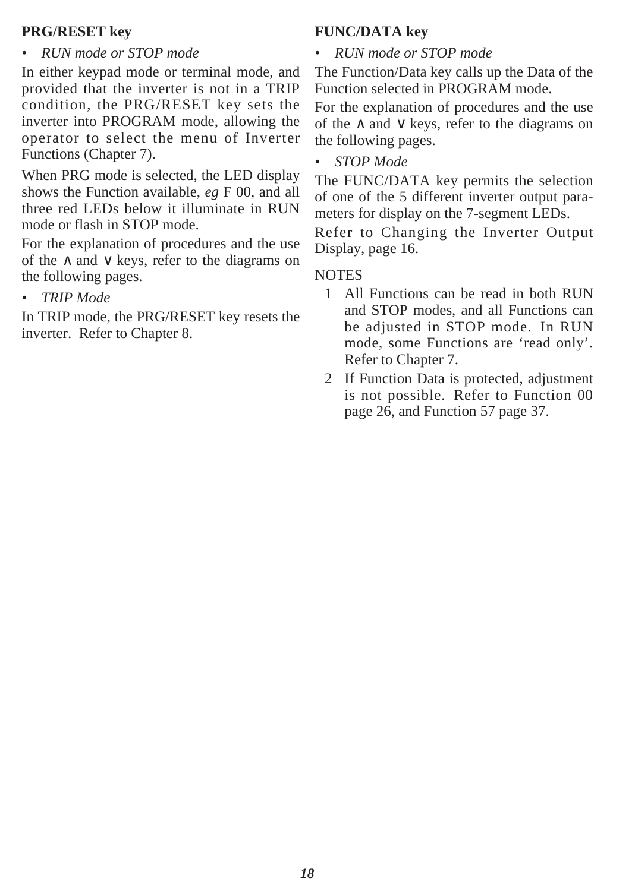**PRG/RESET key**

- *RUN mode or STOP mode*

In either keypad mode or terminal mode, and provided that the inverter is not in a TRIP condition, the PRG/RESET key sets the inverter into PROGRAM mode, allowing the operator to select the menu of Inverter Functions (Chapter 7).

When PRG mode is selected, the LED display shows the Function available, *eg* F 00, and all three red LEDs below it illuminate in RUN mode or flash in STOP mode.

For the explanation of procedures and the use of the ∧ and ∨ keys, refer to the diagrams on the following pages.

- *TRIP Mode*

In TRIP mode, the PRG/RESET key resets the inverter. Refer to Chapter 8.

**FUNC/DATA key**

- *RUN mode or STOP mode*

The Function/Data key calls up the Data of the Function selected in PROGRAM mode.

For the explanation of procedures and the use of the ∧ and ∨ keys, refer to the diagrams on the following pages.

- *STOP Mode*

The FUNC/DATA key permits the selection of one of the 5 different inverter output parameters for display on the 7-segment LEDs.

Refer to Changing the Inverter Output Display, page 16.

NOTES

1. All Functions can be read in both RUN and STOP modes, and all Functions can be adjusted in STOP mode. In RUN mode, some Functions are 'read only'. Refer to Chapter 7.
2. If Function Data is protected, adjustment is not possible. Refer to Function 00 page 26, and Function 57 page 37.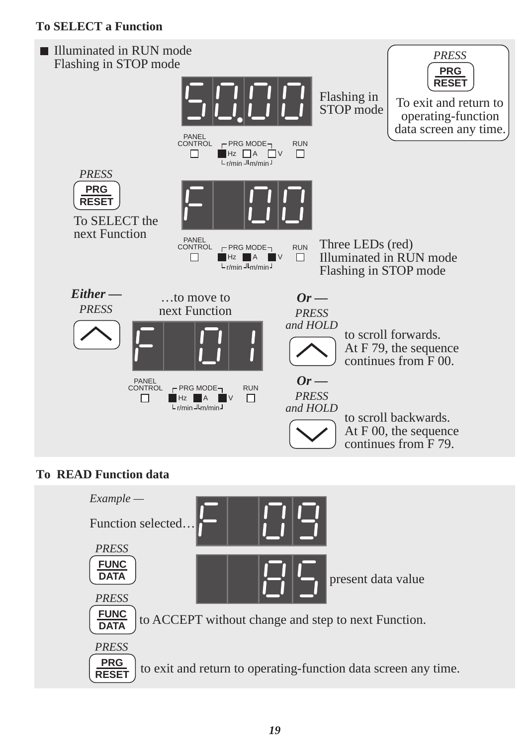## To SELECT a Function

■ Illuminated in RUN mode
Flashing in STOP mode

50.00

Flashing in STOP mode

PANEL CONTROL □ &nbsp; PRG MODE ■ Hz □ A □ V &nbsp; r/min m/min &nbsp; RUN □

*PRESS*

**PRG RESET**

To exit and return to operating-function data screen any time.

*PRESS*

**PRG RESET**

To SELECT the next Function

F 00

PANEL CONTROL □ &nbsp; PRG MODE ■ Hz ■ A ■ V &nbsp; r/min m/min &nbsp; RUN □

Three LEDs (red)
Illuminated in RUN mode
Flashing in STOP mode

***Either —***
*PRESS*

**∧**

…to move to next Function

F 01

PANEL CONTROL □ &nbsp; PRG MODE ■ Hz ■ A ■ V &nbsp; r/min m/min &nbsp; RUN □

***Or —***
*PRESS and HOLD*

**∧**

to scroll forwards.
At F 79, the sequence continues from F 00.

***Or —***
*PRESS and HOLD*

**∨**

to scroll backwards.
At F 00, the sequence continues from F 79.

## To READ Function data

*Example —*

Function selected… F 09

*PRESS*

**FUNC DATA**

85 present data value

*PRESS*

**FUNC DATA** to ACCEPT without change and step to next Function.

*PRESS*

**PRG RESET** to exit and return to operating-function data screen any time.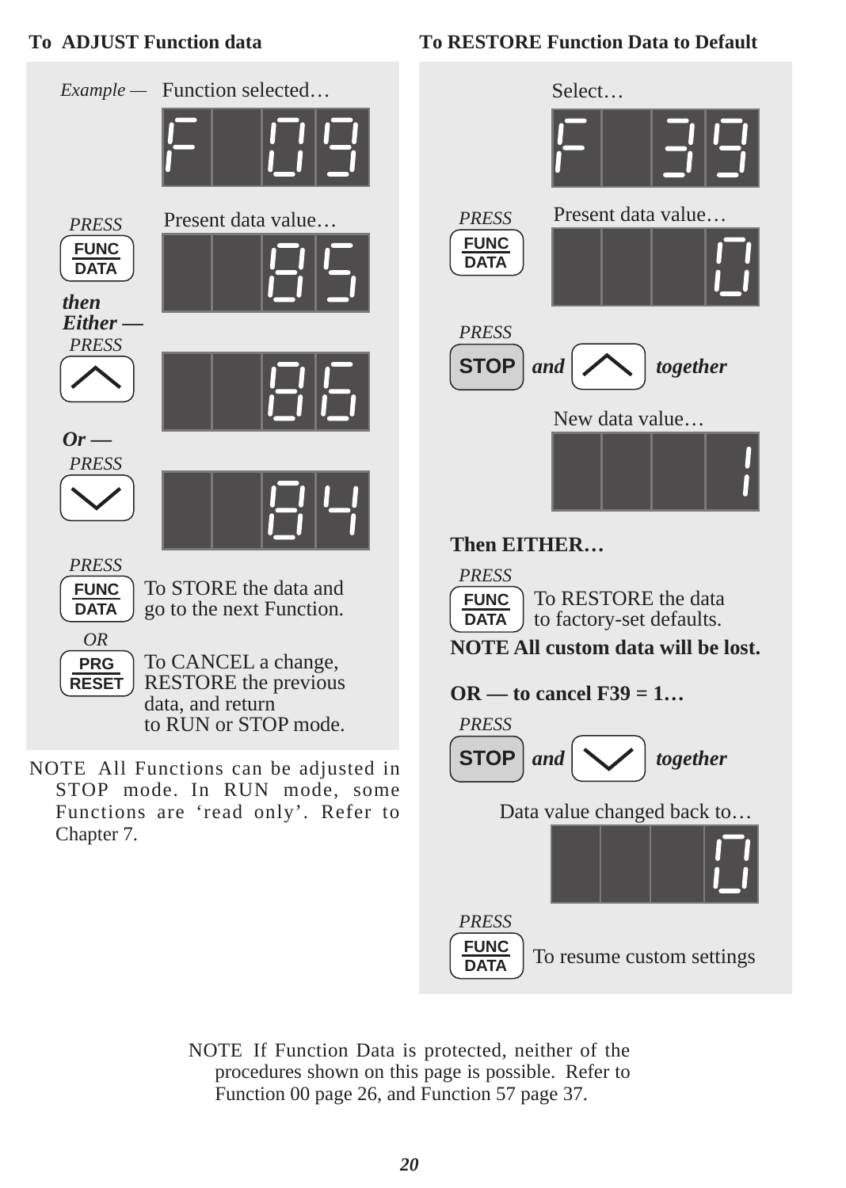## To ADJUST Function data

*Example —* Function selected…

F 09

*PRESS* **FUNC DATA**

Present data value…

85

***then Either —***

*PRESS* ▲

86

***Or —***

*PRESS* ▼

84

*PRESS* **FUNC DATA** To STORE the data and go to the next Function.

*OR*

**PRG RESET** To CANCEL a change, RESTORE the previous data, and return to RUN or STOP mode.

NOTE All Functions can be adjusted in STOP mode. In RUN mode, some Functions are 'read only'. Refer to Chapter 7.

## To RESTORE Function Data to Default

Select…

F 39

*PRESS* **FUNC DATA**

Present data value…

0

*PRESS* **STOP** *and* ▲ *together*

New data value…

1

**Then EITHER…**

*PRESS* **FUNC DATA** To RESTORE the data to factory-set defaults.

**NOTE All custom data will be lost.**

**OR — to cancel F39 = 1…**

*PRESS* **STOP** *and* ▼ *together*

Data value changed back to…

0

*PRESS* **FUNC DATA** To resume custom settings

NOTE If Function Data is protected, neither of the procedures shown on this page is possible. Refer to Function 00 page 26, and Function 57 page 37.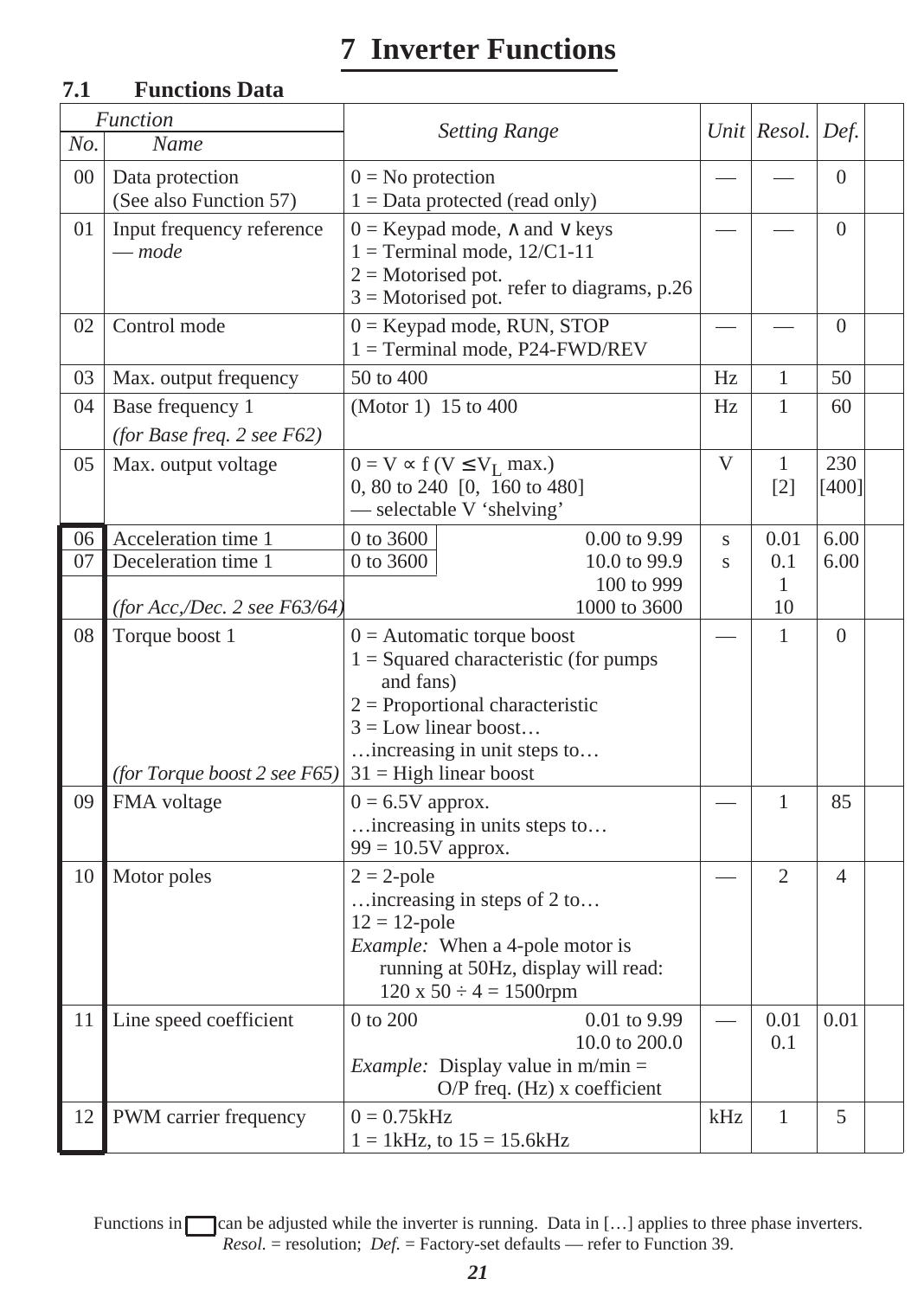# 7 Inverter Functions

## 7.1 Functions Data

| *Function* *No.* | *Name* | *Setting Range* | *Unit* | *Resol.* | *Def.* | |
|---|---|---|---|---|---|---|
| 00 | Data protection (See also Function 57) | 0 = No protection<br>1 = Data protected (read only) | — | — | 0 | |
| 01 | Input frequency reference — *mode* | 0 = Keypad mode, ∧ and ∨ keys<br>1 = Terminal mode, 12/C1-11<br>2 = Motorised pot.<br>3 = Motorised pot. refer to diagrams, p.26 | — | — | 0 | |
| 02 | Control mode | 0 = Keypad mode, RUN, STOP<br>1 = Terminal mode, P24-FWD/REV | — | — | 0 | |
| 03 | Max. output frequency | 50 to 400 | Hz | 1 | 50 | |
| 04 | Base frequency 1<br>*(for Base freq. 2 see F62)* | (Motor 1) 15 to 400 | Hz | 1 | 60 | |
| 05 | Max. output voltage | 0 = V ∝ f (V ≤ $V_L$ max.)<br>0, 80 to 240 [0, 160 to 480]<br>— selectable V 'shelving' | V | 1<br>[2] | 230<br>[400] | |
| 06 | Acceleration time 1 | 0 to 3600 — 0.00 to 9.99 | s | 0.01 | 6.00 | |
| 07 | Deceleration time 1<br>*(for Acc,/Dec. 2 see F63/64)* | 0 to 3600 — 10.0 to 99.9<br>100 to 999<br>1000 to 3600 | s | 0.1<br>1<br>10 | 6.00 | |
| 08 | Torque boost 1<br>*(for Torque boost 2 see F65)* | 0 = Automatic torque boost<br>1 = Squared characteristic (for pumps and fans)<br>2 = Proportional characteristic<br>3 = Low linear boost…<br>…increasing in unit steps to…<br>31 = High linear boost | — | 1 | 0 | |
| 09 | FMA voltage | 0 = 6.5V approx.<br>…increasing in units steps to…<br>99 = 10.5V approx. | — | 1 | 85 | |
| 10 | Motor poles | 2 = 2-pole<br>…increasing in steps of 2 to…<br>12 = 12-pole<br>*Example:* When a 4-pole motor is running at 50Hz, display will read: 120 x 50 ÷ 4 = 1500rpm | — | 2 | 4 | |
| 11 | Line speed coefficient | 0 to 200 — 0.01 to 9.99<br>10.0 to 200.0<br>*Example:* Display value in m/min = O/P freq. (Hz) x coefficient | — | 0.01<br>0.1 | 0.01 | |
| 12 | PWM carrier frequency | 0 = 0.75kHz<br>1 = 1kHz, to 15 = 15.6kHz | kHz | 1 | 5 | |

Functions in ☐ can be adjusted while the inverter is running. Data in […] applies to three phase inverters.
*Resol.* = resolution; *Def.* = Factory-set defaults — refer to Function 39.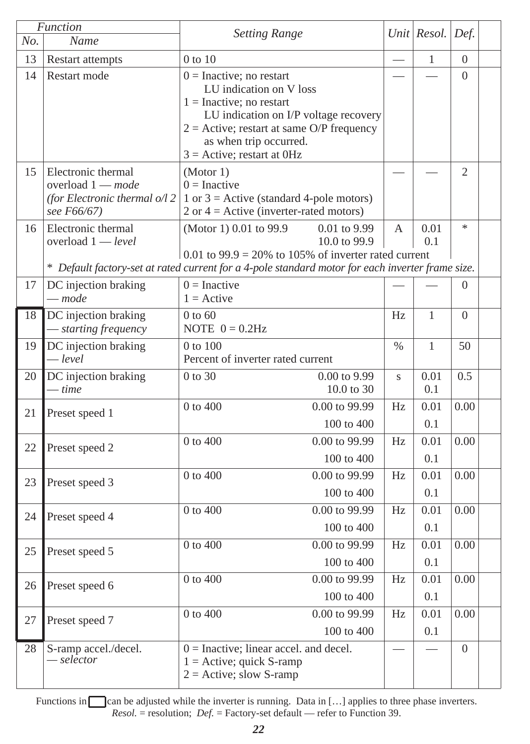| Function No. | Function Name | Setting Range | Unit | Resol. | Def. | |
|---|---|---|---|---|---|---|
| 13 | Restart attempts | 0 to 10 | — | 1 | 0 | |
| 14 | Restart mode | 0 = Inactive; no restart<br>LU indication on V loss<br>1 = Inactive; no restart<br>LU indication on I/P voltage recovery<br>2 = Active; restart at same O/P frequency as when trip occurred.<br>3 = Active; restart at 0Hz | — | — | 0 | |
| 15 | Electronic thermal overload 1 — *mode*<br>*(for Electronic thermal o/l 2 see F66/67)* | (Motor 1)<br>0 = Inactive<br>1 or 3 = Active (standard 4-pole motors)<br>2 or 4 = Active (inverter-rated motors) | — | — | 2 | |
| 16 | Electronic thermal overload 1 — *level* | (Motor 1) 0.01 to 99.9 — 0.01 to 9.99 / 10.0 to 99.9<br>0.01 to 99.9 = 20% to 105% of inverter rated current<br>* *Default factory-set at rated current for a 4-pole standard motor for each inverter frame size.* | A | 0.01<br>0.1 | * | |
| 17 | DC injection braking — *mode* | 0 = Inactive<br>1 = Active | — | — | 0 | |
| 18 | DC injection braking — *starting frequency* | 0 to 60<br>NOTE 0 = 0.2Hz | Hz | 1 | 0 | |
| 19 | DC injection braking — *level* | 0 to 100<br>Percent of inverter rated current | % | 1 | 50 | |
| 20 | DC injection braking — *time* | 0 to 30 — 0.00 to 9.99 / 10.0 to 30 | s | 0.01<br>0.1 | 0.5 | |
| 21 | Preset speed 1 | 0 to 400 — 0.00 to 99.99 / 100 to 400 | Hz | 0.01<br>0.1 | 0.00 | |
| 22 | Preset speed 2 | 0 to 400 — 0.00 to 99.99 / 100 to 400 | Hz | 0.01<br>0.1 | 0.00 | |
| 23 | Preset speed 3 | 0 to 400 — 0.00 to 99.99 / 100 to 400 | Hz | 0.01<br>0.1 | 0.00 | |
| 24 | Preset speed 4 | 0 to 400 — 0.00 to 99.99 / 100 to 400 | Hz | 0.01<br>0.1 | 0.00 | |
| 25 | Preset speed 5 | 0 to 400 — 0.00 to 99.99 / 100 to 400 | Hz | 0.01<br>0.1 | 0.00 | |
| 26 | Preset speed 6 | 0 to 400 — 0.00 to 99.99 / 100 to 400 | Hz | 0.01<br>0.1 | 0.00 | |
| 27 | Preset speed 7 | 0 to 400 — 0.00 to 99.99 / 100 to 400 | Hz | 0.01<br>0.1 | 0.00 | |
| 28 | S-ramp accel./decel. — *selector* | 0 = Inactive; linear accel. and decel.<br>1 = Active; quick S-ramp<br>2 = Active; slow S-ramp | — | — | 0 | |

Functions in ☐ can be adjusted while the inverter is running. Data in […] applies to three phase inverters. (Functions 18 to 27 are boxed.)
*Resol.* = resolution; *Def.* = Factory-set default — refer to Function 39.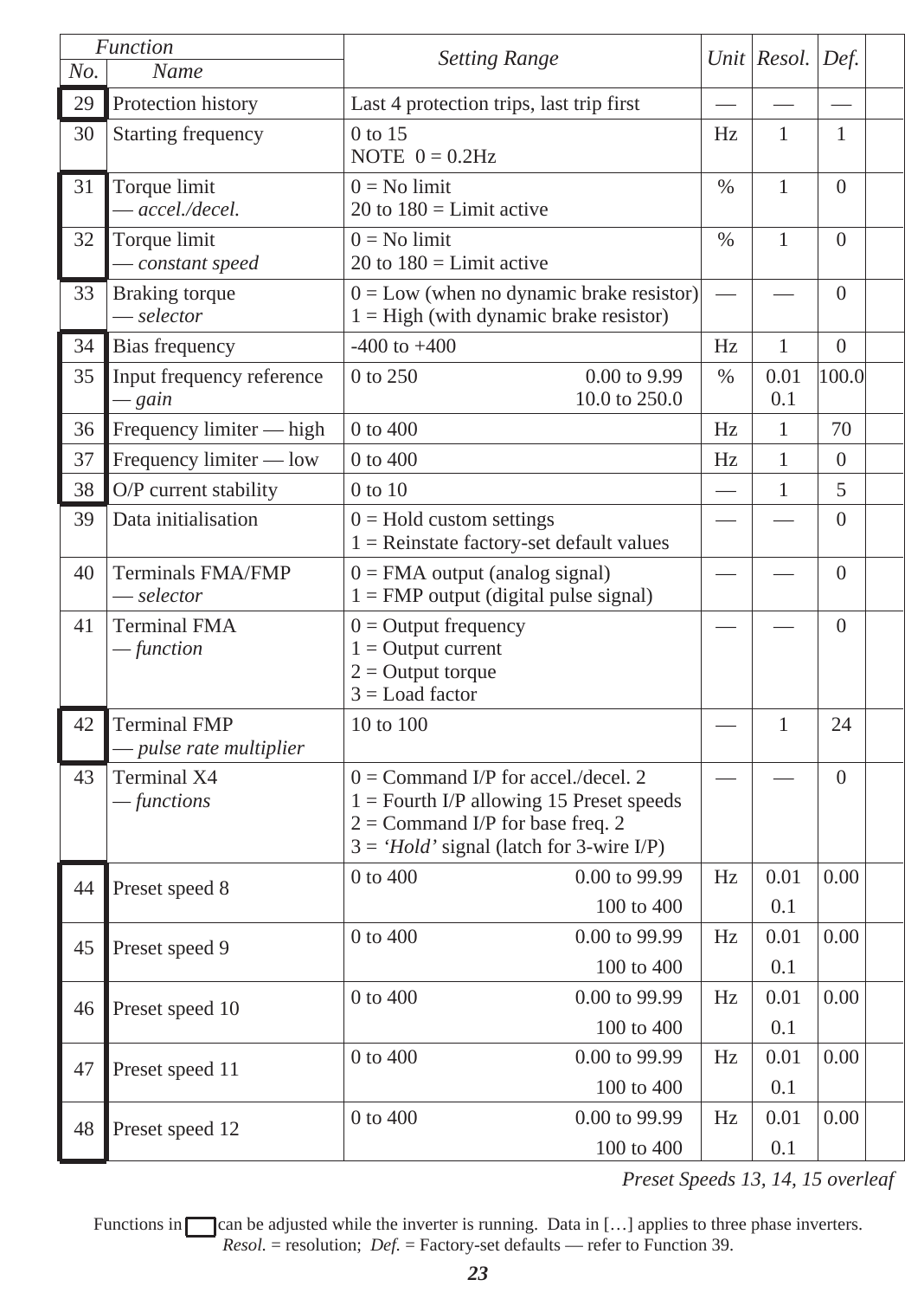| Function No. | Function Name | Setting Range | | Unit | Resol. | Def. | |
|---|---|---|---|---|---|---|---|
| 29 | Protection history | Last 4 protection trips, last trip first | | — | — | — | |
| 30 | Starting frequency | 0 to 15<br>NOTE 0 = 0.2Hz | | Hz | 1 | 1 | |
| 31 | Torque limit<br>*— accel./decel.* | 0 = No limit<br>20 to 180 = Limit active | | % | 1 | 0 | |
| 32 | Torque limit<br>*— constant speed* | 0 = No limit<br>20 to 180 = Limit active | | % | 1 | 0 | |
| 33 | Braking torque<br>*— selector* | 0 = Low (when no dynamic brake resistor)<br>1 = High (with dynamic brake resistor) | | — | — | 0 | |
| 34 | Bias frequency | -400 to +400 | | Hz | 1 | 0 | |
| 35 | Input frequency reference<br>*— gain* | 0 to 250 | 0.00 to 9.99<br>10.0 to 250.0 | % | 0.01<br>0.1 | 100.0 | |
| 36 | Frequency limiter — high | 0 to 400 | | Hz | 1 | 70 | |
| 37 | Frequency limiter — low | 0 to 400 | | Hz | 1 | 0 | |
| 38 | O/P current stability | 0 to 10 | | — | 1 | 5 | |
| 39 | Data initialisation | 0 = Hold custom settings<br>1 = Reinstate factory-set default values | | — | — | 0 | |
| 40 | Terminals FMA/FMP<br>*— selector* | 0 = FMA output (analog signal)<br>1 = FMP output (digital pulse signal) | | — | — | 0 | |
| 41 | Terminal FMA<br>*— function* | 0 = Output frequency<br>1 = Output current<br>2 = Output torque<br>3 = Load factor | | — | — | 0 | |
| 42 | Terminal FMP<br>*— pulse rate multiplier* | 10 to 100 | | — | 1 | 24 | |
| 43 | Terminal X4<br>*— functions* | 0 = Command I/P for accel./decel. 2<br>1 = Fourth I/P allowing 15 Preset speeds<br>2 = Command I/P for base freq. 2<br>3 = *'Hold'* signal (latch for 3-wire I/P) | | — | — | 0 | |
| 44 | Preset speed 8 | 0 to 400 | 0.00 to 99.99<br>100 to 400 | Hz | 0.01<br>0.1 | 0.00 | |
| 45 | Preset speed 9 | 0 to 400 | 0.00 to 99.99<br>100 to 400 | Hz | 0.01<br>0.1 | 0.00 | |
| 46 | Preset speed 10 | 0 to 400 | 0.00 to 99.99<br>100 to 400 | Hz | 0.01<br>0.1 | 0.00 | |
| 47 | Preset speed 11 | 0 to 400 | 0.00 to 99.99<br>100 to 400 | Hz | 0.01<br>0.1 | 0.00 | |
| 48 | Preset speed 12 | 0 to 400 | 0.00 to 99.99<br>100 to 400 | Hz | 0.01<br>0.1 | 0.00 | |

*Preset Speeds 13, 14, 15 overleaf*

Functions in ☐ can be adjusted while the inverter is running. Data in […] applies to three phase inverters.
*Resol.* = resolution; *Def.* = Factory-set defaults — refer to Function 39.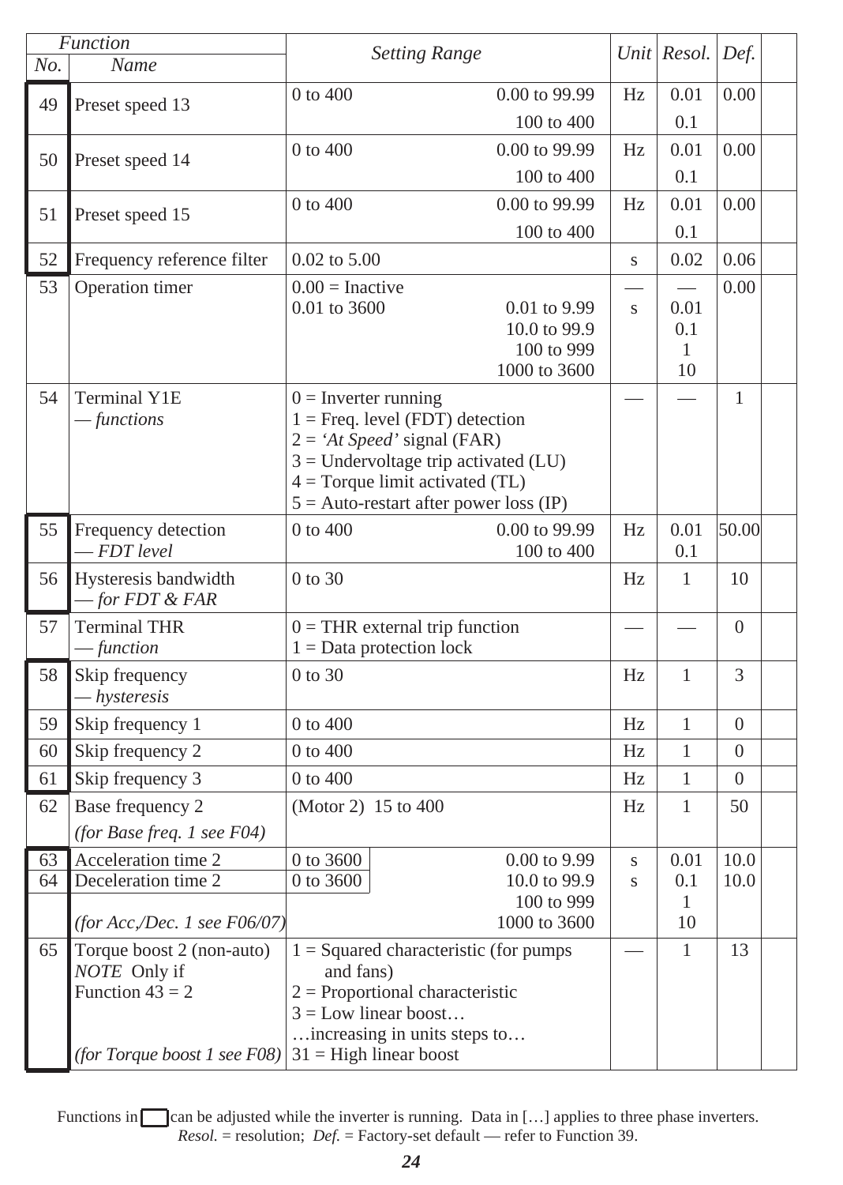| Function No. | Name | Setting Range | | Unit | Resol. | Def. | |
|---|---|---|---|---|---|---|---|
| 49 | Preset speed 13 | 0 to 400 | 0.00 to 99.99<br>100 to 400 | Hz | 0.01<br>0.1 | 0.00 | |
| 50 | Preset speed 14 | 0 to 400 | 0.00 to 99.99<br>100 to 400 | Hz | 0.01<br>0.1 | 0.00 | |
| 51 | Preset speed 15 | 0 to 400 | 0.00 to 99.99<br>100 to 400 | Hz | 0.01<br>0.1 | 0.00 | |
| 52 | Frequency reference filter | 0.02 to 5.00 | | s | 0.02 | 0.06 | |
| 53 | Operation timer | 0.00 = Inactive<br>0.01 to 3600 | <br>0.01 to 9.99<br>10.0 to 99.9<br>100 to 999<br>1000 to 3600 | —<br>s | —<br>0.01<br>0.1<br>1<br>10 | 0.00 | |
| 54 | Terminal Y1E<br>*— functions* | 0 = Inverter running<br>1 = Freq. level (FDT) detection<br>2 = *'At Speed'* signal (FAR)<br>3 = Undervoltage trip activated (LU)<br>4 = Torque limit activated (TL)<br>5 = Auto-restart after power loss (IP) | | — | — | 1 | |
| 55 | Frequency detection<br>*— FDT level* | 0 to 400 | 0.00 to 99.99<br>100 to 400 | Hz | 0.01<br>0.1 | 50.00 | |
| 56 | Hysteresis bandwidth<br>*— for FDT & FAR* | 0 to 30 | | Hz | 1 | 10 | |
| 57 | Terminal THR<br>*— function* | 0 = THR external trip function<br>1 = Data protection lock | | — | — | 0 | |
| 58 | Skip frequency<br>*— hysteresis* | 0 to 30 | | Hz | 1 | 3 | |
| 59 | Skip frequency 1 | 0 to 400 | | Hz | 1 | 0 | |
| 60 | Skip frequency 2 | 0 to 400 | | Hz | 1 | 0 | |
| 61 | Skip frequency 3 | 0 to 400 | | Hz | 1 | 0 | |
| 62 | Base frequency 2<br>*(for Base freq. 1 see F04)* | (Motor 2) 15 to 400 | | Hz | 1 | 50 | |
| 63 | Acceleration time 2 | 0 to 3600 | 0.00 to 9.99 | s | 0.01 | 10.0 | |
| 64 | Deceleration time 2<br><br>*(for Acc./Dec. 1 see F06/07)* | 0 to 3600 | 10.0 to 99.9<br>100 to 999<br>1000 to 3600 | s | 0.1<br>1<br>10 | 10.0 | |
| 65 | Torque boost 2 (non-auto)<br>*NOTE* Only if Function 43 = 2<br><br>*(for Torque boost 1 see F08)* | 1 = Squared characteristic (for pumps and fans)<br>2 = Proportional characteristic<br>3 = Low linear boost…<br>…increasing in units steps to…<br>31 = High linear boost | | — | 1 | 13 | |

Functions in ☐ can be adjusted while the inverter is running. Data in […] applies to three phase inverters.
*Resol.* = resolution; *Def.* = Factory-set default — refer to Function 39.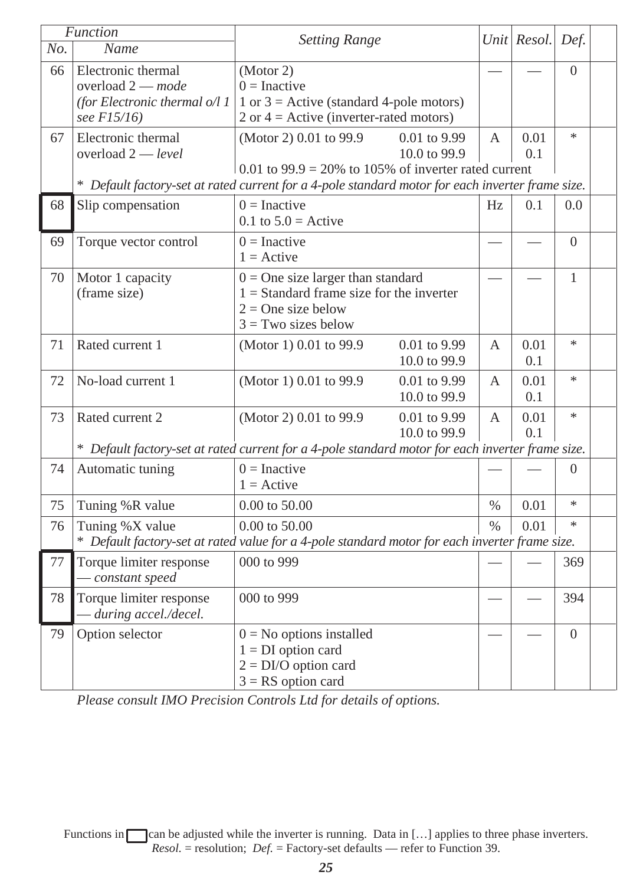| Function No. | Function Name | Setting Range | | Unit | Resol. | Def. | |
|---|---|---|---|---|---|---|---|
| 66 | Electronic thermal overload 2 — *mode* *(for Electronic thermal o/l 1 see F15/16)* | (Motor 2)<br>0 = Inactive<br>1 or 3 = Active (standard 4-pole motors)<br>2 or 4 = Active (inverter-rated motors) | | — | — | 0 | |
| 67 | Electronic thermal overload 2 — *level* | (Motor 2) 0.01 to 99.9<br>0.01 to 99.9 = 20% to 105% of inverter rated current | 0.01 to 9.99<br>10.0 to 99.9 | A | 0.01<br>0.1 | * | |
| | * *Default factory-set at rated current for a 4-pole standard motor for each inverter frame size.* | | | | | | |
| 68 | Slip compensation | 0 = Inactive<br>0.1 to 5.0 = Active | | Hz | 0.1 | 0.0 | |
| 69 | Torque vector control | 0 = Inactive<br>1 = Active | | — | — | 0 | |
| 70 | Motor 1 capacity (frame size) | 0 = One size larger than standard<br>1 = Standard frame size for the inverter<br>2 = One size below<br>3 = Two sizes below | | — | — | 1 | |
| 71 | Rated current 1 | (Motor 1) 0.01 to 99.9 | 0.01 to 9.99<br>10.0 to 99.9 | A | 0.01<br>0.1 | * | |
| 72 | No-load current 1 | (Motor 1) 0.01 to 99.9 | 0.01 to 9.99<br>10.0 to 99.9 | A | 0.01<br>0.1 | * | |
| 73 | Rated current 2 | (Motor 2) 0.01 to 99.9 | 0.01 to 9.99<br>10.0 to 99.9 | A | 0.01<br>0.1 | * | |
| | * *Default factory-set at rated current for a 4-pole standard motor for each inverter frame size.* | | | | | | |
| 74 | Automatic tuning | 0 = Inactive<br>1 = Active | | — | — | 0 | |
| 75 | Tuning %R value | 0.00 to 50.00 | | % | 0.01 | * | |
| 76 | Tuning %X value | 0.00 to 50.00 | | % | 0.01 | * | |
| | * *Default factory-set at rated value for a 4-pole standard motor for each inverter frame size.* | | | | | | |
| 77 | Torque limiter response *— constant speed* | 000 to 999 | | — | — | 369 | |
| 78 | Torque limiter response *— during accel./decel.* | 000 to 999 | | — | — | 394 | |
| 79 | Option selector | 0 = No options installed<br>1 = DI option card<br>2 = DI/O option card<br>3 = RS option card | | — | — | 0 | |

*Please consult IMO Precision Controls Ltd for details of options.*

Functions in ☐ can be adjusted while the inverter is running. Data in […] applies to three phase inverters.
*Resol.* = resolution; *Def.* = Factory-set defaults — refer to Function 39.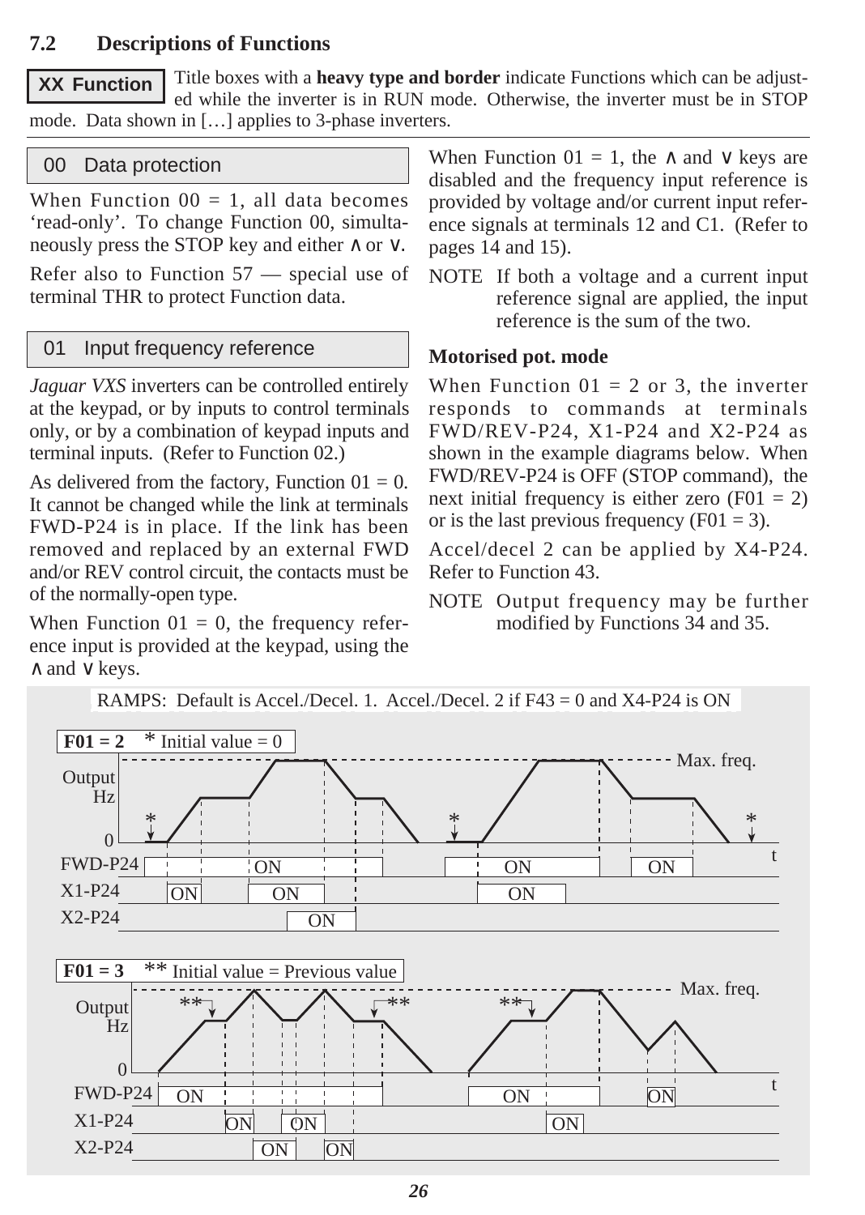## 7.2 Descriptions of Functions

**XX Function** Title boxes with a **heavy type and border** indicate Functions which can be adjusted while the inverter is in RUN mode. Otherwise, the inverter must be in STOP mode. Data shown in […] applies to 3-phase inverters.

### 00 Data protection

When Function 00 = 1, all data becomes 'read-only'. To change Function 00, simultaneously press the STOP key and either ∧ or ∨.

Refer also to Function 57 — special use of terminal THR to protect Function data.

### 01 Input frequency reference

*Jaguar VXS* inverters can be controlled entirely at the keypad, or by inputs to control terminals only, or by a combination of keypad inputs and terminal inputs. (Refer to Function 02.)

As delivered from the factory, Function 01 = 0. It cannot be changed while the link at terminals FWD-P24 is in place. If the link has been removed and replaced by an external FWD and/or REV control circuit, the contacts must be of the normally-open type.

When Function 01 = 0, the frequency reference input is provided at the keypad, using the ∧ and ∨ keys.

When Function 01 = 1, the ∧ and ∨ keys are disabled and the frequency input reference is provided by voltage and/or current input reference signals at terminals 12 and C1. (Refer to pages 14 and 15).

NOTE If both a voltage and a current input reference signal are applied, the input reference is the sum of the two.

**Motorised pot. mode**

When Function 01 = 2 or 3, the inverter responds to commands at terminals FWD/REV-P24, X1-P24 and X2-P24 as shown in the example diagrams below. When FWD/REV-P24 is OFF (STOP command), the next initial frequency is either zero (F01 = 2) or is the last previous frequency (F01 = 3).

Accel/decel 2 can be applied by X4-P24. Refer to Function 43.

NOTE Output frequency may be further modified by Functions 34 and 35.

RAMPS: Default is Accel./Decel. 1. Accel./Decel. 2 if F43 = 0 and X4-P24 is ON

**F01 = 2** * Initial value = 0

**F01 = 3** ** Initial value = Previous value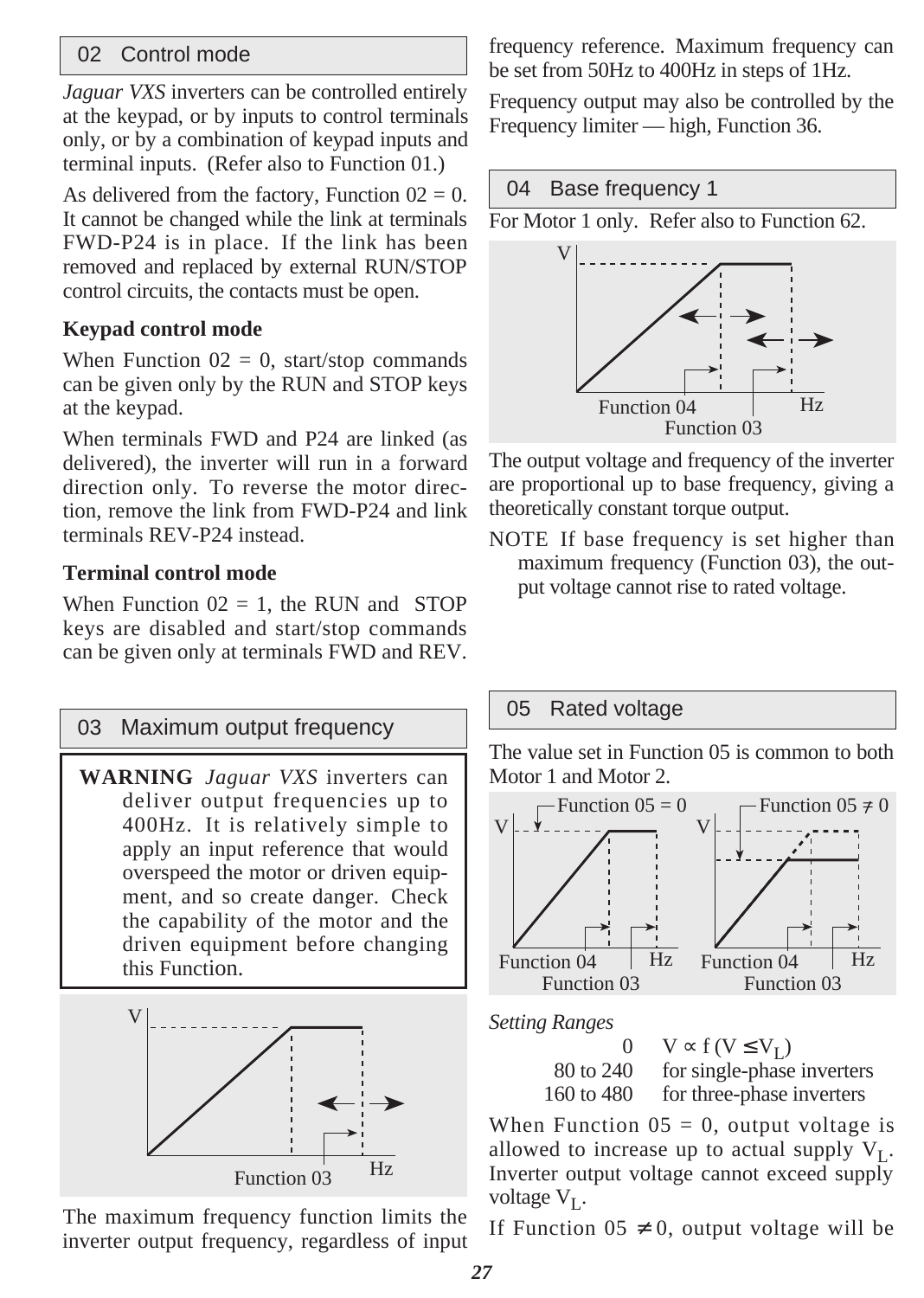## 02 Control mode

*Jaguar VXS* inverters can be controlled entirely at the keypad, or by inputs to control terminals only, or by a combination of keypad inputs and terminal inputs. (Refer also to Function 01.)

As delivered from the factory, Function 02 = 0. It cannot be changed while the link at terminals FWD-P24 is in place. If the link has been removed and replaced by external RUN/STOP control circuits, the contacts must be open.

### Keypad control mode

When Function 02 = 0, start/stop commands can be given only by the RUN and STOP keys at the keypad.

When terminals FWD and P24 are linked (as delivered), the inverter will run in a forward direction only. To reverse the motor direction, remove the link from FWD-P24 and link terminals REV-P24 instead.

### Terminal control mode

When Function 02 = 1, the RUN and STOP keys are disabled and start/stop commands can be given only at terminals FWD and REV.

## 03 Maximum output frequency

**WARNING** *Jaguar VXS* inverters can deliver output frequencies up to 400Hz. It is relatively simple to apply an input reference that would overspeed the motor or driven equipment, and so create danger. Check the capability of the motor and the driven equipment before changing this Function.

The maximum frequency function limits the inverter output frequency, regardless of input frequency reference. Maximum frequency can be set from 50Hz to 400Hz in steps of 1Hz.

Frequency output may also be controlled by the Frequency limiter — high, Function 36.

## 04 Base frequency 1

For Motor 1 only. Refer also to Function 62.

The output voltage and frequency of the inverter are proportional up to base frequency, giving a theoretically constant torque output.

NOTE If base frequency is set higher than maximum frequency (Function 03), the output voltage cannot rise to rated voltage.

## 05 Rated voltage

The value set in Function 05 is common to both Motor 1 and Motor 2.

*Setting Ranges*

| | |
|---|---|
| 0 | $V \propto f\ (V \leq V_L)$ |
| 80 to 240 | for single-phase inverters |
| 160 to 480 | for three-phase inverters |

When Function 05 = 0, output voltage is allowed to increase up to actual supply $V_L$. Inverter output voltage cannot exceed supply voltage $V_L$.

If Function 05 $\neq$ 0, output voltage will be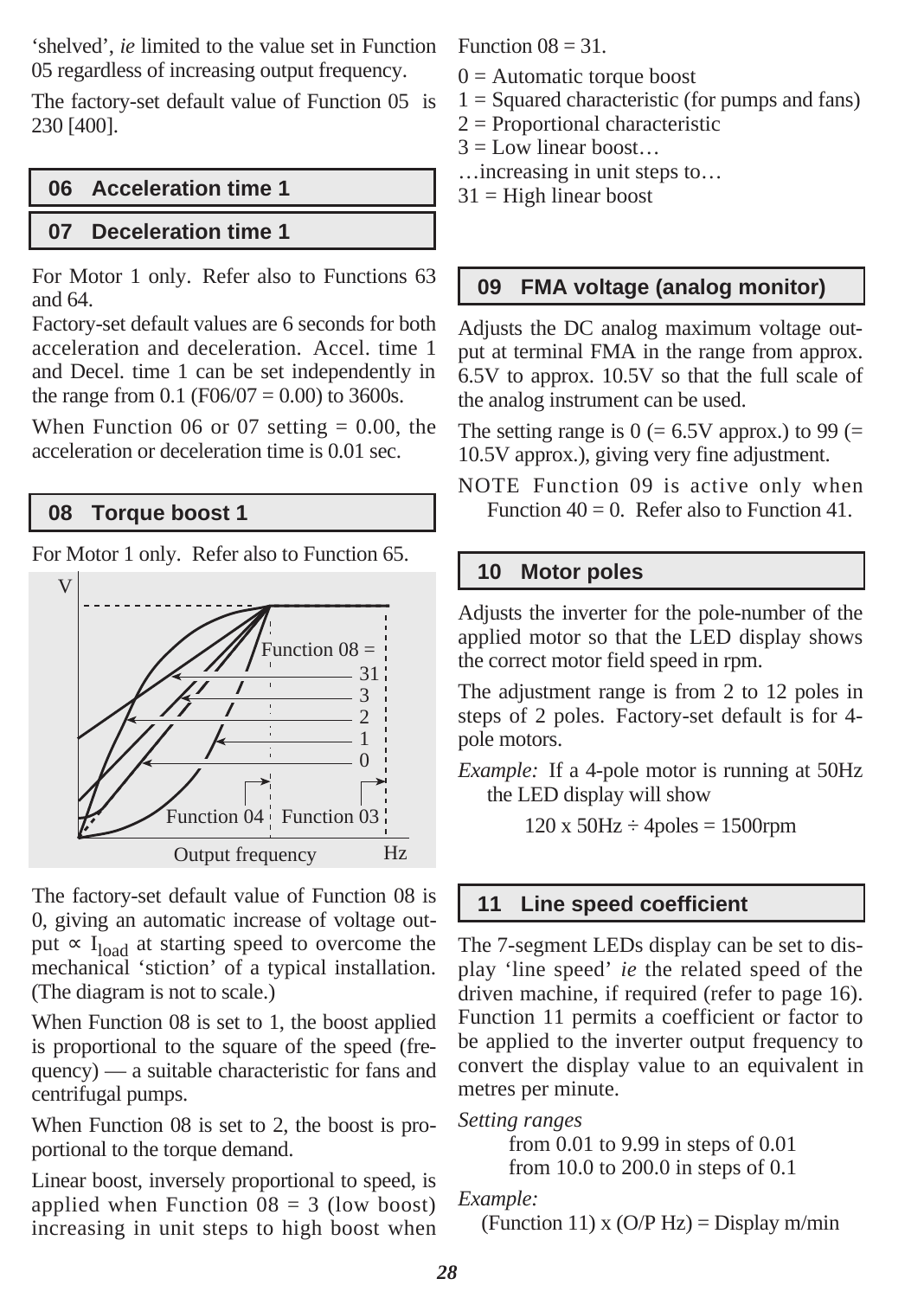'shelved', *ie* limited to the value set in Function 05 regardless of increasing output frequency.

The factory-set default value of Function 05 is 230 [400].

## 06 Acceleration time 1

## 07 Deceleration time 1

For Motor 1 only. Refer also to Functions 63 and 64.

Factory-set default values are 6 seconds for both acceleration and deceleration. Accel. time 1 and Decel. time 1 can be set independently in the range from 0.1 (F06/07 = 0.00) to 3600s.

When Function 06 or 07 setting = 0.00, the acceleration or deceleration time is 0.01 sec.

## 08 Torque boost 1

For Motor 1 only. Refer also to Function 65.

The factory-set default value of Function 08 is 0, giving an automatic increase of voltage output $\propto I_{load}$ at starting speed to overcome the mechanical 'stiction' of a typical installation. (The diagram is not to scale.)

When Function 08 is set to 1, the boost applied is proportional to the square of the speed (frequency) — a suitable characteristic for fans and centrifugal pumps.

When Function 08 is set to 2, the boost is proportional to the torque demand.

Linear boost, inversely proportional to speed, is applied when Function 08 = 3 (low boost) increasing in unit steps to high boost when Function 08 = 31.

0 = Automatic torque boost
1 = Squared characteristic (for pumps and fans)
2 = Proportional characteristic
3 = Low linear boost…
…increasing in unit steps to…
31 = High linear boost

## 09 FMA voltage (analog monitor)

Adjusts the DC analog maximum voltage output at terminal FMA in the range from approx. 6.5V to approx. 10.5V so that the full scale of the analog instrument can be used.

The setting range is 0 (= 6.5V approx.) to 99 (= 10.5V approx.), giving very fine adjustment.

NOTE Function 09 is active only when Function 40 = 0. Refer also to Function 41.

## 10 Motor poles

Adjusts the inverter for the pole-number of the applied motor so that the LED display shows the correct motor field speed in rpm.

The adjustment range is from 2 to 12 poles in steps of 2 poles. Factory-set default is for 4-pole motors.

*Example:* If a 4-pole motor is running at 50Hz the LED display will show

$$120 \times 50\text{Hz} \div 4\text{poles} = 1500\text{rpm}$$

## 11 Line speed coefficient

The 7-segment LEDs display can be set to display 'line speed' *ie* the related speed of the driven machine, if required (refer to page 16). Function 11 permits a coefficient or factor to be applied to the inverter output frequency to convert the display value to an equivalent in metres per minute.

*Setting ranges*

from 0.01 to 9.99 in steps of 0.01
from 10.0 to 200.0 in steps of 0.1

*Example:*

(Function 11) x (O/P Hz) = Display m/min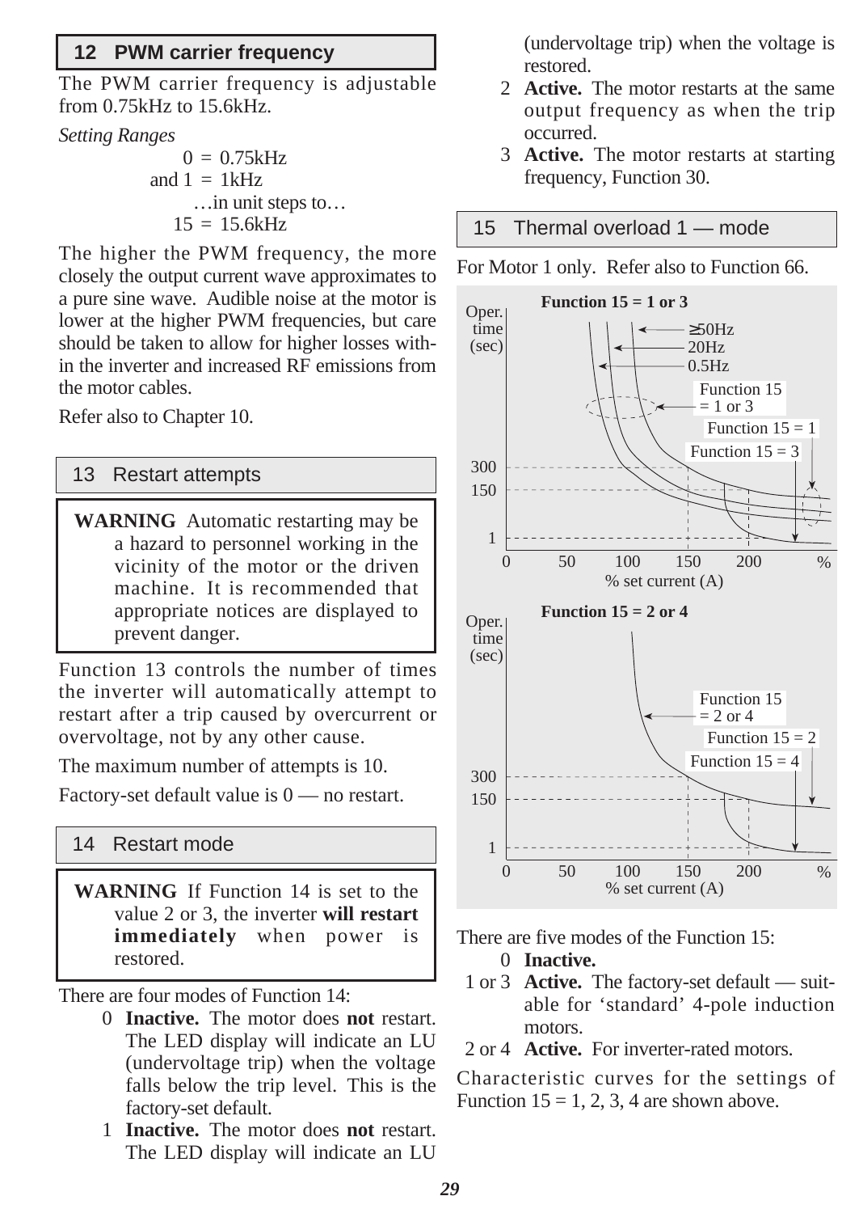## 12 PWM carrier frequency

The PWM carrier frequency is adjustable from 0.75kHz to 15.6kHz.

*Setting Ranges*

0 = 0.75kHz
and 1 = 1kHz
…in unit steps to…
15 = 15.6kHz

The higher the PWM frequency, the more closely the output current wave approximates to a pure sine wave. Audible noise at the motor is lower at the higher PWM frequencies, but care should be taken to allow for higher losses within the inverter and increased RF emissions from the motor cables.

Refer also to Chapter 10.

## 13 Restart attempts

**WARNING** Automatic restarting may be a hazard to personnel working in the vicinity of the motor or the driven machine. It is recommended that appropriate notices are displayed to prevent danger.

Function 13 controls the number of times the inverter will automatically attempt to restart after a trip caused by overcurrent or overvoltage, not by any other cause.

The maximum number of attempts is 10.

Factory-set default value is 0 — no restart.

## 14 Restart mode

**WARNING** If Function 14 is set to the value 2 or 3, the inverter **will restart immediately** when power is restored.

There are four modes of Function 14:

0 **Inactive.** The motor does **not** restart. The LED display will indicate an LU (undervoltage trip) when the voltage falls below the trip level. This is the factory-set default.

1 **Inactive.** The motor does **not** restart. The LED display will indicate an LU (undervoltage trip) when the voltage is restored.

2 **Active.** The motor restarts at the same output frequency as when the trip occurred.

3 **Active.** The motor restarts at starting frequency, Function 30.

## 15 Thermal overload 1 — mode

For Motor 1 only. Refer also to Function 66.

**Function 15 = 1 or 3**

**Function 15 = 2 or 4**

There are five modes of the Function 15:

0 **Inactive.**

1 or 3 **Active.** The factory-set default — suitable for 'standard' 4-pole induction motors.

2 or 4 **Active.** For inverter-rated motors.

Characteristic curves for the settings of Function 15 = 1, 2, 3, 4 are shown above.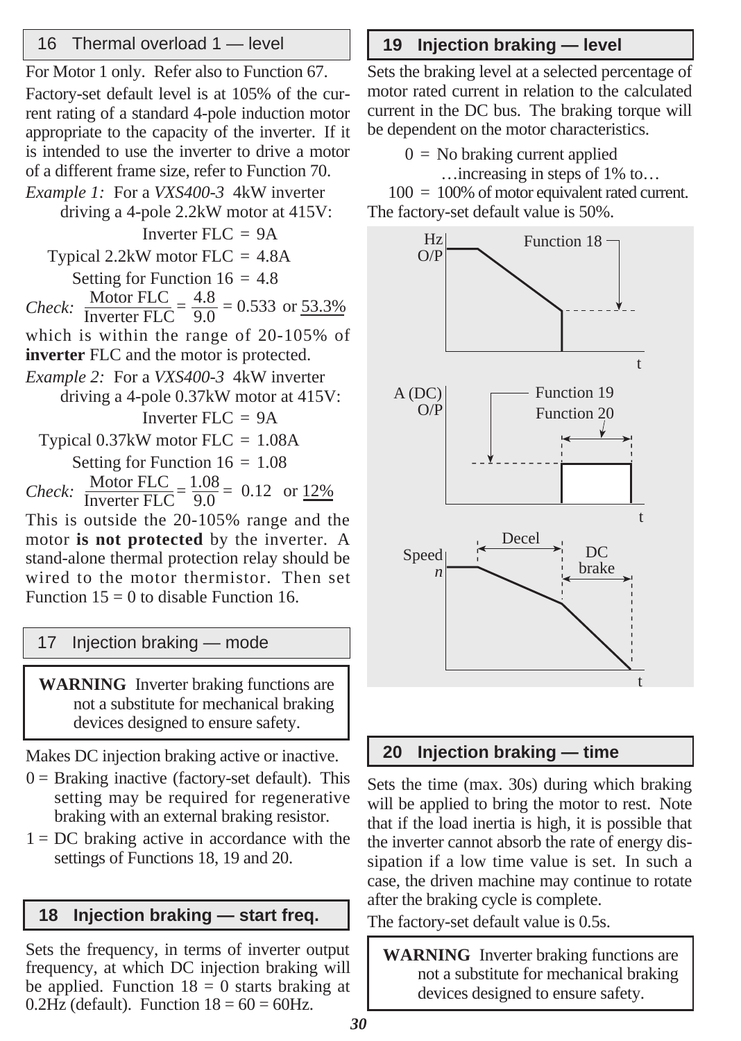## 16 Thermal overload 1 — level

For Motor 1 only. Refer also to Function 67.

Factory-set default level is at 105% of the current rating of a standard 4-pole induction motor appropriate to the capacity of the inverter. If it is intended to use the inverter to drive a motor of a different frame size, refer to Function 70.

*Example 1:* For a *VXS400-3* 4kW inverter driving a 4-pole 2.2kW motor at 415V:

Inverter FLC = 9A

Typical 2.2kW motor FLC = 4.8A

Setting for Function 16 = 4.8

*Check:* $\frac{\text{Motor FLC}}{\text{Inverter FLC}} = \frac{4.8}{9.0} = 0.533$ or 53.3%

which is within the range of 20-105% of **inverter** FLC and the motor is protected.

*Example 2:* For a *VXS400-3* 4kW inverter driving a 4-pole 0.37kW motor at 415V:

Inverter FLC = 9A

Typical 0.37kW motor FLC = 1.08A

Setting for Function 16 = 1.08

*Check:* $\frac{\text{Motor FLC}}{\text{Inverter FLC}} = \frac{1.08}{9.0} = 0.12$ or 12%

This is outside the 20-105% range and the motor **is not protected** by the inverter. A stand-alone thermal protection relay should be wired to the motor thermistor. Then set Function 15 = 0 to disable Function 16.

## 17 Injection braking — mode

**WARNING** Inverter braking functions are not a substitute for mechanical braking devices designed to ensure safety.

Makes DC injection braking active or inactive.

0 = Braking inactive (factory-set default). This setting may be required for regenerative braking with an external braking resistor.

1 = DC braking active in accordance with the settings of Functions 18, 19 and 20.

## 18 Injection braking — start freq.

Sets the frequency, in terms of inverter output frequency, at which DC injection braking will be applied. Function 18 = 0 starts braking at 0.2Hz (default). Function 18 = 60 = 60Hz.

## 19 Injection braking — level

Sets the braking level at a selected percentage of motor rated current in relation to the calculated current in the DC bus. The braking torque will be dependent on the motor characteristics.

0 = No braking current applied

…increasing in steps of 1% to…

100 = 100% of motor equivalent rated current.

The factory-set default value is 50%.

## 20 Injection braking — time

Sets the time (max. 30s) during which braking will be applied to bring the motor to rest. Note that if the load inertia is high, it is possible that the inverter cannot absorb the rate of energy dissipation if a low time value is set. In such a case, the driven machine may continue to rotate after the braking cycle is complete.

The factory-set default value is 0.5s.

**WARNING** Inverter braking functions are not a substitute for mechanical braking devices designed to ensure safety.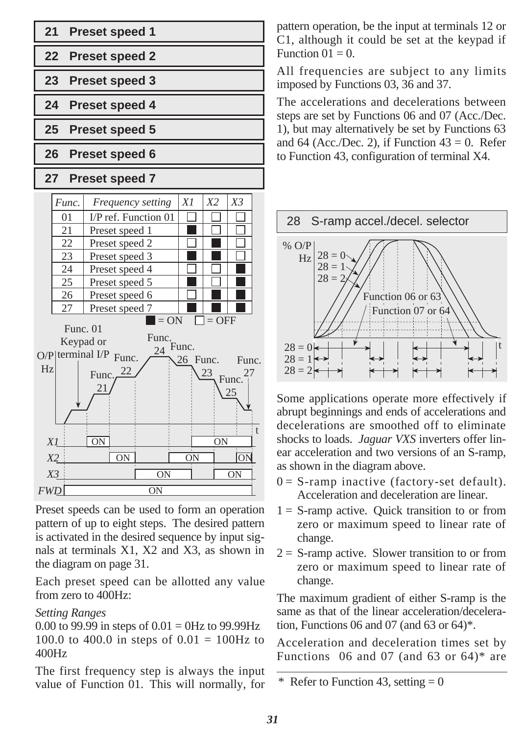## 21 Preset speed 1

## 22 Preset speed 2

## 23 Preset speed 3

## 24 Preset speed 4

## 25 Preset speed 5

## 26 Preset speed 6

## 27 Preset speed 7

| Func. | Frequency setting | X1 | X2 | X3 |
|---|---|---|---|---|
| 01 | I/P ref. Function 01 | OFF | OFF | OFF |
| 21 | Preset speed 1 | ON | OFF | OFF |
| 22 | Preset speed 2 | OFF | ON | OFF |
| 23 | Preset speed 3 | ON | ON | OFF |
| 24 | Preset speed 4 | OFF | OFF | ON |
| 25 | Preset speed 5 | ON | OFF | ON |
| 26 | Preset speed 6 | OFF | ON | ON |
| 27 | Preset speed 7 | ON | ON | ON |

■ = ON □ = OFF

Preset speeds can be used to form an operation pattern of up to eight steps. The desired pattern is activated in the desired sequence by input signals at terminals X1, X2 and X3, as shown in the diagram on page 31.

Each preset speed can be allotted any value from zero to 400Hz:

*Setting Ranges*
0.00 to 99.99 in steps of 0.01 = 0Hz to 99.99Hz
100.0 to 400.0 in steps of 0.01 = 100Hz to 400Hz

The first frequency step is always the input value of Function 01. This will normally, for pattern operation, be the input at terminals 12 or C1, although it could be set at the keypad if Function 01 = 0.

All frequencies are subject to any limits imposed by Functions 03, 36 and 37.

The accelerations and decelerations between steps are set by Functions 06 and 07 (Acc./Dec. 1), but may alternatively be set by Functions 63 and 64 (Acc./Dec. 2), if Function 43 = 0. Refer to Function 43, configuration of terminal X4.

## 28 S-ramp accel./decel. selector

Some applications operate more effectively if abrupt beginnings and ends of accelerations and decelerations are smoothed off to eliminate shocks to loads. *Jaguar VXS* inverters offer linear acceleration and two versions of an S-ramp, as shown in the diagram above.

- 0 = S-ramp inactive (factory-set default). Acceleration and deceleration are linear.
- 1 = S-ramp active. Quick transition to or from zero or maximum speed to linear rate of change.
- 2 = S-ramp active. Slower transition to or from zero or maximum speed to linear rate of change.

The maximum gradient of either S-ramp is the same as that of the linear acceleration/deceleration, Functions 06 and 07 (and 63 or 64)*.

Acceleration and deceleration times set by Functions 06 and 07 (and 63 or 64)* are

\* Refer to Function 43, setting = 0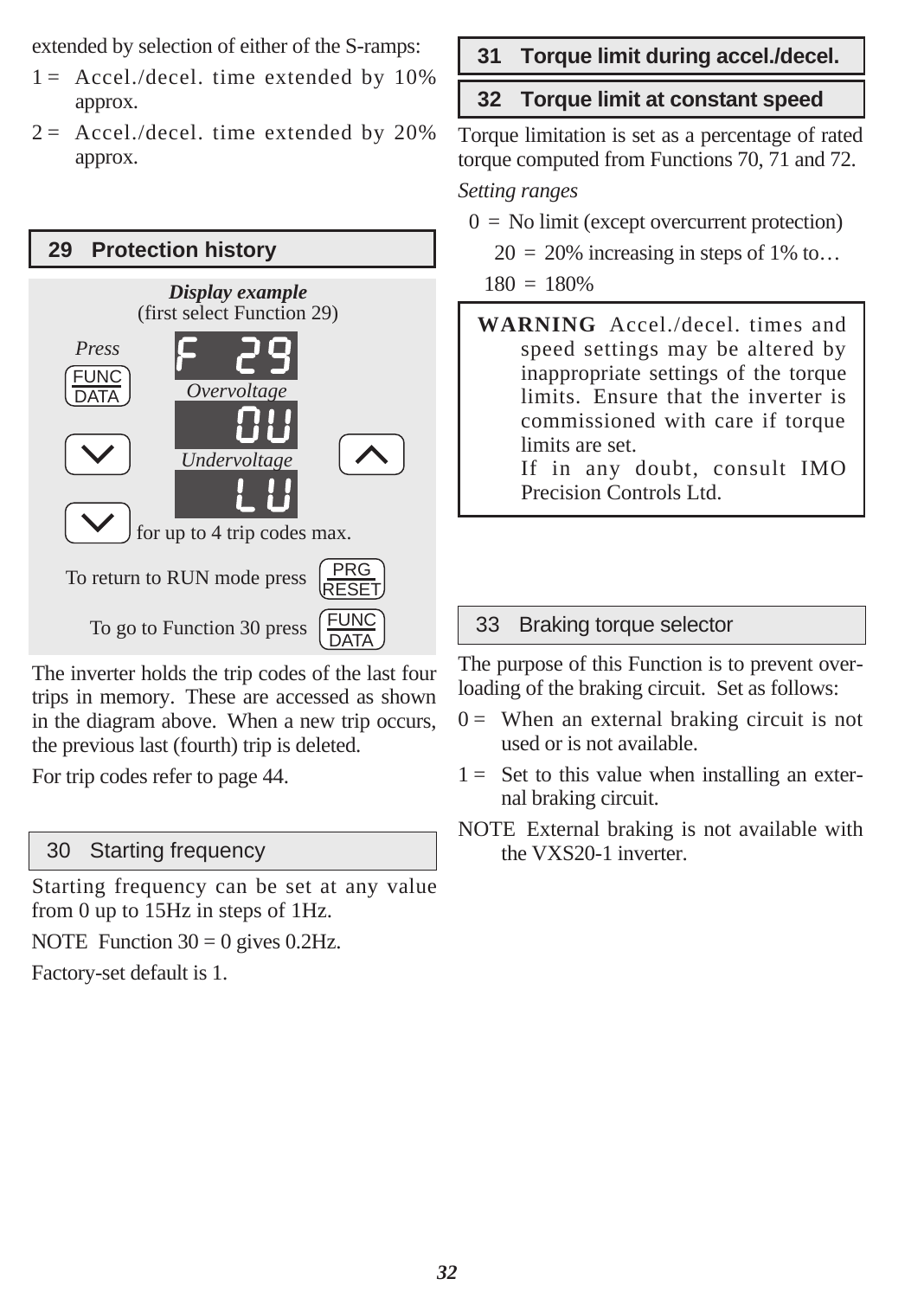extended by selection of either of the S-ramps:

1 = Accel./decel. time extended by 10% approx.

2 = Accel./decel. time extended by 20% approx.

## 29 Protection history

***Display example***
(first select Function 29)

*Press* FUNC/DATA → F 29

*Overvoltage* → OU (press ∨ / ∧)

*Undervoltage* → LU

∨ for up to 4 trip codes max.

To return to RUN mode press PRG/RESET

To go to Function 30 press FUNC/DATA

The inverter holds the trip codes of the last four trips in memory. These are accessed as shown in the diagram above. When a new trip occurs, the previous last (fourth) trip is deleted.

For trip codes refer to page 44.

## 30 Starting frequency

Starting frequency can be set at any value from 0 up to 15Hz in steps of 1Hz.

NOTE Function 30 = 0 gives 0.2Hz.

Factory-set default is 1.

## 31 Torque limit during accel./decel.

## 32 Torque limit at constant speed

Torque limitation is set as a percentage of rated torque computed from Functions 70, 71 and 72.

*Setting ranges*

0 = No limit (except overcurrent protection)

20 = 20% increasing in steps of 1% to…

180 = 180%

**WARNING** Accel./decel. times and speed settings may be altered by inappropriate settings of the torque limits. Ensure that the inverter is commissioned with care if torque limits are set.
If in any doubt, consult IMO Precision Controls Ltd.

## 33 Braking torque selector

The purpose of this Function is to prevent overloading of the braking circuit. Set as follows:

0 = When an external braking circuit is not used or is not available.

1 = Set to this value when installing an external braking circuit.

NOTE External braking is not available with the VXS20-1 inverter.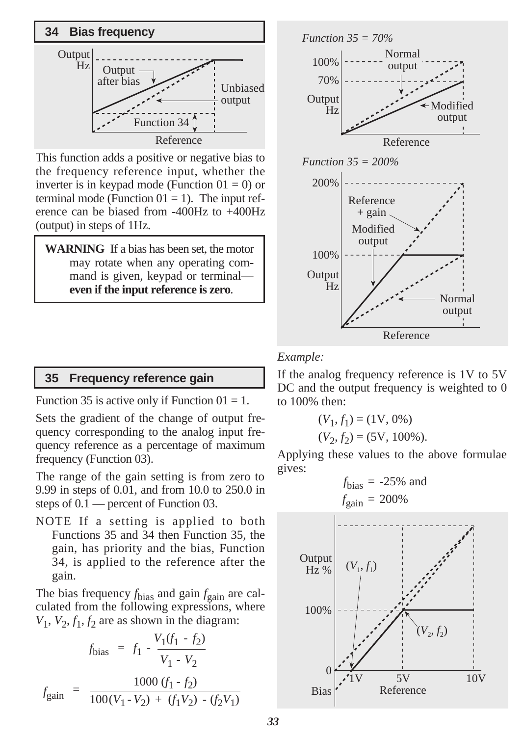## 34 Bias frequency

This function adds a positive or negative bias to the frequency reference input, whether the inverter is in keypad mode (Function 01 = 0) or terminal mode (Function 01 = 1). The input reference can be biased from -400Hz to +400Hz (output) in steps of 1Hz.

> **WARNING** If a bias has been set, the motor may rotate when any operating command is given, keypad or terminal— **even if the input reference is zero**.

## 35 Frequency reference gain

Function 35 is active only if Function 01 = 1.

Sets the gradient of the change of output frequency corresponding to the analog input frequency reference as a percentage of maximum frequency (Function 03).

The range of the gain setting is from zero to 9.99 in steps of 0.01, and from 10.0 to 250.0 in steps of 0.1 — percent of Function 03.

NOTE If a setting is applied to both Functions 35 and 34 then Function 35, the gain, has priority and the bias, Function 34, is applied to the reference after the gain.

The bias frequency $f_{bias}$ and gain $f_{gain}$ are calculated from the following expressions, where $V_1$, $V_2$, $f_1$, $f_2$ are as shown in the diagram:

$$f_{bias} = f_1 - \frac{V_1(f_1 - f_2)}{V_1 - V_2}$$

$$f_{gain} = \frac{1000\,(f_1 - f_2)}{100(V_1 - V_2) + (f_1 V_2) - (f_2 V_1)}$$

*Function 35 = 70%*

*Function 35 = 200%*

*Example:*

If the analog frequency reference is 1V to 5V DC and the output frequency is weighted to 0 to 100% then:

$$(V_1, f_1) = (1\text{V}, 0\%)$$
$$(V_2, f_2) = (5\text{V}, 100\%).$$

Applying these values to the above formulae gives:

$$f_{bias} = -25\% \text{ and}$$
$$f_{gain} = 200\%$$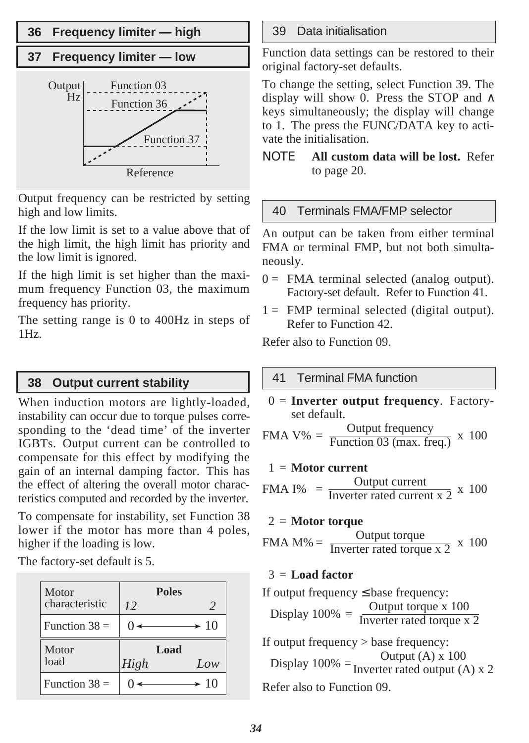## 36 Frequency limiter — high

## 37 Frequency limiter — low

Output Hz | Function 03 | Function 36 | Function 37 | Reference

Output frequency can be restricted by setting high and low limits.

If the low limit is set to a value above that of the high limit, the high limit has priority and the low limit is ignored.

If the high limit is set higher than the maximum frequency Function 03, the maximum frequency has priority.

The setting range is 0 to 400Hz in steps of 1Hz.

## 38 Output current stability

When induction motors are lightly-loaded, instability can occur due to torque pulses corresponding to the 'dead time' of the inverter IGBTs. Output current can be controlled to compensate for this effect by modifying the gain of an internal damping factor. This has the effect of altering the overall motor characteristics computed and recorded by the inverter.

To compensate for instability, set Function 38 lower if the motor has more than 4 poles, higher if the loading is low.

The factory-set default is 5.

| Motor characteristic | **Poles** *12* ... *2* |
|---|---|
| Function 38 = | 0 ←——→ 10 |

| Motor load | **Load** *High* ... *Low* |
|---|---|
| Function 38 = | 0 ←——→ 10 |

## 39 Data initialisation

Function data settings can be restored to their original factory-set defaults.

To change the setting, select Function 39. The display will show 0. Press the STOP and ∧ keys simultaneously; the display will change to 1. The press the FUNC/DATA key to activate the initialisation.

NOTE **All custom data will be lost.** Refer to page 20.

## 40 Terminals FMA/FMP selector

An output can be taken from either terminal FMA or terminal FMP, but not both simultaneously.

0 = FMA terminal selected (analog output). Factory-set default. Refer to Function 41.

1 = FMP terminal selected (digital output). Refer to Function 42.

Refer also to Function 09.

## 41 Terminal FMA function

0 = **Inverter output frequency**. Factory-set default.

$$\text{FMA V\%} = \frac{\text{Output frequency}}{\text{Function 03 (max. freq.)}} \times 100$$

1 = **Motor current**

$$\text{FMA I\%} = \frac{\text{Output current}}{\text{Inverter rated current x 2}} \times 100$$

2 = **Motor torque**

$$\text{FMA M\%} = \frac{\text{Output torque}}{\text{Inverter rated torque x 2}} \times 100$$

3 = **Load factor**

If output frequency ≤ base frequency:

$$\text{Display 100\%} = \frac{\text{Output torque x 100}}{\text{Inverter rated torque x 2}}$$

If output frequency > base frequency:

$$\text{Display 100\%} = \frac{\text{Output (A) x 100}}{\text{Inverter rated output (A) x 2}}$$

Refer also to Function 09.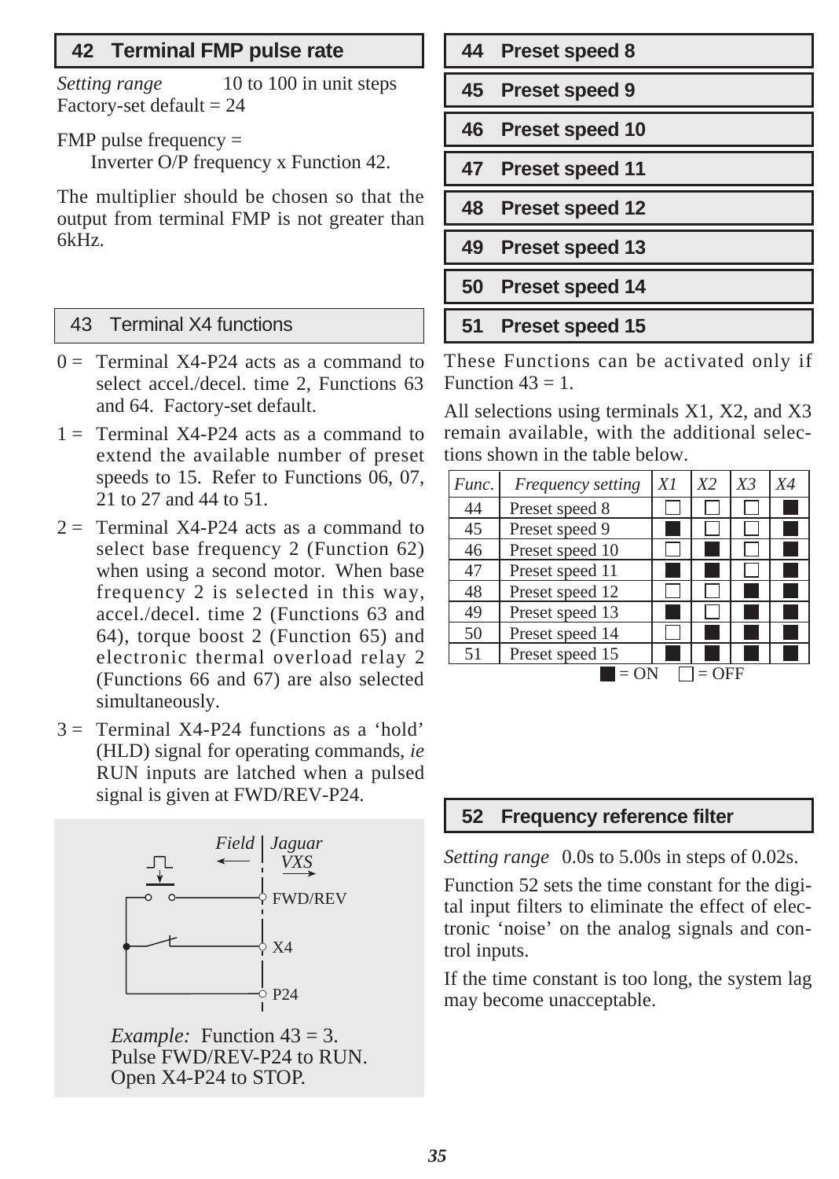## 42 Terminal FMP pulse rate

*Setting range* 10 to 100 in unit steps
Factory-set default = 24

FMP pulse frequency =
Inverter O/P frequency x Function 42.

The multiplier should be chosen so that the output from terminal FMP is not greater than 6kHz.

## 43 Terminal X4 functions

0 = Terminal X4-P24 acts as a command to select accel./decel. time 2, Functions 63 and 64. Factory-set default.

1 = Terminal X4-P24 acts as a command to extend the available number of preset speeds to 15. Refer to Functions 06, 07, 21 to 27 and 44 to 51.

2 = Terminal X4-P24 acts as a command to select base frequency 2 (Function 62) when using a second motor. When base frequency 2 is selected in this way, accel./decel. time 2 (Functions 63 and 64), torque boost 2 (Function 65) and electronic thermal overload relay 2 (Functions 66 and 67) are also selected simultaneously.

3 = Terminal X4-P24 functions as a 'hold' (HLD) signal for operating commands, *ie* RUN inputs are latched when a pulsed signal is given at FWD/REV-P24.

Field | Jaguar VXS

FWD/REV

X4

P24

*Example:* Function 43 = 3.
Pulse FWD/REV-P24 to RUN.
Open X4-P24 to STOP.

## 44 Preset speed 8

## 45 Preset speed 9

## 46 Preset speed 10

## 47 Preset speed 11

## 48 Preset speed 12

## 49 Preset speed 13

## 50 Preset speed 14

## 51 Preset speed 15

These Functions can be activated only if Function 43 = 1.

All selections using terminals X1, X2, and X3 remain available, with the additional selections shown in the table below.

| *Func.* | *Frequency setting* | *X1* | *X2* | *X3* | *X4* |
|---|---|---|---|---|---|
| 44 | Preset speed 8 | OFF | OFF | OFF | ON |
| 45 | Preset speed 9 | ON | OFF | OFF | ON |
| 46 | Preset speed 10 | OFF | ON | OFF | ON |
| 47 | Preset speed 11 | ON | ON | OFF | ON |
| 48 | Preset speed 12 | OFF | OFF | ON | ON |
| 49 | Preset speed 13 | ON | OFF | ON | ON |
| 50 | Preset speed 14 | OFF | ON | ON | ON |
| 51 | Preset speed 15 | ON | ON | ON | ON |

■ = ON □ = OFF

## 52 Frequency reference filter

*Setting range* 0.0s to 5.00s in steps of 0.02s.

Function 52 sets the time constant for the digital input filters to eliminate the effect of electronic 'noise' on the analog signals and control inputs.

If the time constant is too long, the system lag may become unacceptable.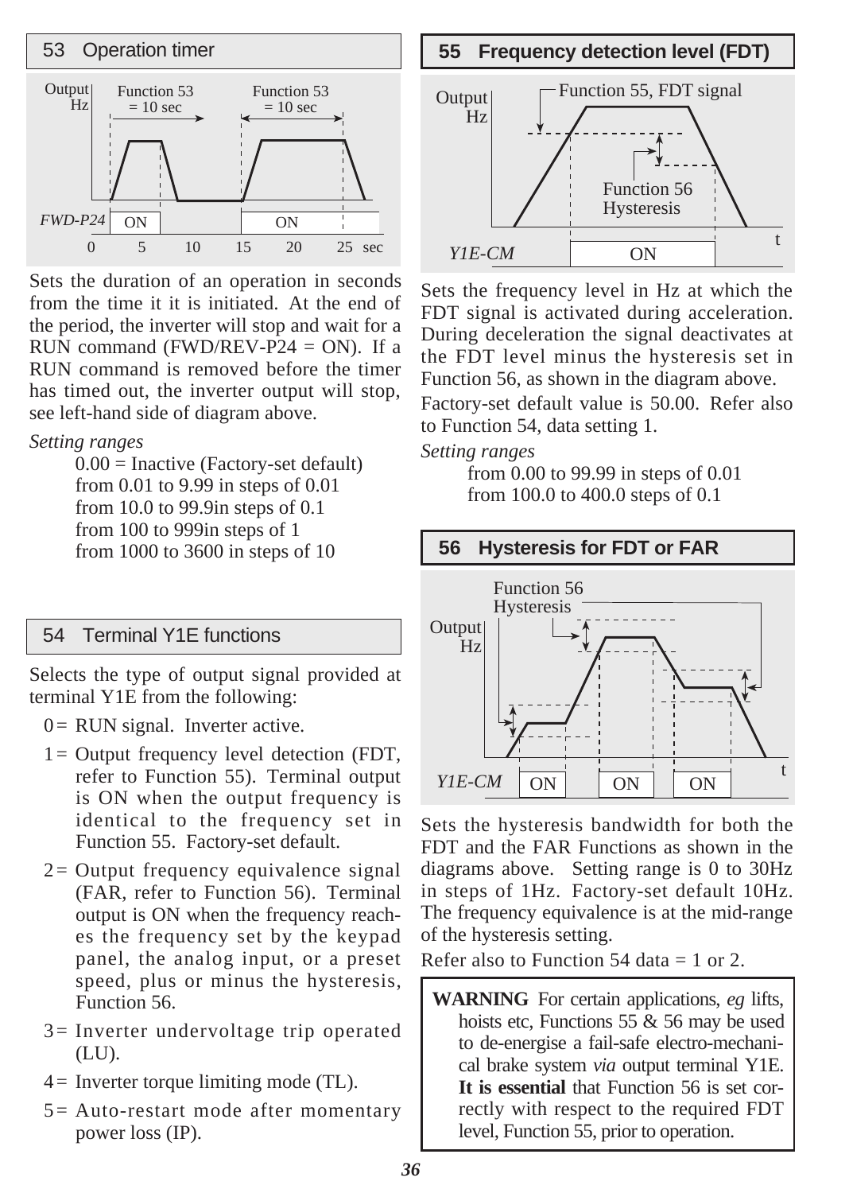## 53 Operation timer

Sets the duration of an operation in seconds from the time it it is initiated. At the end of the period, the inverter will stop and wait for a RUN command (FWD/REV-P24 = ON). If a RUN command is removed before the timer has timed out, the inverter output will stop, see left-hand side of diagram above.

*Setting ranges*

0.00 = Inactive (Factory-set default)
from 0.01 to 9.99 in steps of 0.01
from 10.0 to 99.9in steps of 0.1
from 100 to 999in steps of 1
from 1000 to 3600 in steps of 10

## 54 Terminal Y1E functions

Selects the type of output signal provided at terminal Y1E from the following:

0 = RUN signal. Inverter active.

1 = Output frequency level detection (FDT, refer to Function 55). Terminal output is ON when the output frequency is identical to the frequency set in Function 55. Factory-set default.

2 = Output frequency equivalence signal (FAR, refer to Function 56). Terminal output is ON when the frequency reaches the frequency set by the keypad panel, the analog input, or a preset speed, plus or minus the hysteresis, Function 56.

3 = Inverter undervoltage trip operated (LU).

4 = Inverter torque limiting mode (TL).

5 = Auto-restart mode after momentary power loss (IP).

## 55 Frequency detection level (FDT)

Sets the frequency level in Hz at which the FDT signal is activated during acceleration. During deceleration the signal deactivates at the FDT level minus the hysteresis set in Function 56, as shown in the diagram above.

Factory-set default value is 50.00. Refer also to Function 54, data setting 1.

*Setting ranges*

from 0.00 to 99.99 in steps of 0.01
from 100.0 to 400.0 steps of 0.1

## 56 Hysteresis for FDT or FAR

Sets the hysteresis bandwidth for both the FDT and the FAR Functions as shown in the diagrams above. Setting range is 0 to 30Hz in steps of 1Hz. Factory-set default 10Hz. The frequency equivalence is at the mid-range of the hysteresis setting.

Refer also to Function 54 data = 1 or 2.

> **WARNING** For certain applications, *eg* lifts, hoists etc, Functions 55 & 56 may be used to de-energise a fail-safe electro-mechanical brake system *via* output terminal Y1E. **It is essential** that Function 56 is set correctly with respect to the required FDT level, Function 55, prior to operation.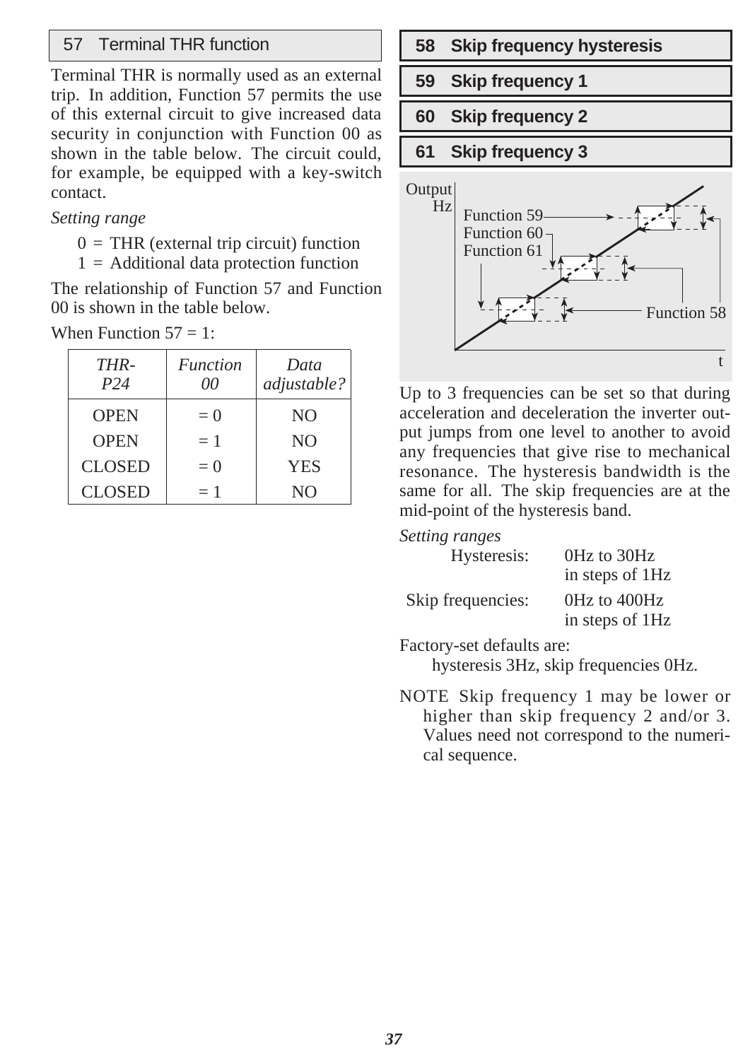## 57 Terminal THR function

Terminal THR is normally used as an external trip. In addition, Function 57 permits the use of this external circuit to give increased data security in conjunction with Function 00 as shown in the table below. The circuit could, for example, be equipped with a key-switch contact.

*Setting range*

0 = THR (external trip circuit) function
1 = Additional data protection function

The relationship of Function 57 and Function 00 is shown in the table below.

When Function 57 = 1:

| *THR-P24* | *Function 00* | *Data adjustable?* |
|---|---|---|
| OPEN | = 0 | NO |
| OPEN | = 1 | NO |
| CLOSED | = 0 | YES |
| CLOSED | = 1 | NO |

## 58 Skip frequency hysteresis

## 59 Skip frequency 1

## 60 Skip frequency 2

## 61 Skip frequency 3

Output Hz / t — Function 59, Function 60, Function 61, Function 58

Up to 3 frequencies can be set so that during acceleration and deceleration the inverter output jumps from one level to another to avoid any frequencies that give rise to mechanical resonance. The hysteresis bandwidth is the same for all. The skip frequencies are at the mid-point of the hysteresis band.

*Setting ranges*

| | |
|---|---|
| Hysteresis: | 0Hz to 30Hz in steps of 1Hz |
| Skip frequencies: | 0Hz to 400Hz in steps of 1Hz |

Factory-set defaults are:
hysteresis 3Hz, skip frequencies 0Hz.

NOTE Skip frequency 1 may be lower or higher than skip frequency 2 and/or 3. Values need not correspond to the numerical sequence.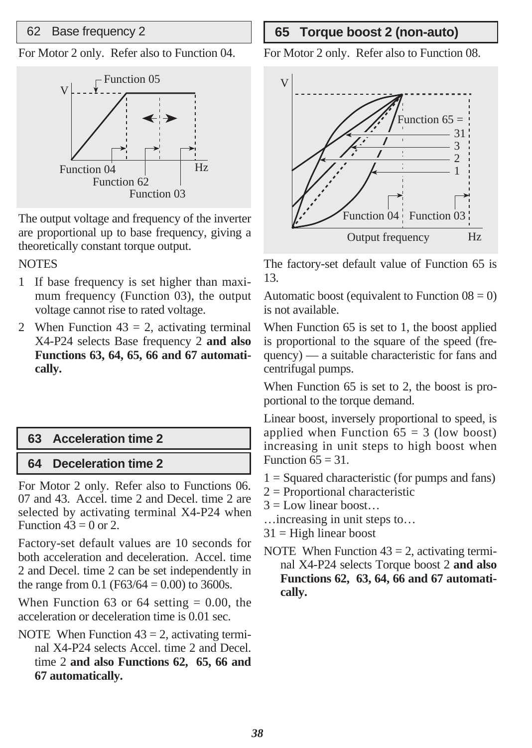## 62 Base frequency 2

For Motor 2 only. Refer also to Function 04.

The output voltage and frequency of the inverter are proportional up to base frequency, giving a theoretically constant torque output.

NOTES

1 If base frequency is set higher than maximum frequency (Function 03), the output voltage cannot rise to rated voltage.

2 When Function 43 = 2, activating terminal X4-P24 selects Base frequency 2 **and also Functions 63, 64, 65, 66 and 67 automatically.**

## 63 Acceleration time 2

## 64 Deceleration time 2

For Motor 2 only. Refer also to Functions 06. 07 and 43. Accel. time 2 and Decel. time 2 are selected by activating terminal X4-P24 when Function 43 = 0 or 2.

Factory-set default values are 10 seconds for both acceleration and deceleration. Accel. time 2 and Decel. time 2 can be set independently in the range from 0.1 (F63/64 = 0.00) to 3600s.

When Function 63 or 64 setting = 0.00, the acceleration or deceleration time is 0.01 sec.

NOTE When Function 43 = 2, activating terminal X4-P24 selects Accel. time 2 and Decel. time 2 **and also Functions 62, 65, 66 and 67 automatically.**

## 65 Torque boost 2 (non-auto)

For Motor 2 only. Refer also to Function 08.

The factory-set default value of Function 65 is 13.

Automatic boost (equivalent to Function 08 = 0) is not available.

When Function 65 is set to 1, the boost applied is proportional to the square of the speed (frequency) — a suitable characteristic for fans and centrifugal pumps.

When Function 65 is set to 2, the boost is proportional to the torque demand.

Linear boost, inversely proportional to speed, is applied when Function 65 = 3 (low boost) increasing in unit steps to high boost when Function 65 = 31.

1 = Squared characteristic (for pumps and fans)
2 = Proportional characteristic
3 = Low linear boost…
…increasing in unit steps to…
31 = High linear boost

NOTE When Function 43 = 2, activating terminal X4-P24 selects Torque boost 2 **and also Functions 62, 63, 64, 66 and 67 automatically.**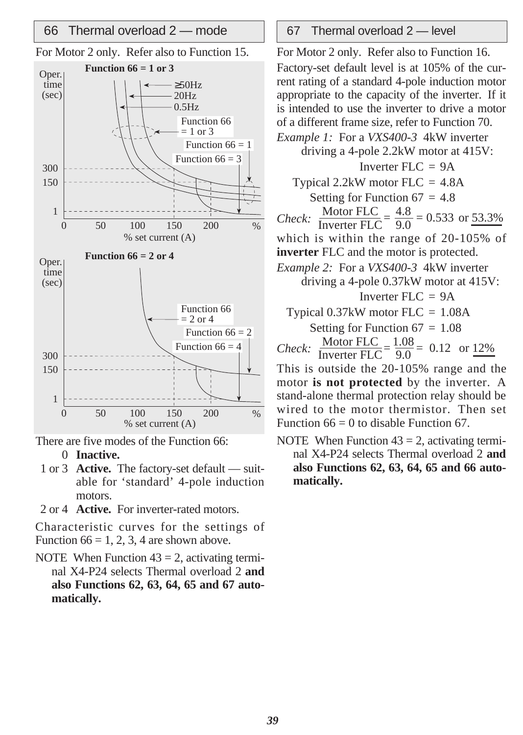## 66 Thermal overload 2 — mode

For Motor 2 only. Refer also to Function 15.

**Function 66 = 1 or 3**

Oper. time (sec)

≥50Hz
20Hz
0.5Hz

Function 66 = 1 or 3

Function 66 = 1

Function 66 = 3

300
150
1

0 50 100 150 200 %
% set current (A)

**Function 66 = 2 or 4**

Oper. time (sec)

Function 66 = 2 or 4

Function 66 = 2

Function 66 = 4

300
150
1

0 50 100 150 200 %
% set current (A)

There are five modes of the Function 66:

- 0 **Inactive.**
- 1 or 3 **Active.** The factory-set default — suitable for 'standard' 4-pole induction motors.
- 2 or 4 **Active.** For inverter-rated motors.

Characteristic curves for the settings of Function 66 = 1, 2, 3, 4 are shown above.

NOTE When Function 43 = 2, activating terminal X4-P24 selects Thermal overload 2 **and also Functions 62, 63, 64, 65 and 67 automatically.**

## 67 Thermal overload 2 — level

For Motor 2 only. Refer also to Function 16.

Factory-set default level is at 105% of the current rating of a standard 4-pole induction motor appropriate to the capacity of the inverter. If it is intended to use the inverter to drive a motor of a different frame size, refer to Function 70.

*Example 1:* For a *VXS400-3* 4kW inverter driving a 4-pole 2.2kW motor at 415V:

Inverter FLC = 9A
Typical 2.2kW motor FLC = 4.8A
Setting for Function 67 = 4.8

*Check:* $\frac{\text{Motor FLC}}{\text{Inverter FLC}} = \frac{4.8}{9.0} = 0.533$ or 53.3%

which is within the range of 20-105% of **inverter** FLC and the motor is protected.

*Example 2:* For a *VXS400-3* 4kW inverter driving a 4-pole 0.37kW motor at 415V:

Inverter FLC = 9A
Typical 0.37kW motor FLC = 1.08A
Setting for Function 67 = 1.08

*Check:* $\frac{\text{Motor FLC}}{\text{Inverter FLC}} = \frac{1.08}{9.0} = 0.12$ or 12%

This is outside the 20-105% range and the motor **is not protected** by the inverter. A stand-alone thermal protection relay should be wired to the motor thermistor. Then set Function 66 = 0 to disable Function 67.

NOTE When Function 43 = 2, activating terminal X4-P24 selects Thermal overload 2 **and also Functions 62, 63, 64, 65 and 66 automatically.**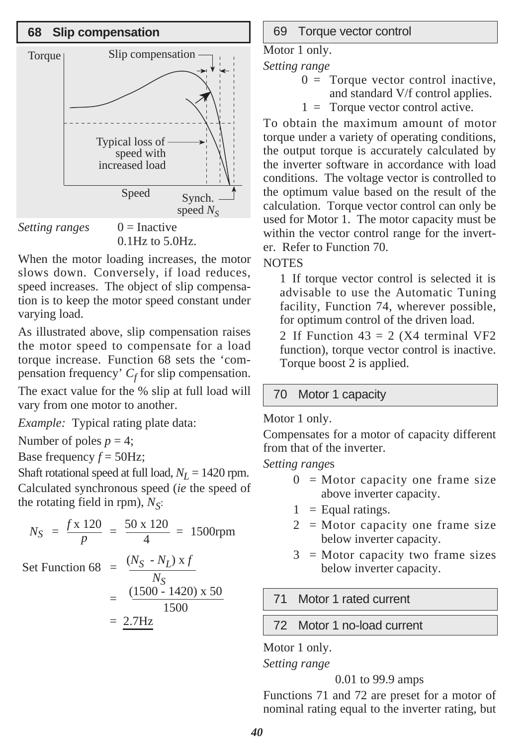## 68 Slip compensation

Torque — Slip compensation — Typical loss of speed with increased load — Speed — Synch. speed $N_S$

*Setting ranges* 0 = Inactive
0.1Hz to 5.0Hz.

When the motor loading increases, the motor slows down. Conversely, if load reduces, speed increases. The object of slip compensation is to keep the motor speed constant under varying load.

As illustrated above, slip compensation raises the motor speed to compensate for a load torque increase. Function 68 sets the 'compensation frequency' $C_f$ for slip compensation.

The exact value for the % slip at full load will vary from one motor to another.

*Example:* Typical rating plate data:

Number of poles $p = 4$;

Base frequency $f = 50\text{Hz}$;

Shaft rotational speed at full load, $N_L = 1420$ rpm.

Calculated synchronous speed (*ie* the speed of the rotating field in rpm), $N_S$:

$$N_S = \frac{f \times 120}{p} = \frac{50 \times 120}{4} = 1500\text{rpm}$$

$$\text{Set Function 68} = \frac{(N_S - N_L) \times f}{N_S} = \frac{(1500 - 1420) \times 50}{1500} = \underline{2.7\text{Hz}}$$

## 69 Torque vector control

Motor 1 only.

*Setting range*

0 = Torque vector control inactive, and standard V/f control applies.

1 = Torque vector control active.

To obtain the maximum amount of motor torque under a variety of operating conditions, the output torque is accurately calculated by the inverter software in accordance with load conditions. The voltage vector is controlled to the optimum value based on the result of the calculation. Torque vector control can only be used for Motor 1. The motor capacity must be within the vector control range for the inverter. Refer to Function 70.

NOTES

1 If torque vector control is selected it is advisable to use the Automatic Tuning facility, Function 74, wherever possible, for optimum control of the driven load.

2 If Function 43 = 2 (X4 terminal VF2 function), torque vector control is inactive. Torque boost 2 is applied.

## 70 Motor 1 capacity

Motor 1 only.

Compensates for a motor of capacity different from that of the inverter.

*Setting ranges*

0 = Motor capacity one frame size above inverter capacity.

1 = Equal ratings.

2 = Motor capacity one frame size below inverter capacity.

3 = Motor capacity two frame sizes below inverter capacity.

## 71 Motor 1 rated current

## 72 Motor 1 no-load current

Motor 1 only.

*Setting range*

0.01 to 99.9 amps

Functions 71 and 72 are preset for a motor of nominal rating equal to the inverter rating, but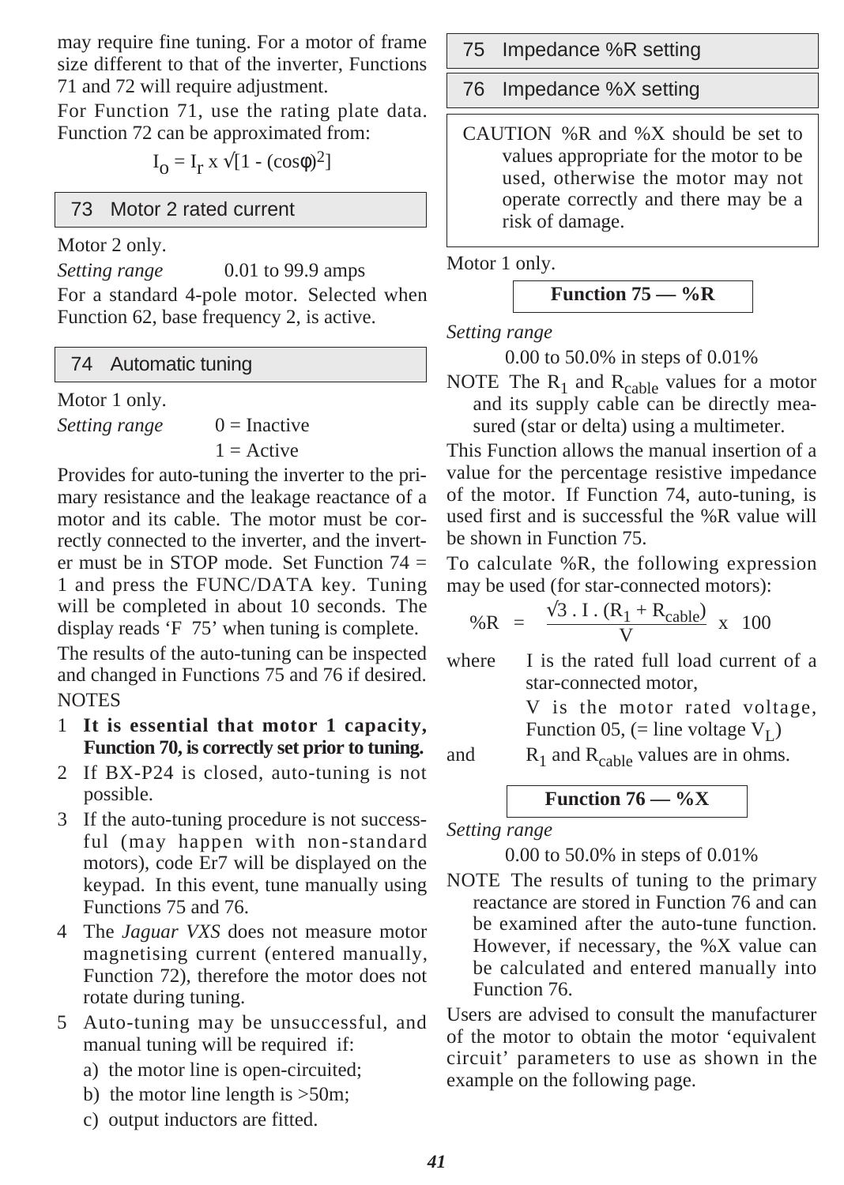may require fine tuning. For a motor of frame size different to that of the inverter, Functions 71 and 72 will require adjustment.

For Function 71, use the rating plate data. Function 72 can be approximated from:

$$I_o = I_r \times \sqrt{[1 - (\cos\phi)^2]}$$

## 73 Motor 2 rated current

Motor 2 only.

*Setting range* 0.01 to 99.9 amps

For a standard 4-pole motor. Selected when Function 62, base frequency 2, is active.

## 74 Automatic tuning

Motor 1 only.

*Setting range* 0 = Inactive
1 = Active

Provides for auto-tuning the inverter to the primary resistance and the leakage reactance of a motor and its cable. The motor must be correctly connected to the inverter, and the inverter must be in STOP mode. Set Function 74 = 1 and press the FUNC/DATA key. Tuning will be completed in about 10 seconds. The display reads 'F 75' when tuning is complete.

The results of the auto-tuning can be inspected and changed in Functions 75 and 76 if desired.

NOTES

1. **It is essential that motor 1 capacity, Function 70, is correctly set prior to tuning.**
2. If BX-P24 is closed, auto-tuning is not possible.
3. If the auto-tuning procedure is not successful (may happen with non-standard motors), code Er7 will be displayed on the keypad. In this event, tune manually using Functions 75 and 76.
4. The *Jaguar VXS* does not measure motor magnetising current (entered manually, Function 72), therefore the motor does not rotate during tuning.
5. Auto-tuning may be unsuccessful, and manual tuning will be required if:
   a) the motor line is open-circuited;
   b) the motor line length is >50m;
   c) output inductors are fitted.

## 75 Impedance %R setting

## 76 Impedance %X setting

CAUTION %R and %X should be set to values appropriate for the motor to be used, otherwise the motor may not operate correctly and there may be a risk of damage.

Motor 1 only.

**Function 75 — %R**

*Setting range*

0.00 to 50.0% in steps of 0.01%

NOTE The $R_1$ and $R_{cable}$ values for a motor and its supply cable can be directly measured (star or delta) using a multimeter.

This Function allows the manual insertion of a value for the percentage resistive impedance of the motor. If Function 74, auto-tuning, is used first and is successful the %R value will be shown in Function 75.

To calculate %R, the following expression may be used (for star-connected motors):

$$\%R = \frac{\sqrt{3} \cdot I \cdot (R_1 + R_{cable})}{V} \times 100$$

where I is the rated full load current of a star-connected motor,
V is the motor rated voltage, Function 05, (= line voltage $V_L$)
and $R_1$ and $R_{cable}$ values are in ohms.

**Function 76 — %X**

*Setting range*

0.00 to 50.0% in steps of 0.01%

NOTE The results of tuning to the primary reactance are stored in Function 76 and can be examined after the auto-tune function. However, if necessary, the %X value can be calculated and entered manually into Function 76.

Users are advised to consult the manufacturer of the motor to obtain the motor 'equivalent circuit' parameters to use as shown in the example on the following page.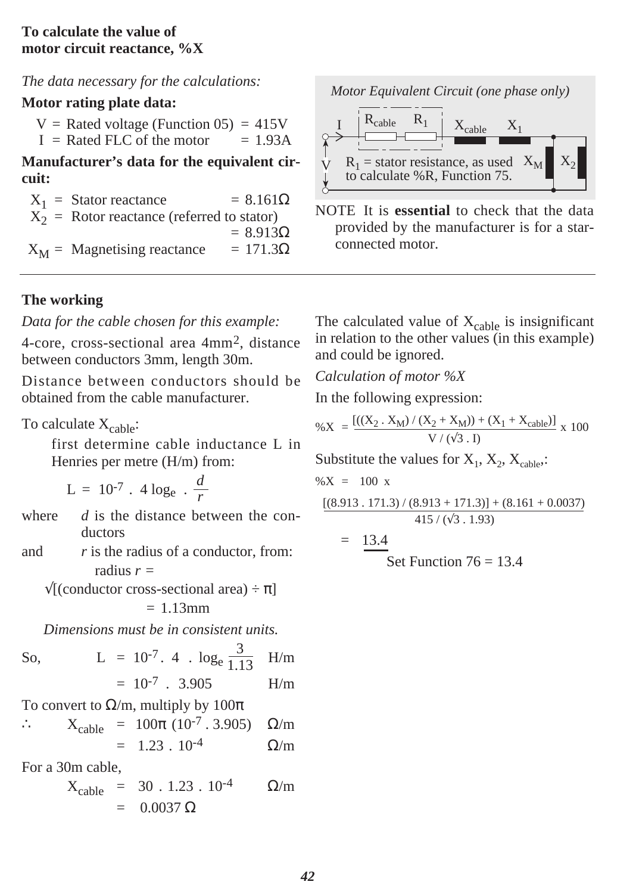## To calculate the value of motor circuit reactance, %X

*The data necessary for the calculations:*

**Motor rating plate data:**

$V$ = Rated voltage (Function 05) = 415V
$I$ = Rated FLC of the motor = 1.93A

**Manufacturer's data for the equivalent circuit:**

$X_1$ = Stator reactance = 8.161Ω
$X_2$ = Rotor reactance (referred to stator) = 8.913Ω
$X_M$ = Magnetising reactance = 171.3Ω

*Motor Equivalent Circuit (one phase only)*

$R_1$ = stator resistance, as used to calculate %R, Function 75.

NOTE It is **essential** to check that the data provided by the manufacturer is for a star-connected motor.

---

### The working

*Data for the cable chosen for this example:*

4-core, cross-sectional area 4mm$^2$, distance between conductors 3mm, length 30m.

Distance between conductors should be obtained from the cable manufacturer.

To calculate $X_{cable}$:

first determine cable inductance L in Henries per metre (H/m) from:

$$L = 10^{-7} \cdot 4 \log_e \cdot \frac{d}{r}$$

where $d$ is the distance between the conductors

and $r$ is the radius of a conductor, from:

radius $r$ = √[(conductor cross-sectional area) ÷ π] = 1.13mm

*Dimensions must be in consistent units.*

So,

$$L = 10^{-7} \cdot 4 \cdot \log_e \frac{3}{1.13} \quad \text{H/m}$$

$$= 10^{-7} \cdot 3.905 \quad \text{H/m}$$

To convert to Ω/m, multiply by 100π

$$\therefore \quad X_{cable} = 100\pi\,(10^{-7} \cdot 3.905) \quad \Omega/\text{m}$$

$$= 1.23 \cdot 10^{-4} \quad \Omega/\text{m}$$

For a 30m cable,

$$X_{cable} = 30 \cdot 1.23 \cdot 10^{-4} \quad \Omega/\text{m}$$

$$= 0.0037\ \Omega$$

The calculated value of $X_{cable}$ is insignificant in relation to the other values (in this example) and could be ignored.

*Calculation of motor %X*

In the following expression:

$$\%X = \frac{[((X_2 \cdot X_M) / (X_2 + X_M)) + (X_1 + X_{cable})]}{V / (\sqrt{3} \cdot I)} \times 100$$

Substitute the values for $X_1$, $X_2$, $X_{cable}$:

$$\%X = 100 \times \frac{[(8.913 \cdot 171.3) / (8.913 + 171.3)] + (8.161 + 0.0037)}{415 / (\sqrt{3} \cdot 1.93)}$$

$$= \underline{13.4}$$

Set Function 76 = 13.4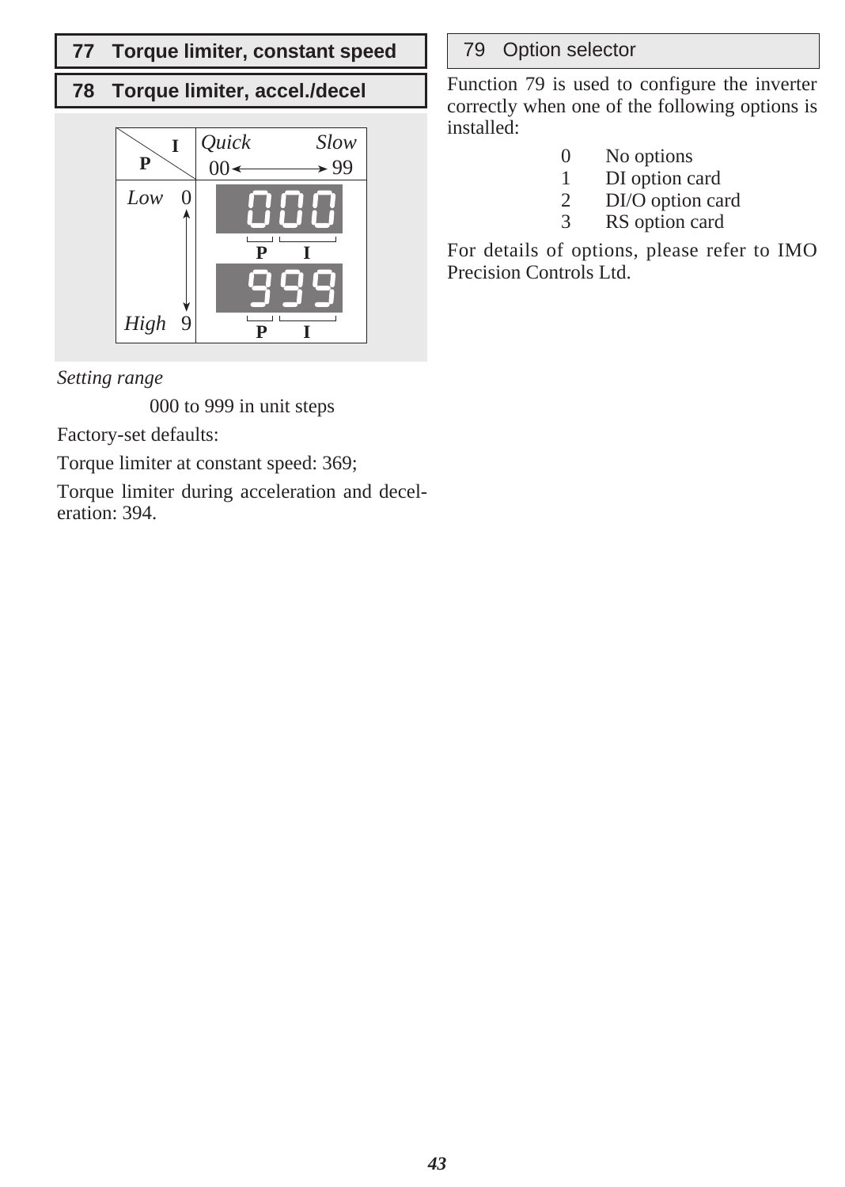## 77 Torque limiter, constant speed

## 78 Torque limiter, accel./decel

| P \ I | *Quick* 00 ⟵⟶ 99 *Slow* |
|---|---|
| *Low* 0 | 000 (P, I) |
| *High* 9 | 999 (P, I) |

*Setting range*

000 to 999 in unit steps

Factory-set defaults:

Torque limiter at constant speed: 369;

Torque limiter during acceleration and deceleration: 394.

## 79 Option selector

Function 79 is used to configure the inverter correctly when one of the following options is installed:

- 0 No options
- 1 DI option card
- 2 DI/O option card
- 3 RS option card

For details of options, please refer to IMO Precision Controls Ltd.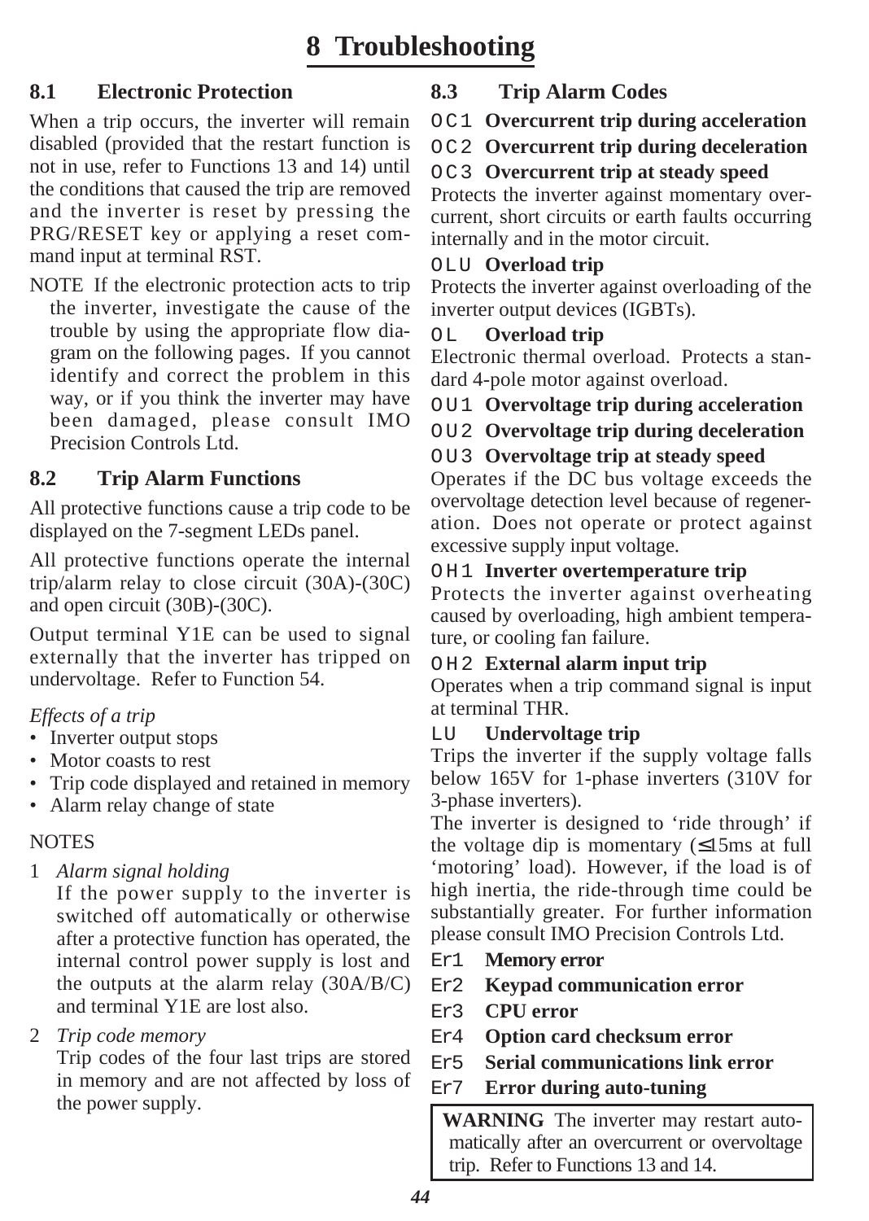# 8 Troubleshooting

## 8.1 Electronic Protection

When a trip occurs, the inverter will remain disabled (provided that the restart function is not in use, refer to Functions 13 and 14) until the conditions that caused the trip are removed and the inverter is reset by pressing the PRG/RESET key or applying a reset command input at terminal RST.

NOTE If the electronic protection acts to trip the inverter, investigate the cause of the trouble by using the appropriate flow diagram on the following pages. If you cannot identify and correct the problem in this way, or if you think the inverter may have been damaged, please consult IMO Precision Controls Ltd.

## 8.2 Trip Alarm Functions

All protective functions cause a trip code to be displayed on the 7-segment LEDs panel.

All protective functions operate the internal trip/alarm relay to close circuit (30A)-(30C) and open circuit (30B)-(30C).

Output terminal Y1E can be used to signal externally that the inverter has tripped on undervoltage. Refer to Function 54.

*Effects of a trip*

- Inverter output stops
- Motor coasts to rest
- Trip code displayed and retained in memory
- Alarm relay change of state

NOTES

1. *Alarm signal holding*
   If the power supply to the inverter is switched off automatically or otherwise after a protective function has operated, the internal control power supply is lost and the outputs at the alarm relay (30A/B/C) and terminal Y1E are lost also.
2. *Trip code memory*
   Trip codes of the four last trips are stored in memory and are not affected by loss of the power supply.

## 8.3 Trip Alarm Codes

**OC1 Overcurrent trip during acceleration**

**OC2 Overcurrent trip during deceleration**

**OC3 Overcurrent trip at steady speed**

Protects the inverter against momentary overcurrent, short circuits or earth faults occurring internally and in the motor circuit.

**OLU Overload trip**

Protects the inverter against overloading of the inverter output devices (IGBTs).

**OL Overload trip**

Electronic thermal overload. Protects a standard 4-pole motor against overload.

**OU1 Overvoltage trip during acceleration**

**OU2 Overvoltage trip during deceleration**

**OU3 Overvoltage trip at steady speed**

Operates if the DC bus voltage exceeds the overvoltage detection level because of regeneration. Does not operate or protect against excessive supply input voltage.

**OH1 Inverter overtemperature trip**

Protects the inverter against overheating caused by overloading, high ambient temperature, or cooling fan failure.

**OH2 External alarm input trip**

Operates when a trip command signal is input at terminal THR.

**LU Undervoltage trip**

Trips the inverter if the supply voltage falls below 165V for 1-phase inverters (310V for 3-phase inverters).

The inverter is designed to 'ride through' if the voltage dip is momentary (≤15ms at full 'motoring' load). However, if the load is of high inertia, the ride-through time could be substantially greater. For further information please consult IMO Precision Controls Ltd.

**Er1 Memory error**

**Er2 Keypad communication error**

**Er3 CPU error**

**Er4 Option card checksum error**

**Er5 Serial communications link error**

**Er7 Error during auto-tuning**

**WARNING** The inverter may restart automatically after an overcurrent or overvoltage trip. Refer to Functions 13 and 14.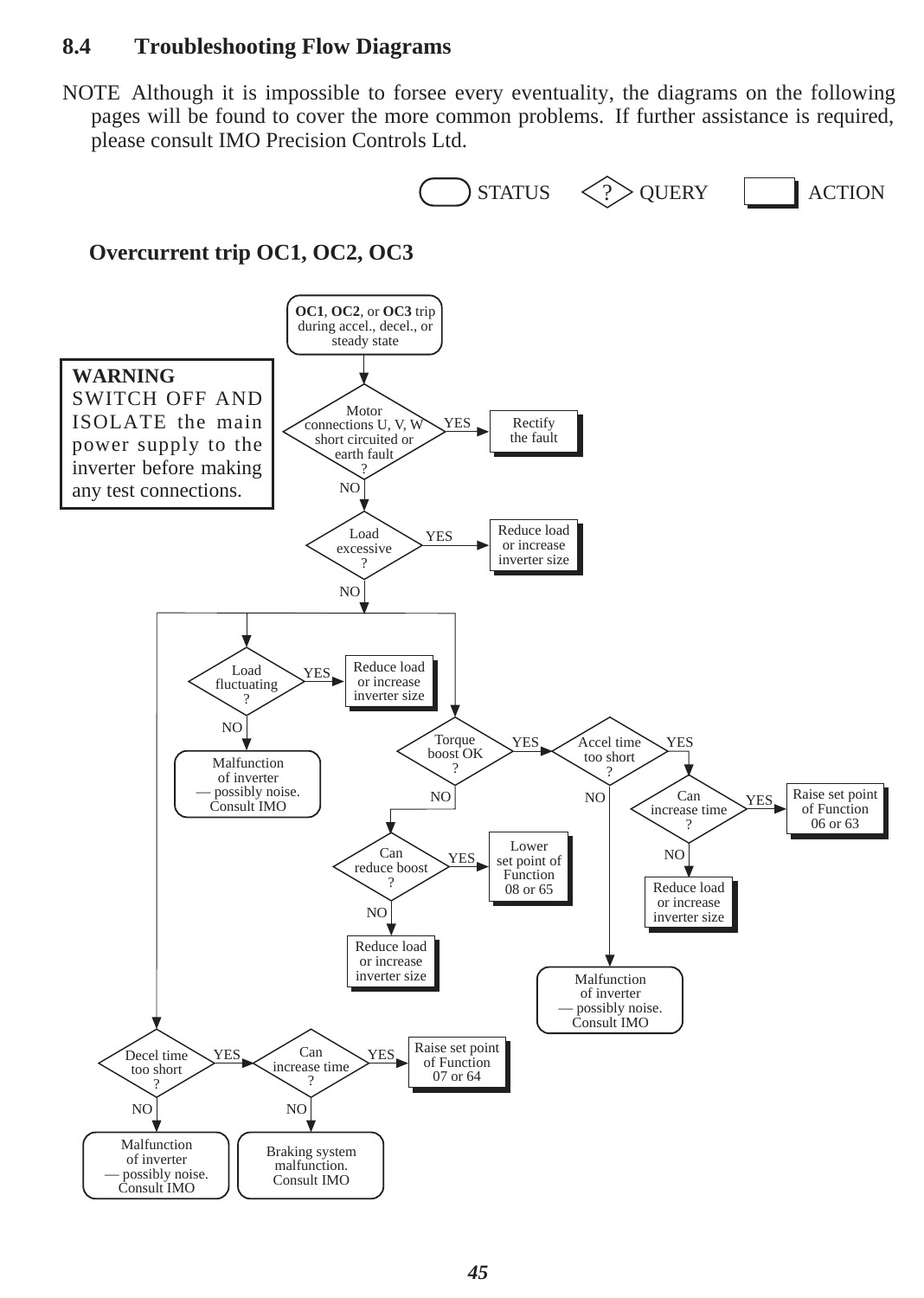## 8.4 Troubleshooting Flow Diagrams

NOTE Although it is impossible to forsee every eventuality, the diagrams on the following pages will be found to cover the more common problems. If further assistance is required, please consult IMO Precision Controls Ltd.

STATUS ? QUERY ACTION

### Overcurrent trip OC1, OC2, OC3

**WARNING**
SWITCH OFF AND ISOLATE the main power supply to the inverter before making any test connections.

- **OC1**, **OC2**, or **OC3** trip during accel., decel., or steady state
- Motor connections U, V, W short circuited or earth fault?
  - YES → Rectify the fault
  - NO → Load excessive?
    - YES → Reduce load or increase inverter size
    - NO →
      - Load fluctuating?
        - YES → Reduce load or increase inverter size
        - NO → Malfunction of inverter — possibly noise. Consult IMO
      - Torque boost OK?
        - YES → Accel time too short?
          - YES → Can increase time?
            - YES → Raise set point of Function 06 or 63
            - NO → Reduce load or increase inverter size
          - NO → Malfunction of inverter — possibly noise. Consult IMO
        - NO → Can reduce boost?
          - YES → Lower set point of Function 08 or 65
          - NO → Reduce load or increase inverter size
      - Decel time too short?
        - YES → Can increase time?
          - YES → Raise set point of Function 07 or 64
          - NO → Braking system malfunction. Consult IMO
        - NO → Malfunction of inverter — possibly noise. Consult IMO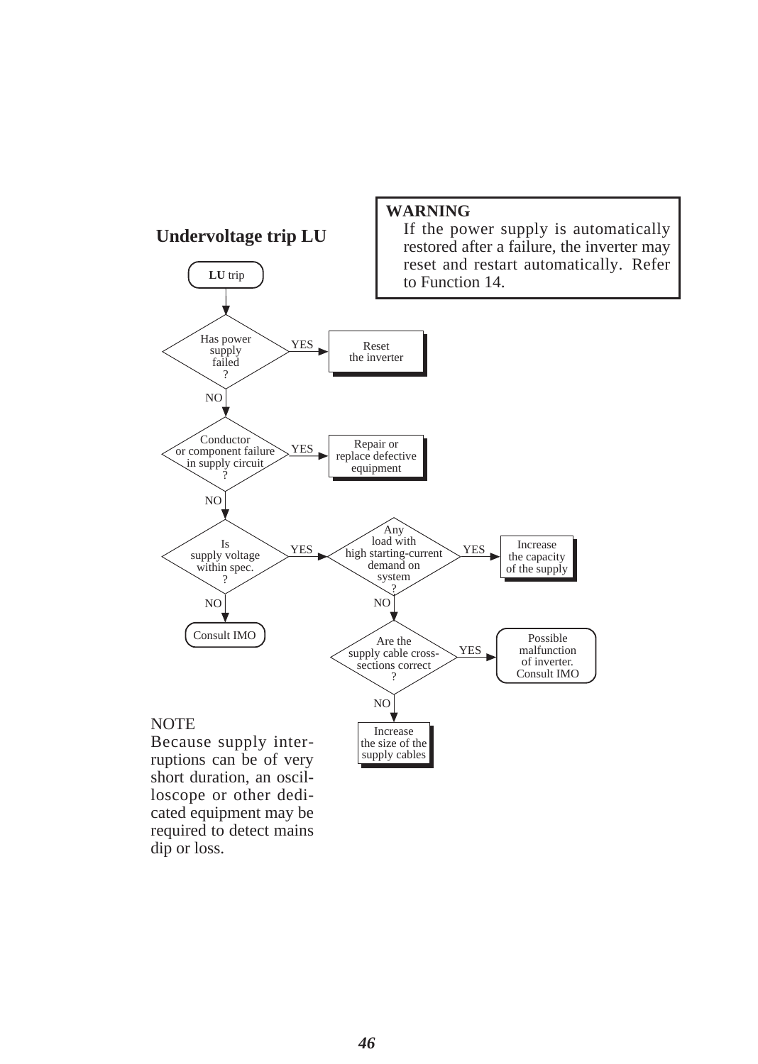## Undervoltage trip LU

**WARNING**
If the power supply is automatically restored after a failure, the inverter may reset and restart automatically. Refer to Function 14.

**LU** trip

- Has power supply failed?
  - YES → Reset the inverter
  - NO → Conductor or component failure in supply circuit?
    - YES → Repair or replace defective equipment
    - NO → Is supply voltage within spec.?
      - NO → Consult IMO
      - YES → Any load with high starting-current demand on system?
        - YES → Increase the capacity of the supply
        - NO → Are the supply cable cross-sections correct?
          - YES → Possible malfunction of inverter. Consult IMO
          - NO → Increase the size of the supply cables

NOTE
Because supply interruptions can be of very short duration, an oscilloscope or other dedicated equipment may be required to detect mains dip or loss.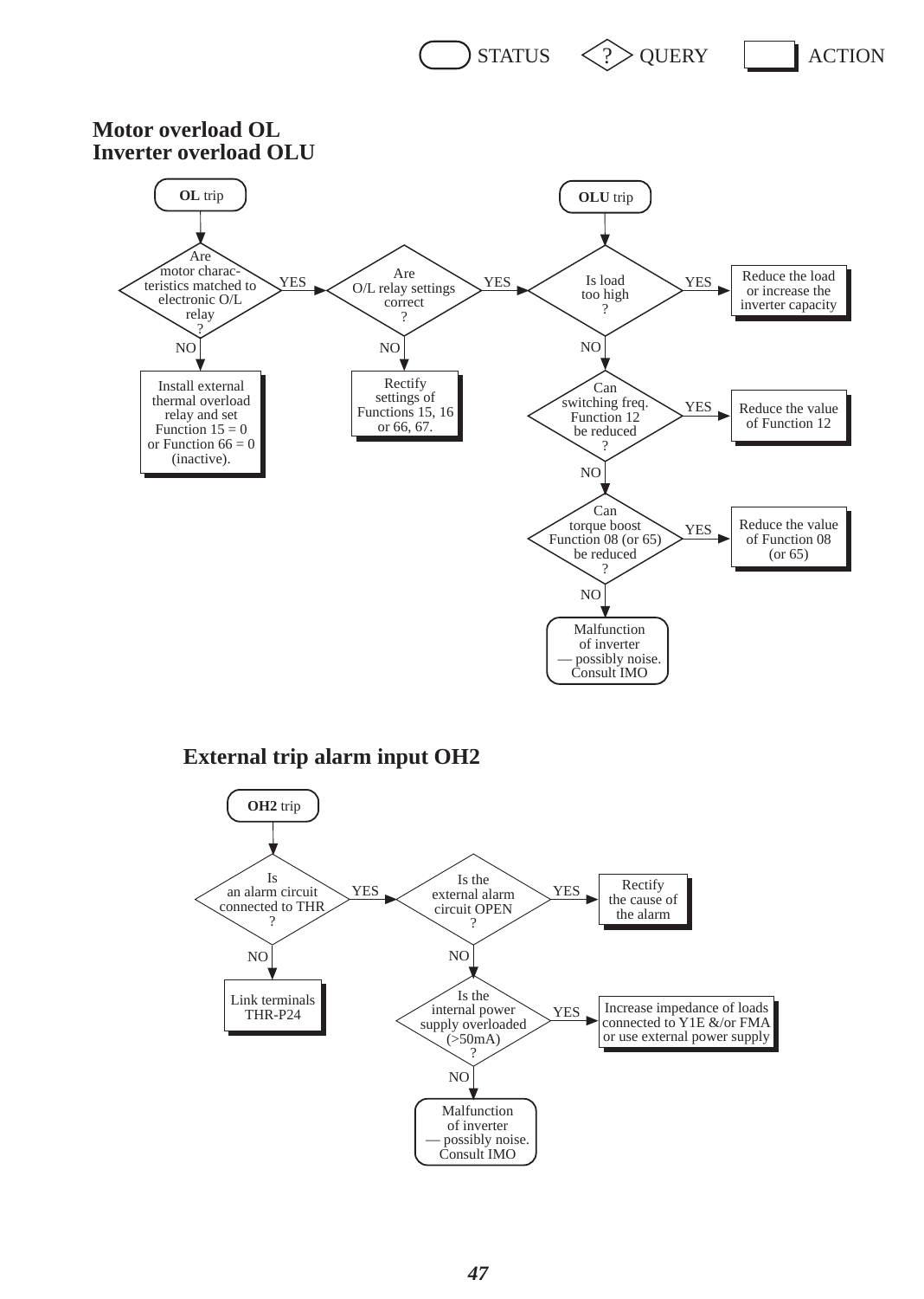STATUS ? QUERY ACTION

## Motor overload OL
## Inverter overload OLU

**OL** trip

- Are motor characteristics matched to electronic O/L relay?
  - NO → Install external thermal overload relay and set Function 15 = 0 or Function 66 = 0 (inactive).
  - YES → Are O/L relay settings correct?
    - NO → Rectify settings of Functions 15, 16 or 66, 67.
    - YES → Is load too high?

**OLU** trip

- Is load too high?
  - YES → Reduce the load or increase the inverter capacity
  - NO → Can switching freq. Function 12 be reduced?
    - YES → Reduce the value of Function 12
    - NO → Can torque boost Function 08 (or 65) be reduced?
      - YES → Reduce the value of Function 08 (or 65)
      - NO → Malfunction of inverter — possibly noise. Consult IMO

## External trip alarm input OH2

**OH2** trip

- Is an alarm circuit connected to THR?
  - NO → Link terminals THR-P24
  - YES → Is the external alarm circuit OPEN?
    - YES → Rectify the cause of the alarm
    - NO → Is the internal power supply overloaded (>50mA)?
      - YES → Increase impedance of loads connected to Y1E &/or FMA or use external power supply
      - NO → Malfunction of inverter — possibly noise. Consult IMO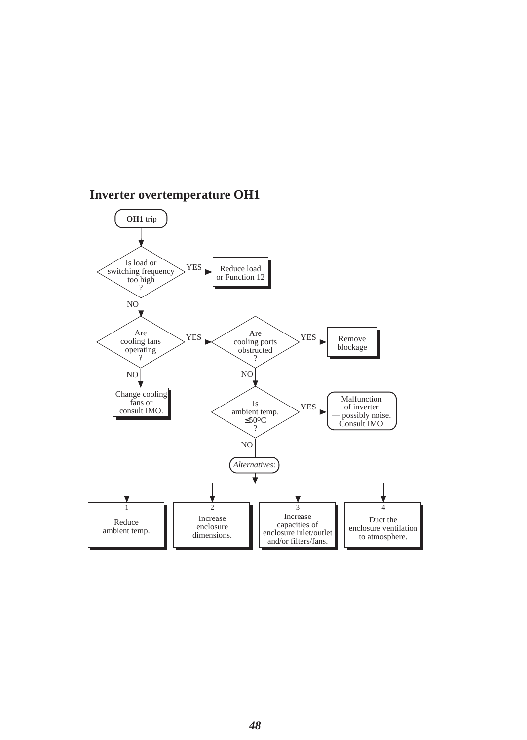## Inverter overtemperature OH1

**OH1** trip

Is load or switching frequency too high ?
- YES → Reduce load or Function 12
- NO ↓

Are cooling fans operating ?
- NO → Change cooling fans or consult IMO.
- YES ↓

Are cooling ports obstructed ?
- YES → Remove blockage
- NO ↓

Is ambient temp. ≤50ºC ?
- YES → Malfunction of inverter — possibly noise. Consult IMO
- NO ↓

*Alternatives:*

1. Reduce ambient temp.
2. Increase enclosure dimensions.
3. Increase capacities of enclosure inlet/outlet and/or filters/fans.
4. Duct the enclosure ventilation to atmosphere.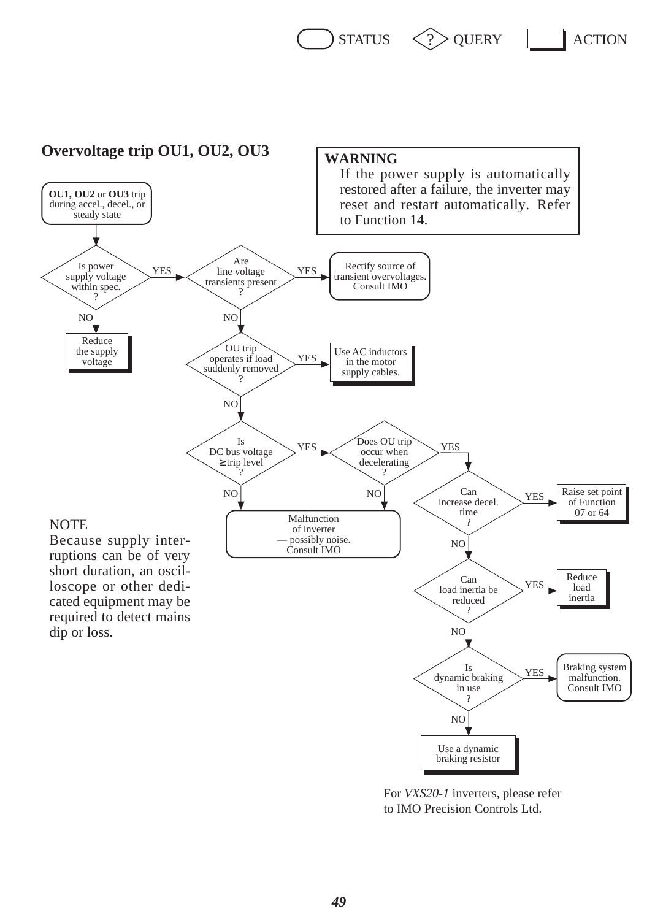STATUS ? QUERY ACTION

## Overvoltage trip OU1, OU2, OU3

**WARNING**

If the power supply is automatically restored after a failure, the inverter may reset and restart automatically. Refer to Function 14.

**OU1, OU2** or **OU3** trip during accel., decel., or steady state

- Is power supply voltage within spec. ?
  - NO → Reduce the supply voltage
  - YES → Are line voltage transients present ?
    - YES → Rectify source of transient overvoltages. Consult IMO
    - NO → OU trip operates if load suddenly removed ?
      - YES → Use AC inductors in the motor supply cables.
      - NO → Is DC bus voltage ≥ trip level ?
        - NO → Malfunction of inverter — possibly noise. Consult IMO
        - YES → Does OU trip occur when decelerating ?
          - NO → Malfunction of inverter — possibly noise. Consult IMO
          - YES → Can increase decel. time ?
            - YES → Raise set point of Function 07 or 64
            - NO → Can load inertia be reduced ?
              - YES → Reduce load inertia
              - NO → Is dynamic braking in use ?
                - YES → Braking system malfunction. Consult IMO
                - NO → Use a dynamic braking resistor

NOTE

Because supply interruptions can be of very short duration, an oscilloscope or other dedicated equipment may be required to detect mains dip or loss.

For *VXS20-1* inverters, please refer to IMO Precision Controls Ltd.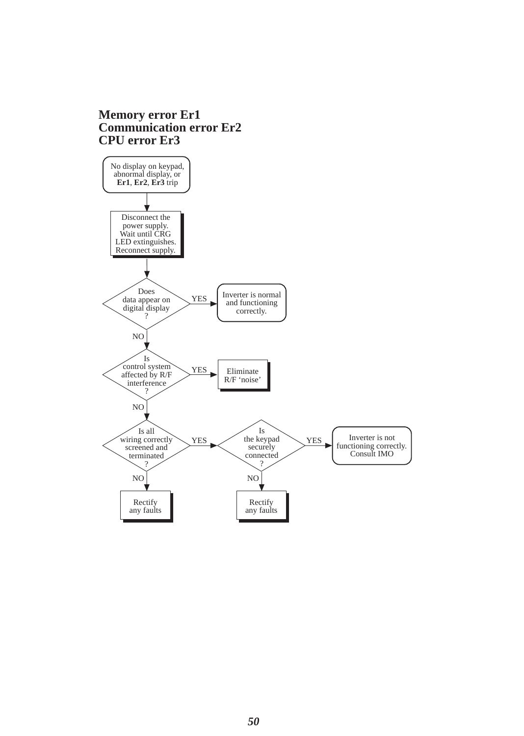## Memory error Er1
## Communication error Er2
## CPU error Er3

No display on keypad, abnormal display, or **Er1**, **Er2**, **Er3** trip

↓

Disconnect the power supply. Wait until CRG LED extinguishes. Reconnect supply.

↓

Does data appear on digital display?
- YES → Inverter is normal and functioning correctly.
- NO ↓

Is control system affected by R/F interference?
- YES → Eliminate R/F 'noise'
- NO ↓

Is all wiring correctly screened and terminated?
- NO → Rectify any faults
- YES → Is the keypad securely connected?
  - NO → Rectify any faults
  - YES → Inverter is not functioning correctly. Consult IMO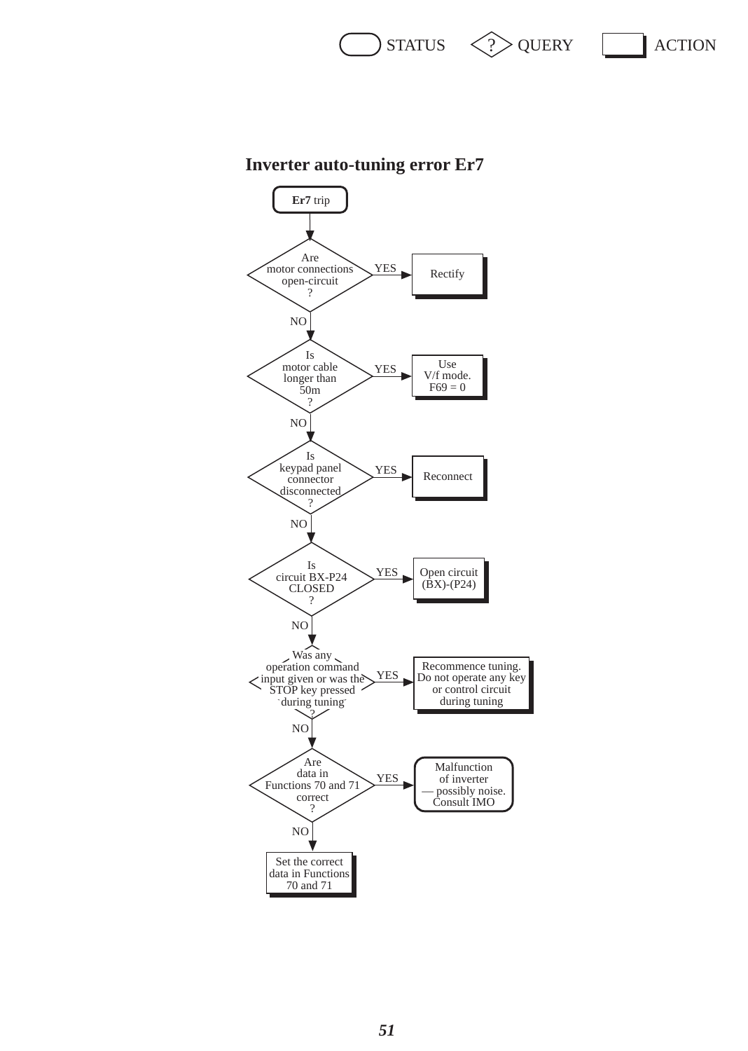STATUS QUERY ACTION

## Inverter auto-tuning error Er7

**Er7** trip

- Are motor connections open-circuit? — YES → Rectify
- NO → Is motor cable longer than 50m? — YES → Use V/f mode. F69 = 0
- NO → Is keypad panel connector disconnected? — YES → Reconnect
- NO → Is circuit BX-P24 CLOSED? — YES → Open circuit (BX)-(P24)
- NO → Was any operation command input given or was the STOP key pressed during tuning? — YES → Recommence tuning. Do not operate any key or control circuit during tuning
- NO → Are data in Functions 70 and 71 correct? — YES → Malfunction of inverter — possibly noise. Consult IMO
- NO → Set the correct data in Functions 70 and 71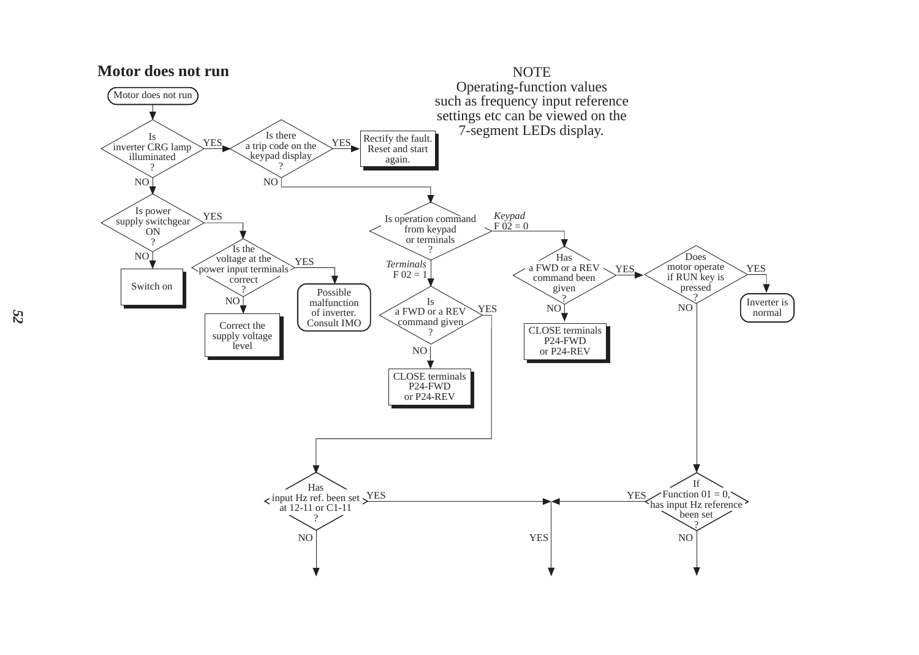## Motor does not run

NOTE
Operating-function values such as frequency input reference settings etc can be viewed on the 7-segment LEDs display.

Motor does not run

- **Is inverter CRG lamp illuminated?**
  - YES → **Is there a trip code on the keypad display?**
    - YES → Rectify the fault. Reset and start again.
    - NO → **Is operation command from keypad or terminals?**
      - *Keypad* F 02 = 0 → **Has a FWD or a REV command been given?**
        - YES → **Does motor operate if RUN key is pressed?**
          - YES → Inverter is normal
          - NO → **If Function 01 = 0, has input Hz reference been set?**
            - YES → (continues)
            - NO → (continues)
        - NO → CLOSE terminals P24-FWD or P24-REV
      - *Terminals* F 02 = 1 → **Is a FWD or a REV command given?**
        - YES → **Has input Hz ref. been set at 12-11 or C1-11?**
          - YES → (continues)
          - NO → (continues)
        - NO → CLOSE terminals P24-FWD or P24-REV
  - NO → **Is power supply switchgear ON?**
    - YES → **Is the voltage at the power input terminals correct?**
      - YES → Possible malfunction of inverter. Consult IMO
      - NO → Correct the supply voltage level
    - NO → Switch on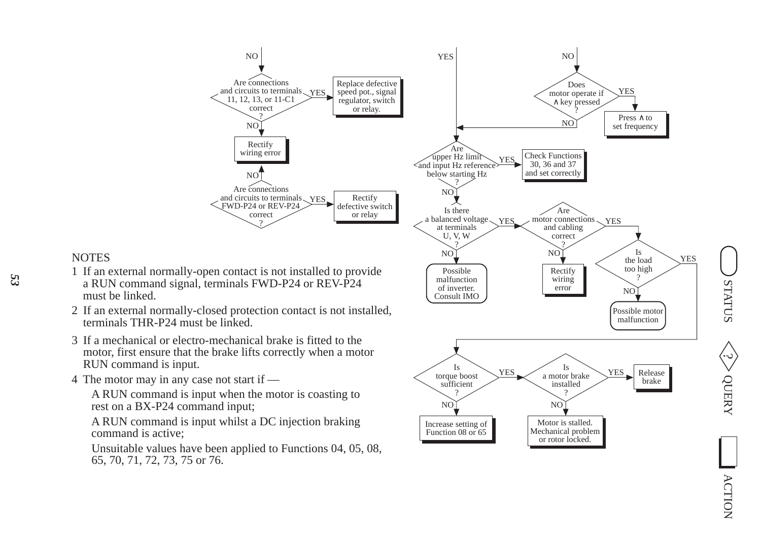NO

Are connections and circuits to terminals 11, 12, 13, or 11-C1 correct?
- YES → Replace defective speed pot., signal regulator, switch or relay.
- NO → Rectify wiring error

Are connections and circuits to terminals FWD-P24 or REV-P24 correct?
- YES → Rectify defective switch or relay
- NO → Rectify wiring error

YES

NO

Does motor operate if ∧ key pressed?
- YES → Press ∧ to set frequency
- NO

Are upper Hz limit and input Hz reference below starting Hz?
- YES → Check Functions 30, 36 and 37 and set correctly
- NO

Is there a balanced voltage at terminals U, V, W?
- NO → Possible malfunction of inverter. Consult IMO
- YES

Are motor connections and cabling correct?
- NO → Rectify wiring error
- YES

Is the load too high?
- NO → Possible motor malfunction
- YES

Is torque boost sufficient?
- NO → Increase setting of Function 08 or 65
- YES

Is a motor brake installed?
- YES → Release brake
- NO → Motor is stalled. Mechanical problem or rotor locked.

NOTES

1 If an external normally-open contact is not installed to provide a RUN command signal, terminals FWD-P24 or REV-P24 must be linked.

2 If an external normally-closed protection contact is not installed, terminals THR-P24 must be linked.

3 If a mechanical or electro-mechanical brake is fitted to the motor, first ensure that the brake lifts correctly when a motor RUN command is input.

4 The motor may in any case not start if —

A RUN command is input when the motor is coasting to rest on a BX-P24 command input;

A RUN command is input whilst a DC injection braking command is active;

Unsuitable values have been applied to Functions 04, 05, 08, 65, 70, 71, 72, 73, 75 or 76.

STATUS ? QUERY ACTION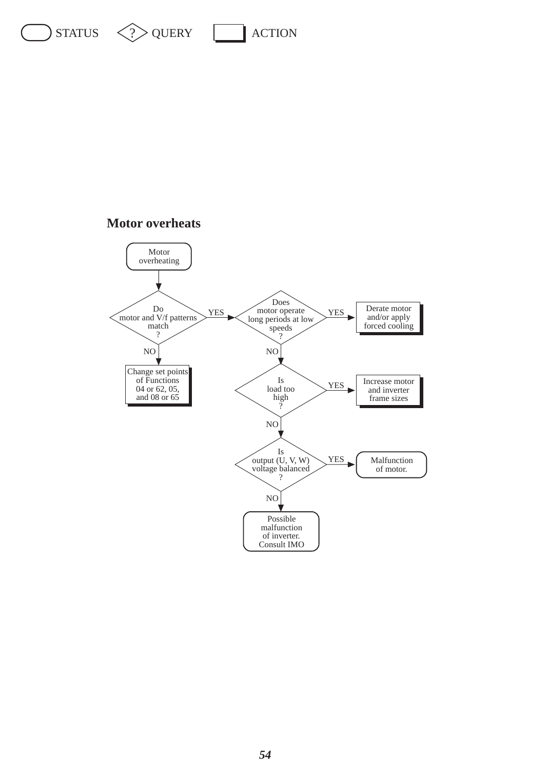STATUS ? QUERY ACTION

## Motor overheats

- **Motor overheating** (STATUS)
  - **Do motor and V/f patterns match?** (QUERY)
    - NO → Change set points of Functions 04 or 62, 05, and 08 or 65 (ACTION)
    - YES → **Does motor operate long periods at low speeds?** (QUERY)
      - YES → Derate motor and/or apply forced cooling (ACTION)
      - NO → **Is load too high?** (QUERY)
        - YES → Increase motor and inverter frame sizes (ACTION)
        - NO → **Is output (U, V, W) voltage balanced?** (QUERY)
          - YES → Malfunction of motor. (STATUS)
          - NO → Possible malfunction of inverter. Consult IMO (STATUS)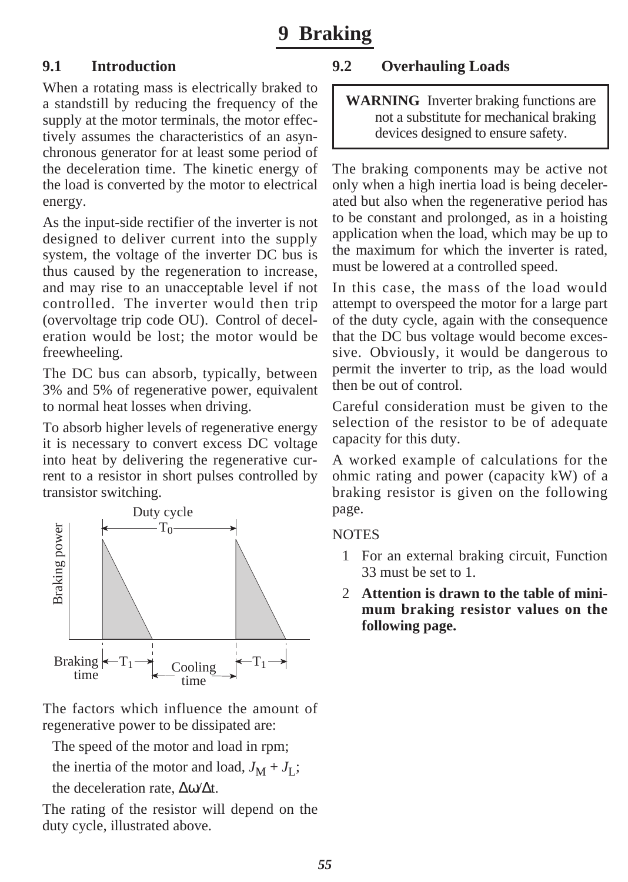# 9 Braking

## 9.1 Introduction

When a rotating mass is electrically braked to a standstill by reducing the frequency of the supply at the motor terminals, the motor effectively assumes the characteristics of an asynchronous generator for at least some period of the deceleration time. The kinetic energy of the load is converted by the motor to electrical energy.

As the input-side rectifier of the inverter is not designed to deliver current into the supply system, the voltage of the inverter DC bus is thus caused by the regeneration to increase, and may rise to an unacceptable level if not controlled. The inverter would then trip (overvoltage trip code OU). Control of deceleration would be lost; the motor would be freewheeling.

The DC bus can absorb, typically, between 3% and 5% of regenerative power, equivalent to normal heat losses when driving.

To absorb higher levels of regenerative energy it is necessary to convert excess DC voltage into heat by delivering the regenerative current to a resistor in short pulses controlled by transistor switching.

The factors which influence the amount of regenerative power to be dissipated are:

The speed of the motor and load in rpm;

the inertia of the motor and load, $J_M + J_L$;

the deceleration rate, $\Delta\omega/\Delta t$.

The rating of the resistor will depend on the duty cycle, illustrated above.

## 9.2 Overhauling Loads

> **WARNING** Inverter braking functions are not a substitute for mechanical braking devices designed to ensure safety.

The braking components may be active not only when a high inertia load is being decelerated but also when the regenerative period has to be constant and prolonged, as in a hoisting application when the load, which may be up to the maximum for which the inverter is rated, must be lowered at a controlled speed.

In this case, the mass of the load would attempt to overspeed the motor for a large part of the duty cycle, again with the consequence that the DC bus voltage would become excessive. Obviously, it would be dangerous to permit the inverter to trip, as the load would then be out of control.

Careful consideration must be given to the selection of the resistor to be of adequate capacity for this duty.

A worked example of calculations for the ohmic rating and power (capacity kW) of a braking resistor is given on the following page.

NOTES

1. For an external braking circuit, Function 33 must be set to 1.
2. **Attention is drawn to the table of minimum braking resistor values on the following page.**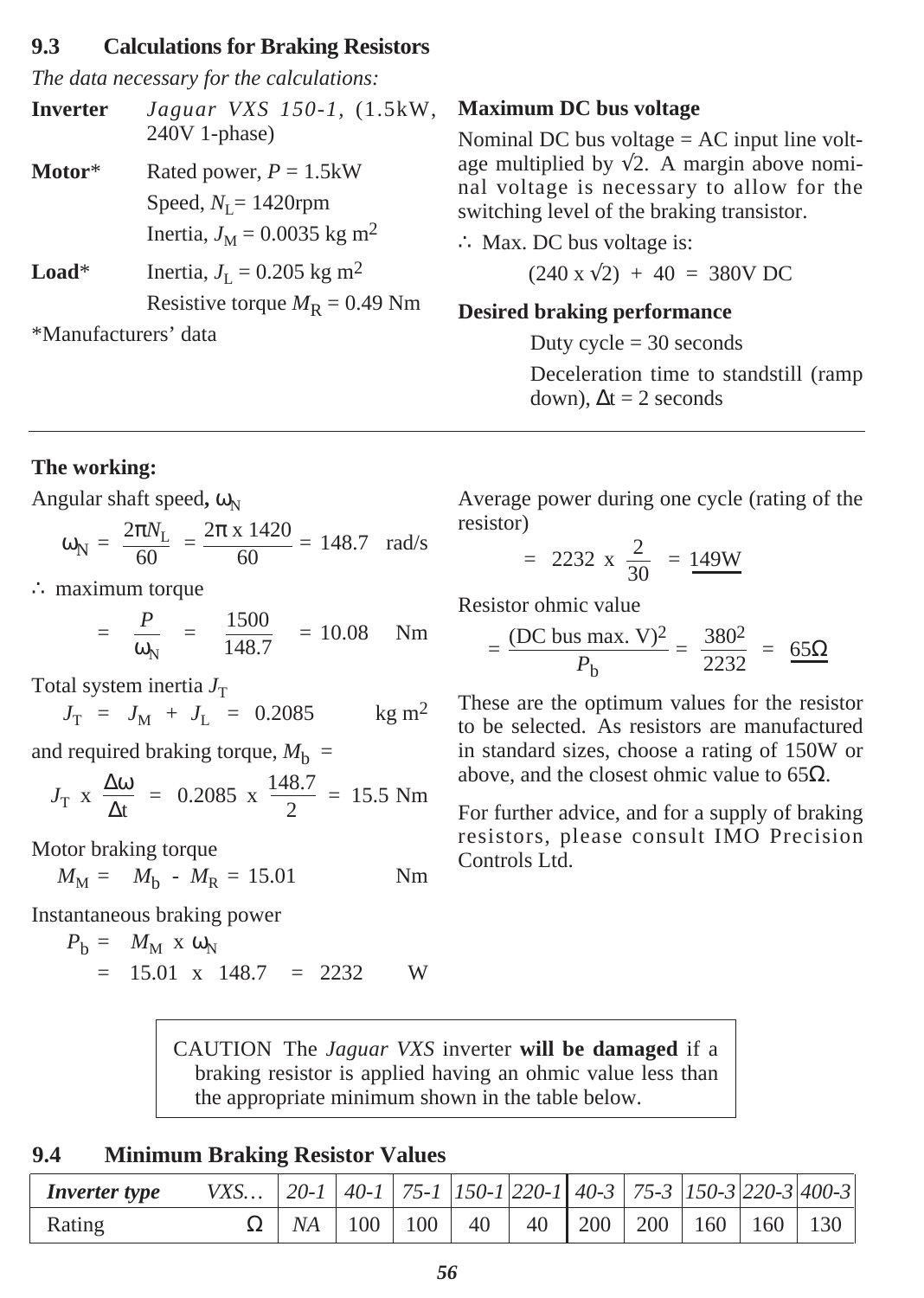## 9.3 Calculations for Braking Resistors

*The data necessary for the calculations:*

**Inverter** *Jaguar VXS 150-1*, (1.5kW, 240V 1-phase)

**Motor*** Rated power, $P$ = 1.5kW

Speed, $N_L$ = 1420rpm

Inertia, $J_M$ = 0.0035 kg m$^2$

**Load*** Inertia, $J_L$ = 0.205 kg m$^2$

Resistive torque $M_R$ = 0.49 Nm

*Manufacturers' data

**Maximum DC bus voltage**

Nominal DC bus voltage = AC input line voltage multiplied by √2. A margin above nominal voltage is necessary to allow for the switching level of the braking transistor.

∴ Max. DC bus voltage is:

$$(240 \times \sqrt{2}) + 40 = 380\text{V DC}$$

**Desired braking performance**

Duty cycle = 30 seconds

Deceleration time to standstill (ramp down), $\Delta t$ = 2 seconds

---

**The working:**

Angular shaft speed, $\omega_N$

$$\omega_N = \frac{2\pi N_L}{60} = \frac{2\pi \times 1420}{60} = 148.7 \quad \text{rad/s}$$

∴ maximum torque

$$= \frac{P}{\omega_N} = \frac{1500}{148.7} = 10.08 \quad \text{Nm}$$

Total system inertia $J_T$

$$J_T = J_M + J_L = 0.2085 \quad \text{kg m}^2$$

and required braking torque, $M_b$ =

$$J_T \times \frac{\Delta\omega}{\Delta t} = 0.2085 \times \frac{148.7}{2} = 15.5 \text{ Nm}$$

Motor braking torque

$$M_M = M_b - M_R = 15.01 \quad \text{Nm}$$

Instantaneous braking power

$$P_b = M_M \times \omega_N$$

$$= 15.01 \times 148.7 = 2232 \quad \text{W}$$

Average power during one cycle (rating of the resistor)

$$= 2232 \times \frac{2}{30} = \underline{149\text{W}}$$

Resistor ohmic value

$$= \frac{(\text{DC bus max. V})^2}{P_b} = \frac{380^2}{2232} = \underline{65\Omega}$$

These are the optimum values for the resistor to be selected. As resistors are manufactured in standard sizes, choose a rating of 150W or above, and the closest ohmic value to 65Ω.

For further advice, and for a supply of braking resistors, please consult IMO Precision Controls Ltd.

> CAUTION The *Jaguar VXS* inverter **will be damaged** if a braking resistor is applied having an ohmic value less than the appropriate minimum shown in the table below.

## 9.4 Minimum Braking Resistor Values

| ***Inverter type*** *VXS…* | *20-1* | *40-1* | *75-1* | *150-1* | *220-1* | *40-3* | *75-3* | *150-3* | *220-3* | *400-3* |
|---|---|---|---|---|---|---|---|---|---|---|
| Rating Ω | *NA* | 100 | 100 | 40 | 40 | 200 | 200 | 160 | 160 | 130 |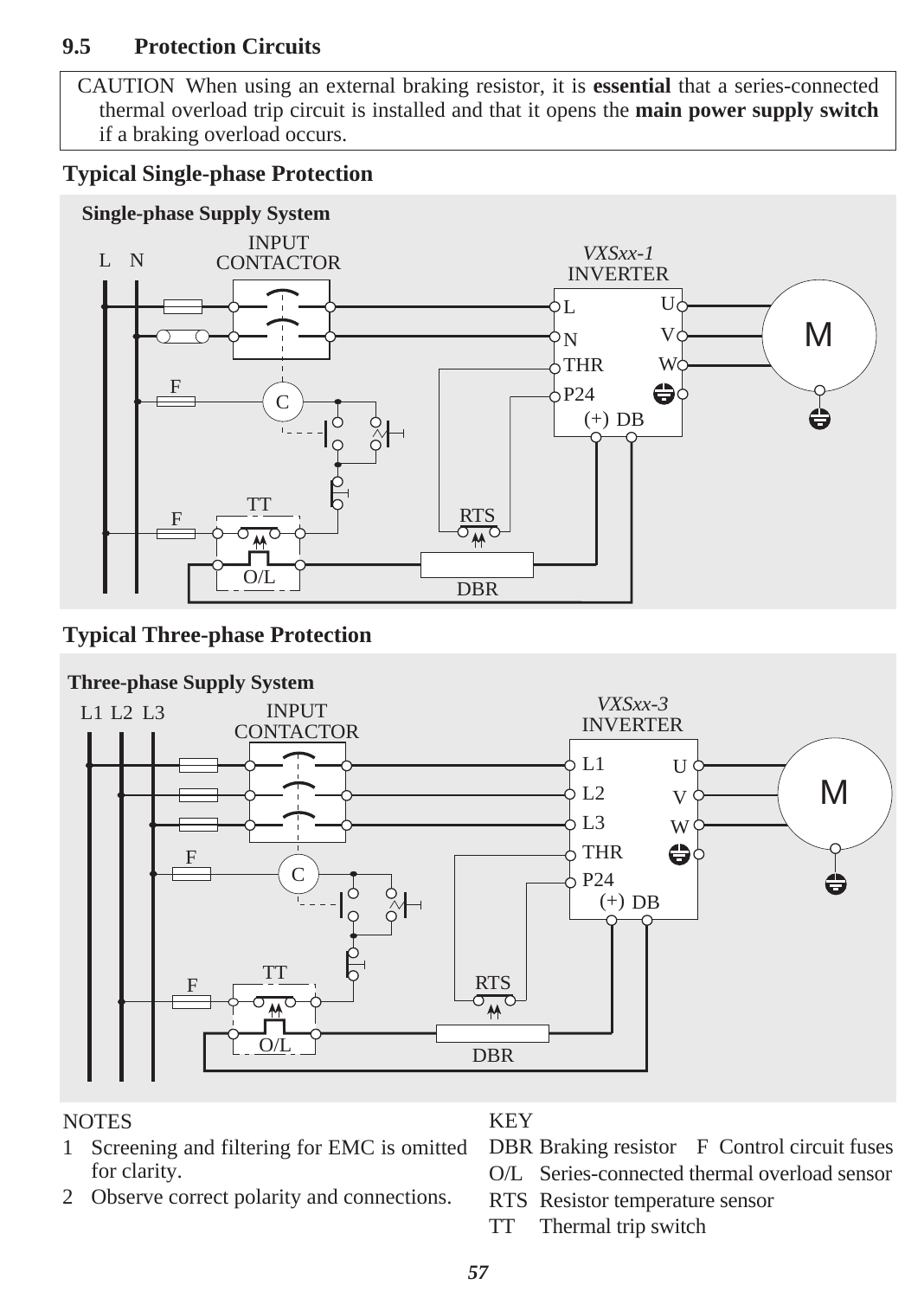## 9.5 Protection Circuits

> CAUTION When using an external braking resistor, it is **essential** that a series-connected thermal overload trip circuit is installed and that it opens the **main power supply switch** if a braking overload occurs.

### Typical Single-phase Protection

**Single-phase Supply System**

L N INPUT CONTACTOR *VXSxx-1* INVERTER L N THR P24 U V W (+) DB M F C F TT O/L RTS DBR

### Typical Three-phase Protection

**Three-phase Supply System**

L1 L2 L3 INPUT CONTACTOR *VXSxx-3* INVERTER L1 L2 L3 THR P24 U V W (+) DB M F C F TT O/L RTS DBR

NOTES

1. Screening and filtering for EMC is omitted for clarity.
2. Observe correct polarity and connections.

KEY

| | |
|---|---|
| DBR | Braking resistor |
| F | Control circuit fuses |
| O/L | Series-connected thermal overload sensor |
| RTS | Resistor temperature sensor |
| TT | Thermal trip switch |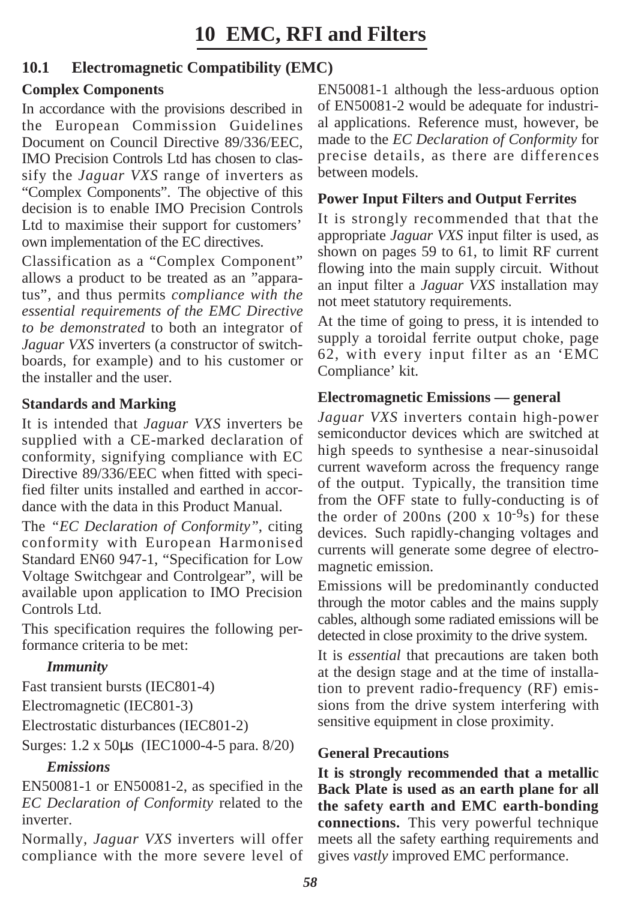# 10 EMC, RFI and Filters

## 10.1 Electromagnetic Compatibility (EMC)

### Complex Components

In accordance with the provisions described in the European Commission Guidelines Document on Council Directive 89/336/EEC, IMO Precision Controls Ltd has chosen to classify the *Jaguar VXS* range of inverters as “Complex Components”. The objective of this decision is to enable IMO Precision Controls Ltd to maximise their support for customers’ own implementation of the EC directives.

Classification as a “Complex Component” allows a product to be treated as an ”apparatus”, and thus permits *compliance with the essential requirements of the EMC Directive to be demonstrated* to both an integrator of *Jaguar VXS* inverters (a constructor of switchboards, for example) and to his customer or the installer and the user.

### Standards and Marking

It is intended that *Jaguar VXS* inverters be supplied with a CE-marked declaration of conformity, signifying compliance with EC Directive 89/336/EEC when fitted with specified filter units installed and earthed in accordance with the data in this Product Manual.

The *“EC Declaration of Conformity”*, citing conformity with European Harmonised Standard EN60 947-1, “Specification for Low Voltage Switchgear and Controlgear”, will be available upon application to IMO Precision Controls Ltd.

This specification requires the following performance criteria to be met:

***Immunity***

Fast transient bursts (IEC801-4)

Electromagnetic (IEC801-3)

Electrostatic disturbances (IEC801-2)

Surges: 1.2 x 50µs (IEC1000-4-5 para. 8/20)

***Emissions***

EN50081-1 or EN50081-2, as specified in the *EC Declaration of Conformity* related to the inverter.

Normally, *Jaguar VXS* inverters will offer compliance with the more severe level of EN50081-1 although the less-arduous option of EN50081-2 would be adequate for industrial applications. Reference must, however, be made to the *EC Declaration of Conformity* for precise details, as there are differences between models.

### Power Input Filters and Output Ferrites

It is strongly recommended that that the appropriate *Jaguar VXS* input filter is used, as shown on pages 59 to 61, to limit RF current flowing into the main supply circuit. Without an input filter a *Jaguar VXS* installation may not meet statutory requirements.

At the time of going to press, it is intended to supply a toroidal ferrite output choke, page 62, with every input filter as an ‘EMC Compliance’ kit.

### Electromagnetic Emissions — general

*Jaguar VXS* inverters contain high-power semiconductor devices which are switched at high speeds to synthesise a near-sinusoidal current waveform across the frequency range of the output. Typically, the transition time from the OFF state to fully-conducting is of the order of 200ns (200 x $10^{-9}$s) for these devices. Such rapidly-changing voltages and currents will generate some degree of electromagnetic emission.

Emissions will be predominantly conducted through the motor cables and the mains supply cables, although some radiated emissions will be detected in close proximity to the drive system.

It is *essential* that precautions are taken both at the design stage and at the time of installation to prevent radio-frequency (RF) emissions from the drive system interfering with sensitive equipment in close proximity.

### General Precautions

**It is strongly recommended that a metallic Back Plate is used as an earth plane for all the safety earth and EMC earth-bonding connections.** This very powerful technique meets all the safety earthing requirements and gives *vastly* improved EMC performance.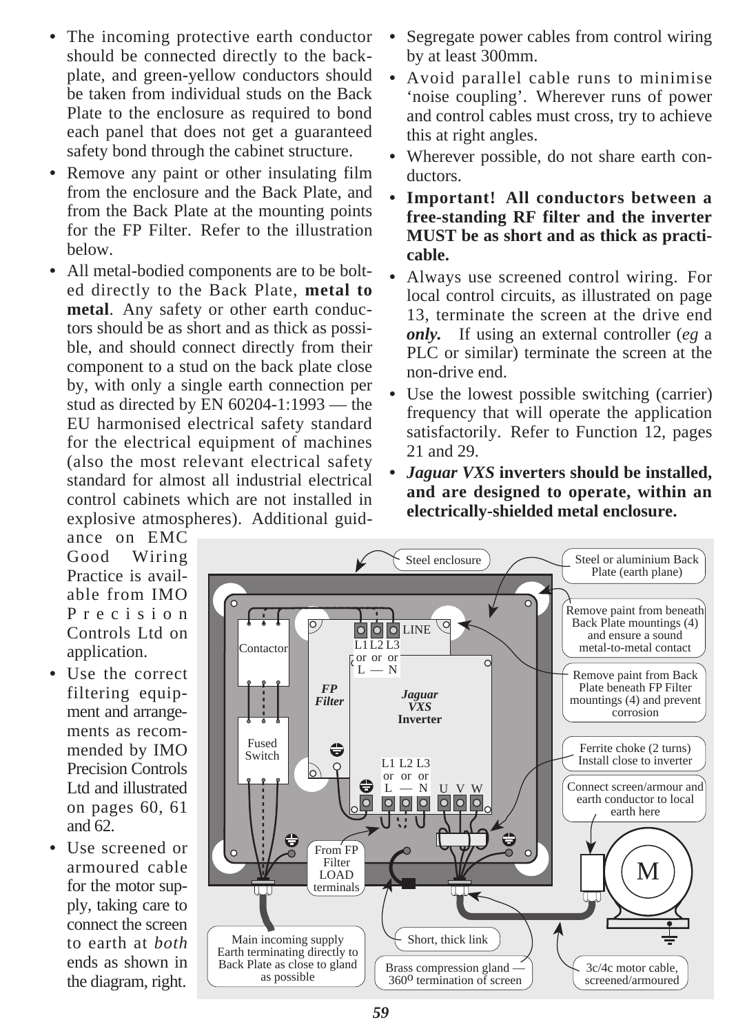- The incoming protective earth conductor should be connected directly to the back-plate, and green-yellow conductors should be taken from individual studs on the Back Plate to the enclosure as required to bond each panel that does not get a guaranteed safety bond through the cabinet structure.
- Remove any paint or other insulating film from the enclosure and the Back Plate, and from the Back Plate at the mounting points for the FP Filter. Refer to the illustration below.
- All metal-bodied components are to be bolted directly to the Back Plate, **metal to metal**. Any safety or other earth conductors should be as short and as thick as possible, and should connect directly from their component to a stud on the back plate close by, with only a single earth connection per stud as directed by EN 60204-1:1993 — the EU harmonised electrical safety standard for the electrical equipment of machines (also the most relevant electrical safety standard for almost all industrial electrical control cabinets which are not installed in explosive atmospheres). Additional guidance on EMC Good Wiring Practice is available from IMO Precision Controls Ltd on application.
- Use the correct filtering equipment and arrangements as recommended by IMO Precision Controls Ltd and illustrated on pages 60, 61 and 62.
- Use screened or armoured cable for the motor supply, taking care to connect the screen to earth at *both* ends as shown in the diagram, right.
- Segregate power cables from control wiring by at least 300mm.
- Avoid parallel cable runs to minimise 'noise coupling'. Wherever runs of power and control cables must cross, try to achieve this at right angles.
- Wherever possible, do not share earth conductors.
- **Important! All conductors between a free-standing RF filter and the inverter MUST be as short and as thick as practicable.**
- Always use screened control wiring. For local control circuits, as illustrated on page 13, terminate the screen at the drive end ***only.*** If using an external controller (*eg* a PLC or similar) terminate the screen at the non-drive end.
- Use the lowest possible switching (carrier) frequency that will operate the application satisfactorily. Refer to Function 12, pages 21 and 29.
- ***Jaguar VXS*** **inverters should be installed, and are designed to operate, within an electrically-shielded metal enclosure.**

Steel enclosure

Steel or aluminium Back Plate (earth plane)

Remove paint from beneath Back Plate mountings (4) and ensure a sound metal-to-metal contact

Remove paint from Back Plate beneath FP Filter mountings (4) and prevent corrosion

Ferrite choke (2 turns) Install close to inverter

Connect screen/armour and earth conductor to local earth here

Contactor

Fused Switch

*FP Filter*

LINE

L1 or L, L2 or —, L3 or N

***Jaguar VXS*** **Inverter**

L1 or L, L2 or —, L3 or N, U, V, W

From FP Filter LOAD terminals

M

Main incoming supply Earth terminating directly to Back Plate as close to gland as possible

Short, thick link

Brass compression gland — 360° termination of screen

3c/4c motor cable, screened/armoured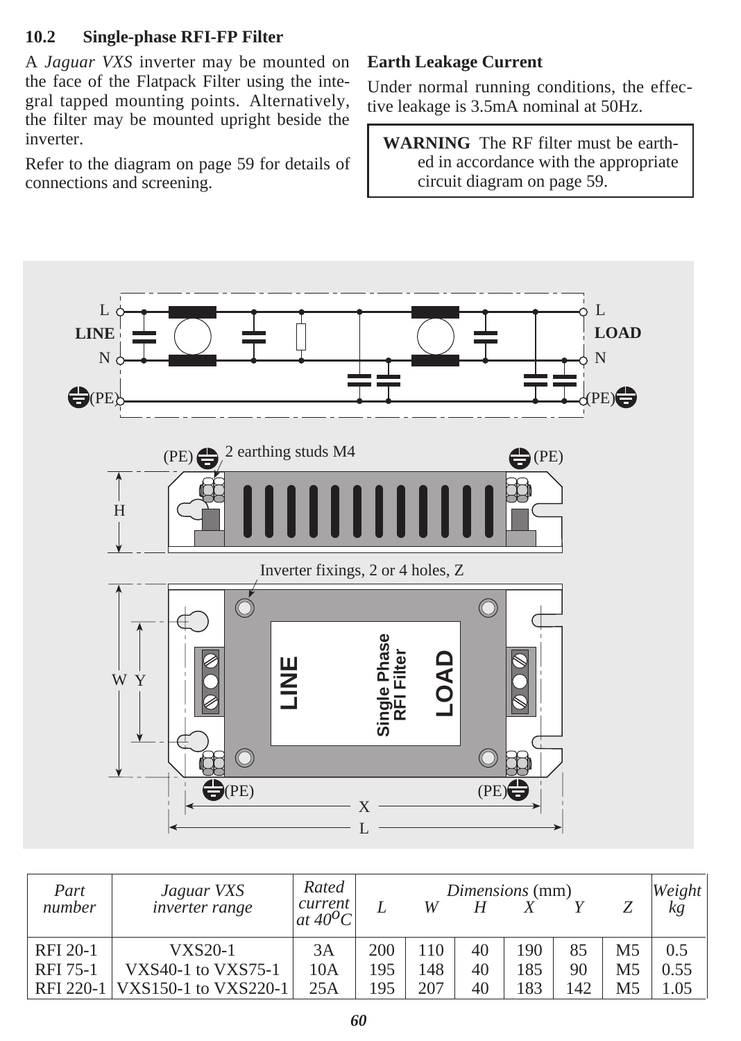## 10.2 Single-phase RFI-FP Filter

A *Jaguar VXS* inverter may be mounted on the face of the Flatpack Filter using the integral tapped mounting points. Alternatively, the filter may be mounted upright beside the inverter.

Refer to the diagram on page 59 for details of connections and screening.

**Earth Leakage Current**

Under normal running conditions, the effective leakage is 3.5mA nominal at 50Hz.

> **WARNING** The RF filter must be earthed in accordance with the appropriate circuit diagram on page 59.

| *Part number* | *Jaguar VXS inverter range* | *Rated current at 40°C* | *Dimensions* (mm) | | | | | | *Weight kg* |
|---|---|---|---|---|---|---|---|---|---|
| | | | *L* | *W* | *H* | *X* | *Y* | *Z* | |
| RFI 20-1 | VXS20-1 | 3A | 200 | 110 | 40 | 190 | 85 | M5 | 0.5 |
| RFI 75-1 | VXS40-1 to VXS75-1 | 10A | 195 | 148 | 40 | 185 | 90 | M5 | 0.55 |
| RFI 220-1 | VXS150-1 to VXS220-1 | 25A | 195 | 207 | 40 | 183 | 142 | M5 | 1.05 |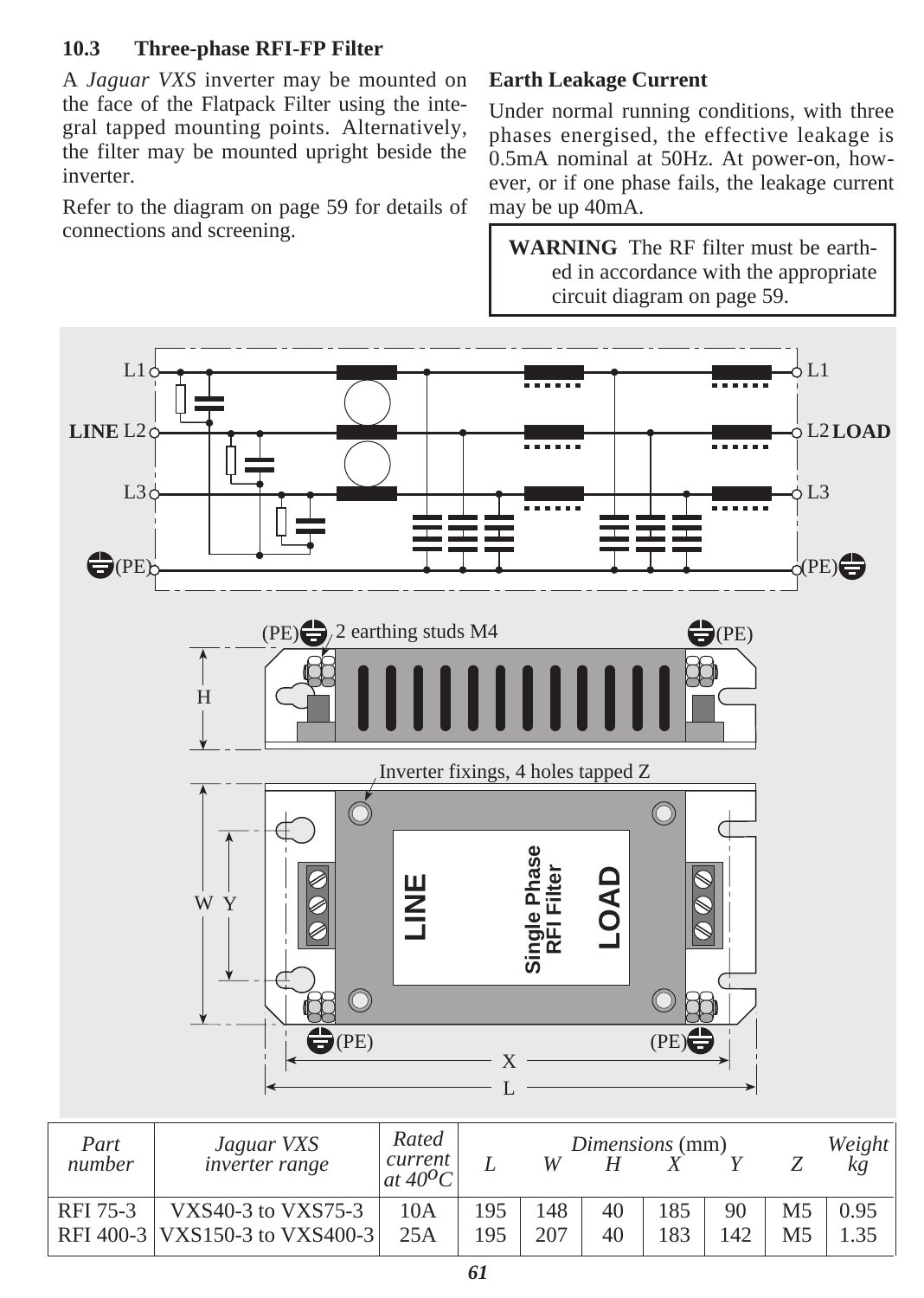### 10.3 Three-phase RFI-FP Filter

A *Jaguar VXS* inverter may be mounted on the face of the Flatpack Filter using the integral tapped mounting points. Alternatively, the filter may be mounted upright beside the inverter.

Refer to the diagram on page 59 for details of connections and screening.

**Earth Leakage Current**

Under normal running conditions, with three phases energised, the effective leakage is 0.5mA nominal at 50Hz. At power-on, however, or if one phase fails, the leakage current may be up 40mA.

> **WARNING** The RF filter must be earthed in accordance with the appropriate circuit diagram on page 59.

| *Part number* | *Jaguar VXS inverter range* | *Rated current at 40°C* | *L* | *W* | *H* | *X* | *Y* | *Z* | *Weight kg* |
|---|---|---|---|---|---|---|---|---|---|
| | | | *Dimensions* (mm) | | | | | | |
| RFI 75-3 | VXS40-3 to VXS75-3 | 10A | 195 | 148 | 40 | 185 | 90 | M5 | 0.95 |
| RFI 400-3 | VXS150-3 to VXS400-3 | 25A | 195 | 207 | 40 | 183 | 142 | M5 | 1.35 |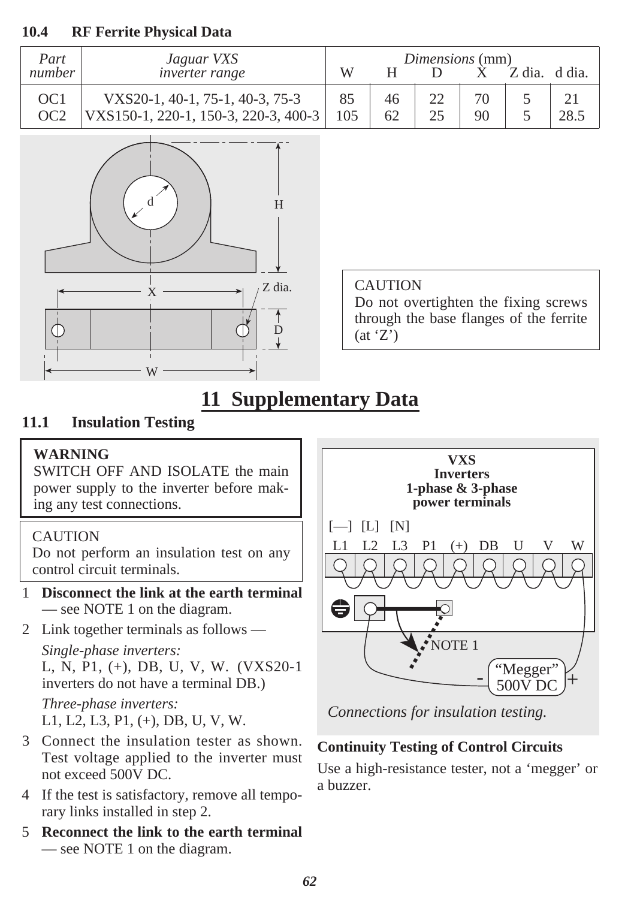### 10.4 RF Ferrite Physical Data

| *Part number* | *Jaguar VXS inverter range* | *Dimensions* (mm) W | H | D | X | Z dia. | d dia. |
|---|---|---|---|---|---|---|---|
| OC1 | VXS20-1, 40-1, 75-1, 40-3, 75-3 | 85 | 46 | 22 | 70 | 5 | 21 |
| OC2 | VXS150-1, 220-1, 150-3, 220-3, 400-3 | 105 | 62 | 25 | 90 | 5 | 28.5 |

CAUTION
Do not overtighten the fixing screws through the base flanges of the ferrite (at 'Z')

# 11 Supplementary Data

### 11.1 Insulation Testing

**WARNING**
SWITCH OFF AND ISOLATE the main power supply to the inverter before making any test connections.

CAUTION
Do not perform an insulation test on any control circuit terminals.

1. **Disconnect the link at the earth terminal** — see NOTE 1 on the diagram.
2. Link together terminals as follows —

   *Single-phase inverters:*
   L, N, P1, (+), DB, U, V, W. (VXS20-1 inverters do not have a terminal DB.)

   *Three-phase inverters:*
   L1, L2, L3, P1, (+), DB, U, V, W.
3. Connect the insulation tester as shown. Test voltage applied to the inverter must not exceed 500V DC.
4. If the test is satisfactory, remove all temporary links installed in step 2.
5. **Reconnect the link to the earth terminal** — see NOTE 1 on the diagram.

*Connections for insulation testing.*

**Continuity Testing of Control Circuits**

Use a high-resistance tester, not a 'megger' or a buzzer.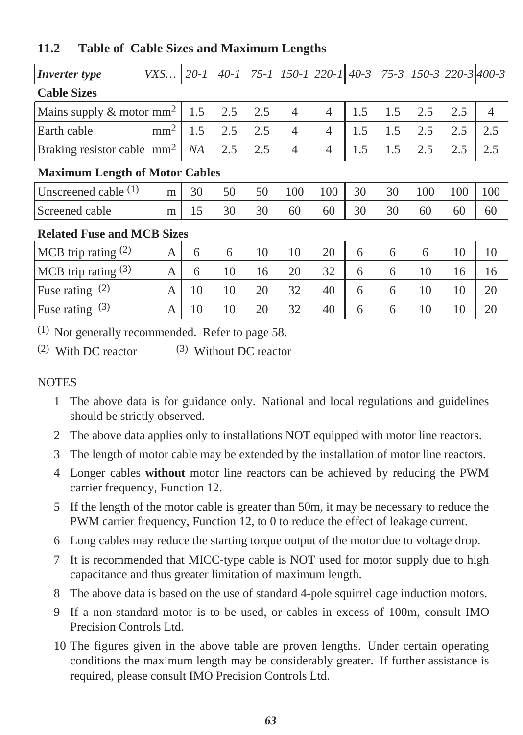## 11.2 Table of Cable Sizes and Maximum Lengths

| *Inverter type* *VXS…* | *20-1* | *40-1* | *75-1* | *150-1* | *220-1* | *40-3* | *75-3* | *150-3* | *220-3* | *400-3* |
|---|---|---|---|---|---|---|---|---|---|---|
| **Cable Sizes** | | | | | | | | | | |
| Mains supply & motor $mm^2$ | 1.5 | 2.5 | 2.5 | 4 | 4 | 1.5 | 1.5 | 2.5 | 2.5 | 4 |
| Earth cable $mm^2$ | 1.5 | 2.5 | 2.5 | 4 | 4 | 1.5 | 1.5 | 2.5 | 2.5 | 2.5 |
| Braking resistor cable $mm^2$ | *NA* | 2.5 | 2.5 | 4 | 4 | 1.5 | 1.5 | 2.5 | 2.5 | 2.5 |
| **Maximum Length of Motor Cables** | | | | | | | | | | |
| Unscreened cable (1) m | 30 | 50 | 50 | 100 | 100 | 30 | 30 | 100 | 100 | 100 |
| Screened cable m | 15 | 30 | 30 | 60 | 60 | 30 | 30 | 60 | 60 | 60 |
| **Related Fuse and MCB Sizes** | | | | | | | | | | |
| MCB trip rating (2) A | 6 | 6 | 10 | 10 | 20 | 6 | 6 | 6 | 10 | 10 |
| MCB trip rating (3) A | 6 | 10 | 16 | 20 | 32 | 6 | 6 | 10 | 16 | 16 |
| Fuse rating (2) A | 10 | 10 | 20 | 32 | 40 | 6 | 6 | 10 | 10 | 20 |
| Fuse rating (3) A | 10 | 10 | 20 | 32 | 40 | 6 | 6 | 10 | 10 | 20 |

(1) Not generally recommended. Refer to page 58.

(2) With DC reactor (3) Without DC reactor

NOTES

1. The above data is for guidance only. National and local regulations and guidelines should be strictly observed.
2. The above data applies only to installations NOT equipped with motor line reactors.
3. The length of motor cable may be extended by the installation of motor line reactors.
4. Longer cables **without** motor line reactors can be achieved by reducing the PWM carrier frequency, Function 12.
5. If the length of the motor cable is greater than 50m, it may be necessary to reduce the PWM carrier frequency, Function 12, to 0 to reduce the effect of leakage current.
6. Long cables may reduce the starting torque output of the motor due to voltage drop.
7. It is recommended that MICC-type cable is NOT used for motor supply due to high capacitance and thus greater limitation of maximum length.
8. The above data is based on the use of standard 4-pole squirrel cage induction motors.
9. If a non-standard motor is to be used, or cables in excess of 100m, consult IMO Precision Controls Ltd.
10. The figures given in the above table are proven lengths. Under certain operating conditions the maximum length may be considerably greater. If further assistance is required, please consult IMO Precision Controls Ltd.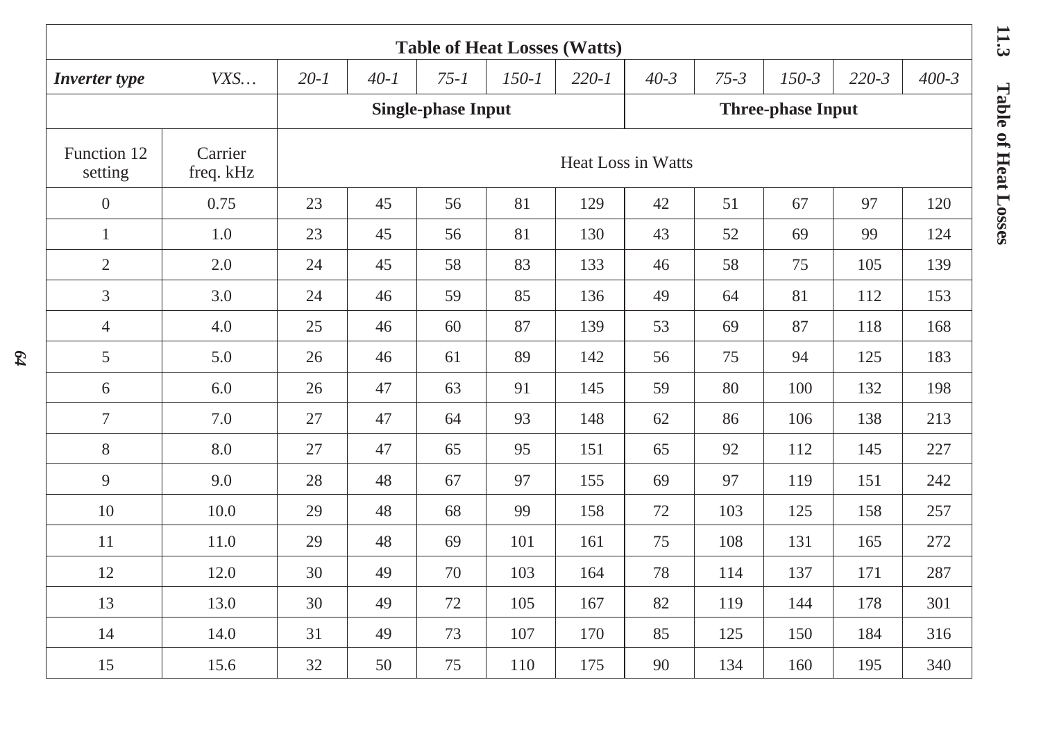## 11.3 Table of Heat Losses

| Table of Heat Losses (Watts) | | | | | | | | | | | |
|---|---|---|---|---|---|---|---|---|---|---|---|
| ***Inverter type*** | *VXS…* | *20-1* | *40-1* | *75-1* | *150-1* | *220-1* | *40-3* | *75-3* | *150-3* | *220-3* | *400-3* |
| | | **Single-phase Input** | | | | | **Three-phase Input** | | | | |
| Function 12 setting | Carrier freq. kHz | Heat Loss in Watts | | | | | | | | | |
| 0 | 0.75 | 23 | 45 | 56 | 81 | 129 | 42 | 51 | 67 | 97 | 120 |
| 1 | 1.0 | 23 | 45 | 56 | 81 | 130 | 43 | 52 | 69 | 99 | 124 |
| 2 | 2.0 | 24 | 45 | 58 | 83 | 133 | 46 | 58 | 75 | 105 | 139 |
| 3 | 3.0 | 24 | 46 | 59 | 85 | 136 | 49 | 64 | 81 | 112 | 153 |
| 4 | 4.0 | 25 | 46 | 60 | 87 | 139 | 53 | 69 | 87 | 118 | 168 |
| 5 | 5.0 | 26 | 46 | 61 | 89 | 142 | 56 | 75 | 94 | 125 | 183 |
| 6 | 6.0 | 26 | 47 | 63 | 91 | 145 | 59 | 80 | 100 | 132 | 198 |
| 7 | 7.0 | 27 | 47 | 64 | 93 | 148 | 62 | 86 | 106 | 138 | 213 |
| 8 | 8.0 | 27 | 47 | 65 | 95 | 151 | 65 | 92 | 112 | 145 | 227 |
| 9 | 9.0 | 28 | 48 | 67 | 97 | 155 | 69 | 97 | 119 | 151 | 242 |
| 10 | 10.0 | 29 | 48 | 68 | 99 | 158 | 72 | 103 | 125 | 158 | 257 |
| 11 | 11.0 | 29 | 48 | 69 | 101 | 161 | 75 | 108 | 131 | 165 | 272 |
| 12 | 12.0 | 30 | 49 | 70 | 103 | 164 | 78 | 114 | 137 | 171 | 287 |
| 13 | 13.0 | 30 | 49 | 72 | 105 | 167 | 82 | 119 | 144 | 178 | 301 |
| 14 | 14.0 | 31 | 49 | 73 | 107 | 170 | 85 | 125 | 150 | 184 | 316 |
| 15 | 15.6 | 32 | 50 | 75 | 110 | 175 | 90 | 134 | 160 | 195 | 340 |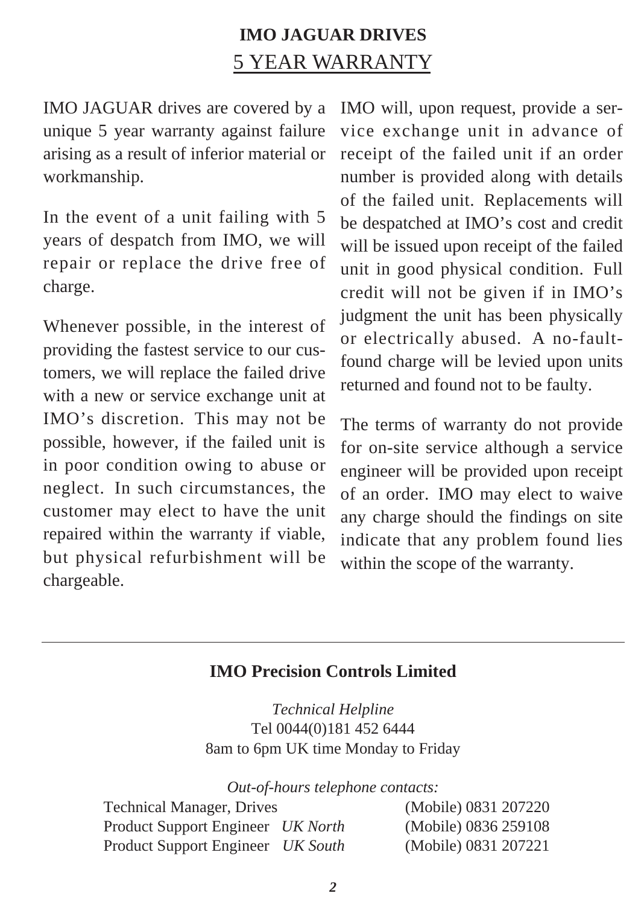# IMO JAGUAR DRIVES

## 5 YEAR WARRANTY

IMO JAGUAR drives are covered by a unique 5 year warranty against failure arising as a result of inferior material or workmanship.

In the event of a unit failing with 5 years of despatch from IMO, we will repair or replace the drive free of charge.

Whenever possible, in the interest of providing the fastest service to our customers, we will replace the failed drive with a new or service exchange unit at IMO's discretion. This may not be possible, however, if the failed unit is in poor condition owing to abuse or neglect. In such circumstances, the customer may elect to have the unit repaired within the warranty if viable, but physical refurbishment will be chargeable.

IMO will, upon request, provide a service exchange unit in advance of receipt of the failed unit if an order number is provided along with details of the failed unit. Replacements will be despatched at IMO's cost and credit will be issued upon receipt of the failed unit in good physical condition. Full credit will not be given if in IMO's judgment the unit has been physically or electrically abused. A no-fault-found charge will be levied upon units returned and found not to be faulty.

The terms of warranty do not provide for on-site service although a service engineer will be provided upon receipt of an order. IMO may elect to waive any charge should the findings on site indicate that any problem found lies within the scope of the warranty.

---

**IMO Precision Controls Limited**

*Technical Helpline*
Tel 0044(0)181 452 6444
8am to 6pm UK time Monday to Friday

*Out-of-hours telephone contacts:*

| | |
|---|---|
| Technical Manager, Drives | (Mobile) 0831 207220 |
| Product Support Engineer *UK North* | (Mobile) 0836 259108 |
| Product Support Engineer *UK South* | (Mobile) 0831 207221 |